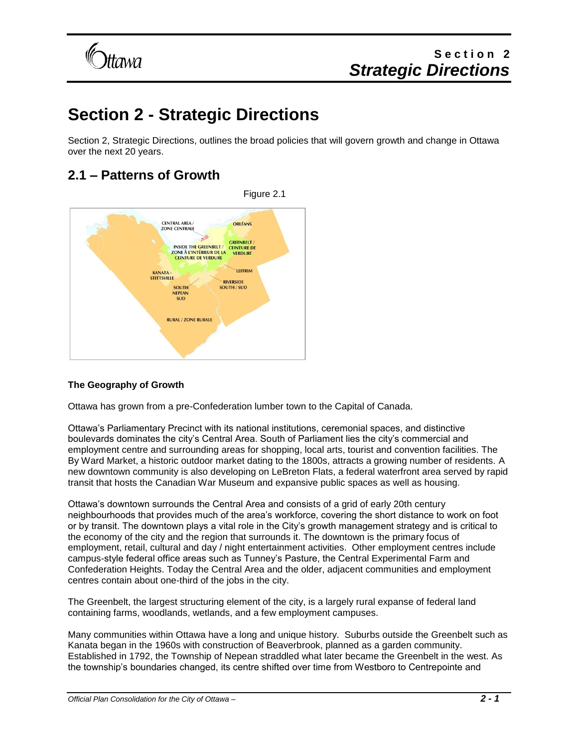# Section 2 - Strategic Directions

Section 2, Strategic Directions, outlines the broad policies that will govern growth and change in Ottawa over the next 20 years.

## 2.1 – Patterns of Growth

Figure 2.1

**The Geography of Growth**

Ottawa has grown from a pre-Confederation lumber town to the Capital of Canada.

Ottawa's Parliamentary Precinct with its national institutions, ceremonial spaces, and distinctive boulevards dominates the city's Central Area. South of Parliament lies the city's commercial and employment centre and surrounding areas for shopping, local arts, tourist and convention facilities. The By Ward Market, a historic outdoor market dating to the 1800s, attracts a growing number of residents. A new downtown community is also developing on LeBreton Flats, a federal waterfront area served by rapid transit that hosts the Canadian War Museum and expansive public spaces as well as housing.

Ottawa's downtown surrounds the Central Area and consists of a grid of early 20th century neighbourhoods that provides much of the area's workforce, covering the short distance to work on foot or by transit. The downtown plays a vital role in the City's growth management strategy and is critical to the economy of the city and the region that surrounds it. The downtown is the primary focus of employment, retail, cultural and day / night entertainment activities. Other employment centres include campus-style federal office areas such as Tunney's Pasture, the Central Experimental Farm and Confederation Heights. Today the Central Area and the older, adjacent communities and employment centres contain about one-third of the jobs in the city.

The Greenbelt, the largest structuring element of the city, is a largely rural expanse of federal land containing farms, woodlands, wetlands, and a few employment campuses.

Many communities within Ottawa have a long and unique history. Suburbs outside the Greenbelt such as Kanata began in the 1960s with construction of Beaverbrook, planned as a garden community. Established in 1792, the Township of Nepean straddled what later became the Greenbelt in the west. As the township's boundaries changed, its centre shifted over time from Westboro to Centrepointe and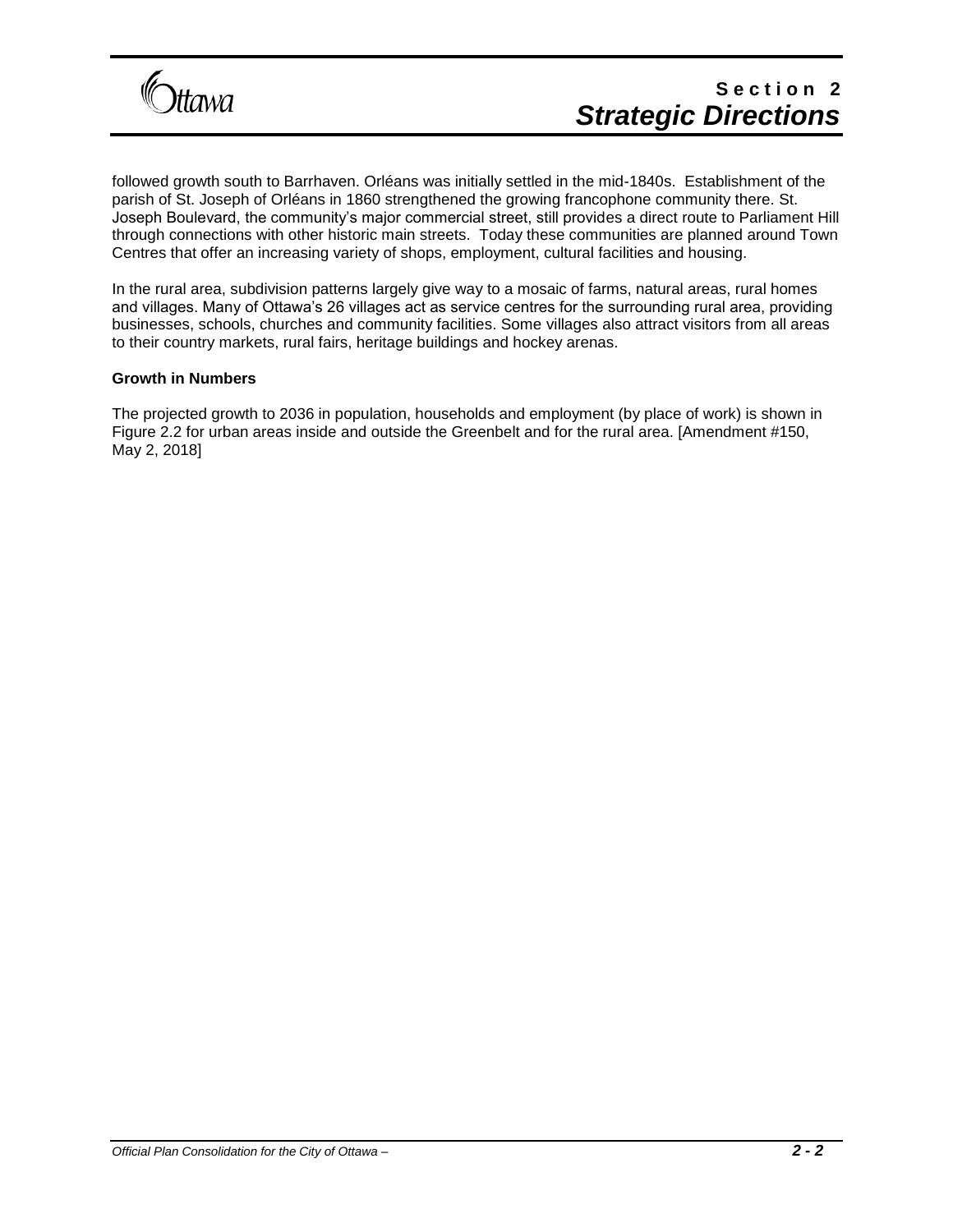followed growth south to Barrhaven. Orléans was initially settled in the mid-1840s.  Establishment of the parish of St. Joseph of Orléans in 1860 strengthened the growing francophone community there. St. Joseph Boulevard, the community's major commercial street, still provides a direct route to Parliament Hill through connections with other historic main streets.  Today these communities are planned around Town Centres that offer an increasing variety of shops, employment, cultural facilities and housing.

In the rural area, subdivision patterns largely give way to a mosaic of farms, natural areas, rural homes and villages. Many of Ottawa's 26 villages act as service centres for the surrounding rural area, providing businesses, schools, churches and community facilities. Some villages also attract visitors from all areas to their country markets, rural fairs, heritage buildings and hockey arenas.

**Growth in Numbers**

The projected growth to 2036 in population, households and employment (by place of work) is shown in Figure 2.2 for urban areas inside and outside the Greenbelt and for the rural area. [Amendment #150, May 2, 2018]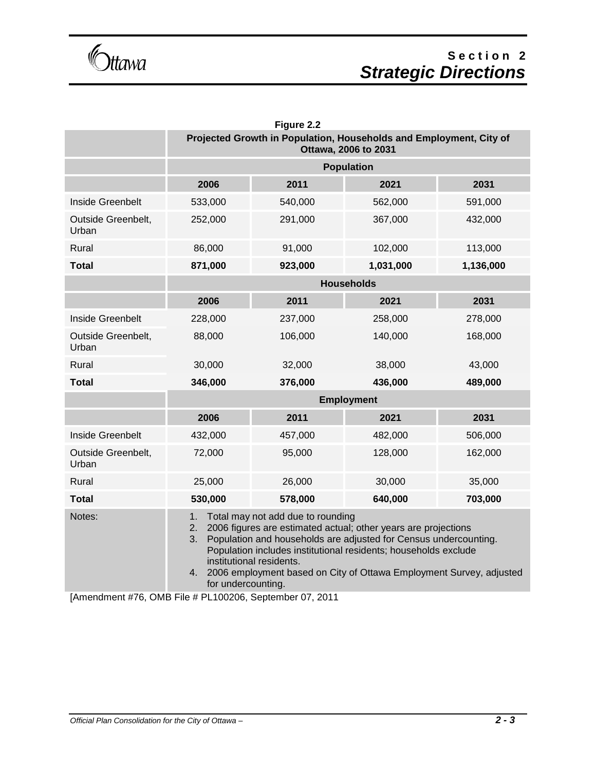**Figure 2.2**

| | Projected Growth in Population, Households and Employment, City of Ottawa, 2006 to 2031 | | | |
|---|---|---|---|---|
| | **Population** | | | |
| | **2006** | **2011** | **2021** | **2031** |
| Inside Greenbelt | 533,000 | 540,000 | 562,000 | 591,000 |
| Outside Greenbelt, Urban | 252,000 | 291,000 | 367,000 | 432,000 |
| Rural | 86,000 | 91,000 | 102,000 | 113,000 |
| **Total** | **871,000** | **923,000** | **1,031,000** | **1,136,000** |
| | **Households** | | | |
| | **2006** | **2011** | **2021** | **2031** |
| Inside Greenbelt | 228,000 | 237,000 | 258,000 | 278,000 |
| Outside Greenbelt, Urban | 88,000 | 106,000 | 140,000 | 168,000 |
| Rural | 30,000 | 32,000 | 38,000 | 43,000 |
| **Total** | **346,000** | **376,000** | **436,000** | **489,000** |
| | **Employment** | | | |
| | **2006** | **2011** | **2021** | **2031** |
| Inside Greenbelt | 432,000 | 457,000 | 482,000 | 506,000 |
| Outside Greenbelt, Urban | 72,000 | 95,000 | 128,000 | 162,000 |
| Rural | 25,000 | 26,000 | 30,000 | 35,000 |
| **Total** | **530,000** | **578,000** | **640,000** | **703,000** |
| Notes: | 1. Total may not add due to rounding 2. 2006 figures are estimated actual; other years are projections 3. Population and households are adjusted for Census undercounting. Population includes institutional residents; households exclude institutional residents. 4. 2006 employment based on City of Ottawa Employment Survey, adjusted for undercounting. | | | |

[Amendment #76, OMB File # PL100206, September 07, 2011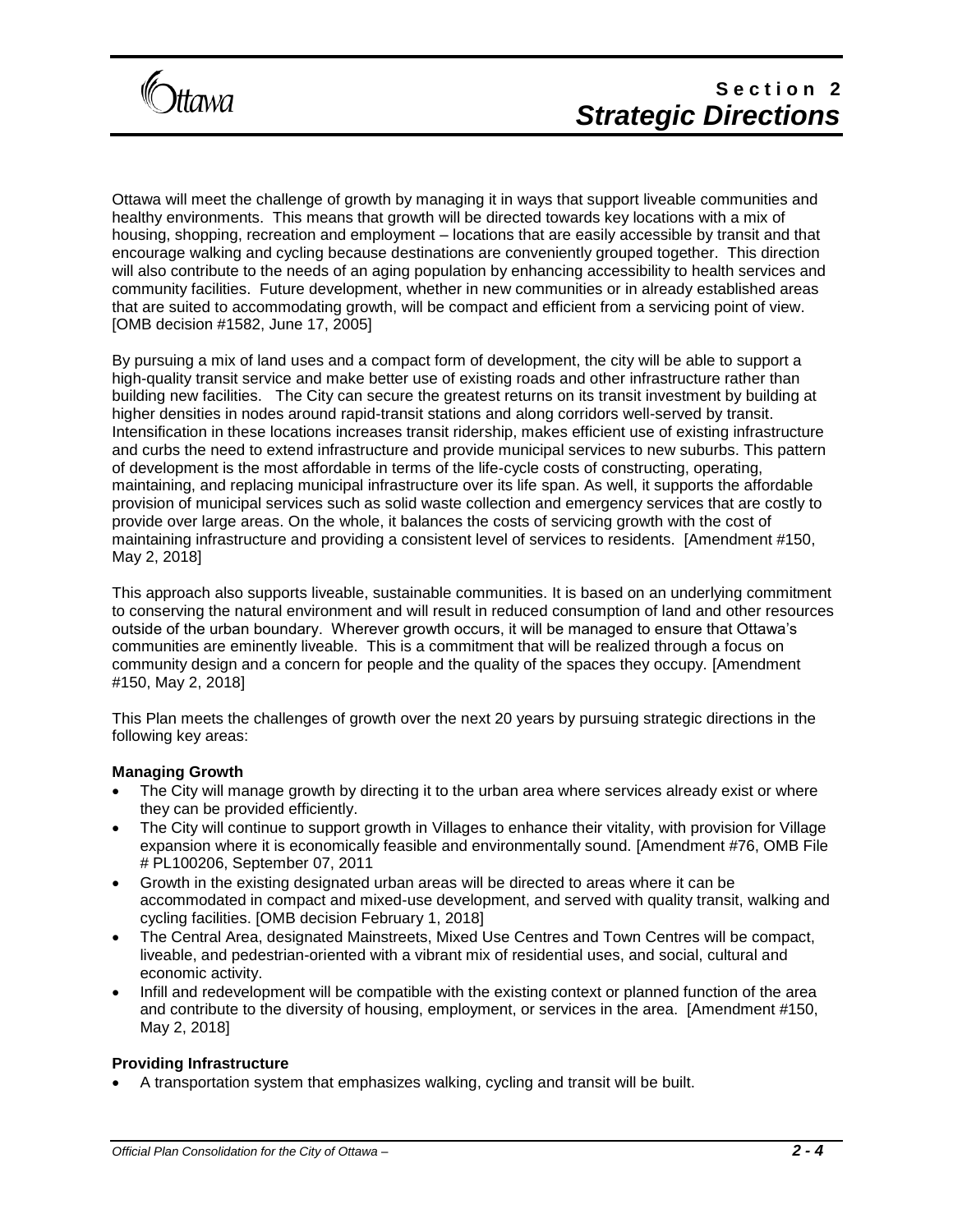Ottawa will meet the challenge of growth by managing it in ways that support liveable communities and healthy environments. This means that growth will be directed towards key locations with a mix of housing, shopping, recreation and employment – locations that are easily accessible by transit and that encourage walking and cycling because destinations are conveniently grouped together. This direction will also contribute to the needs of an aging population by enhancing accessibility to health services and community facilities. Future development, whether in new communities or in already established areas that are suited to accommodating growth, will be compact and efficient from a servicing point of view. [OMB decision #1582, June 17, 2005]

By pursuing a mix of land uses and a compact form of development, the city will be able to support a high-quality transit service and make better use of existing roads and other infrastructure rather than building new facilities. The City can secure the greatest returns on its transit investment by building at higher densities in nodes around rapid-transit stations and along corridors well-served by transit. Intensification in these locations increases transit ridership, makes efficient use of existing infrastructure and curbs the need to extend infrastructure and provide municipal services to new suburbs. This pattern of development is the most affordable in terms of the life-cycle costs of constructing, operating, maintaining, and replacing municipal infrastructure over its life span. As well, it supports the affordable provision of municipal services such as solid waste collection and emergency services that are costly to provide over large areas. On the whole, it balances the costs of servicing growth with the cost of maintaining infrastructure and providing a consistent level of services to residents. [Amendment #150, May 2, 2018]

This approach also supports liveable, sustainable communities. It is based on an underlying commitment to conserving the natural environment and will result in reduced consumption of land and other resources outside of the urban boundary. Wherever growth occurs, it will be managed to ensure that Ottawa's communities are eminently liveable. This is a commitment that will be realized through a focus on community design and a concern for people and the quality of the spaces they occupy. [Amendment #150, May 2, 2018]

This Plan meets the challenges of growth over the next 20 years by pursuing strategic directions in the following key areas:

**Managing Growth**

- The City will manage growth by directing it to the urban area where services already exist or where they can be provided efficiently.
- The City will continue to support growth in Villages to enhance their vitality, with provision for Village expansion where it is economically feasible and environmentally sound. [Amendment #76, OMB File # PL100206, September 07, 2011
- Growth in the existing designated urban areas will be directed to areas where it can be accommodated in compact and mixed-use development, and served with quality transit, walking and cycling facilities. [OMB decision February 1, 2018]
- The Central Area, designated Mainstreets, Mixed Use Centres and Town Centres will be compact, liveable, and pedestrian-oriented with a vibrant mix of residential uses, and social, cultural and economic activity.
- Infill and redevelopment will be compatible with the existing context or planned function of the area and contribute to the diversity of housing, employment, or services in the area. [Amendment #150, May 2, 2018]

**Providing Infrastructure**

- A transportation system that emphasizes walking, cycling and transit will be built.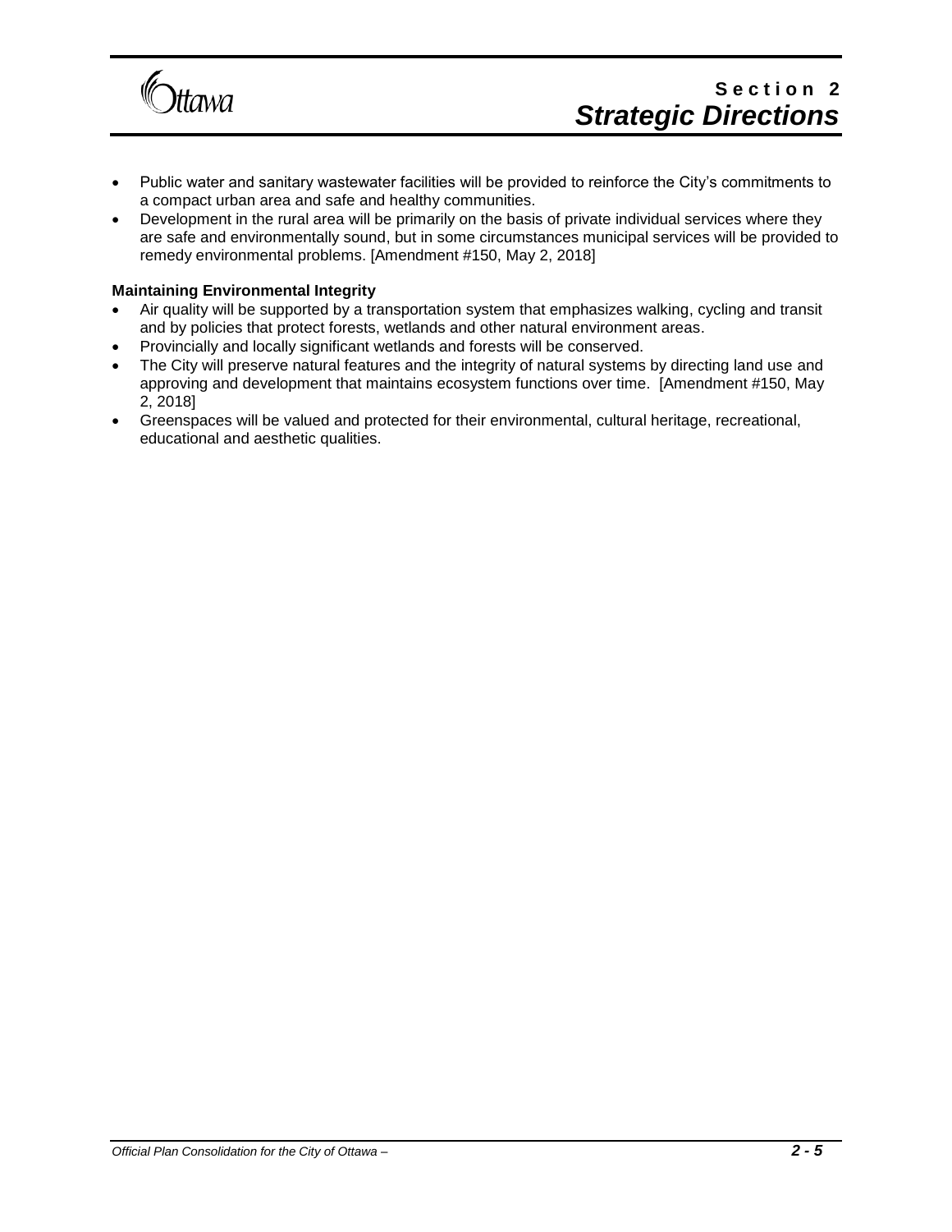- Public water and sanitary wastewater facilities will be provided to reinforce the City's commitments to a compact urban area and safe and healthy communities.
- Development in the rural area will be primarily on the basis of private individual services where they are safe and environmentally sound, but in some circumstances municipal services will be provided to remedy environmental problems. [Amendment #150, May 2, 2018]

**Maintaining Environmental Integrity**

- Air quality will be supported by a transportation system that emphasizes walking, cycling and transit and by policies that protect forests, wetlands and other natural environment areas.
- Provincially and locally significant wetlands and forests will be conserved.
- The City will preserve natural features and the integrity of natural systems by directing land use and approving and development that maintains ecosystem functions over time. [Amendment #150, May 2, 2018]
- Greenspaces will be valued and protected for their environmental, cultural heritage, recreational, educational and aesthetic qualities.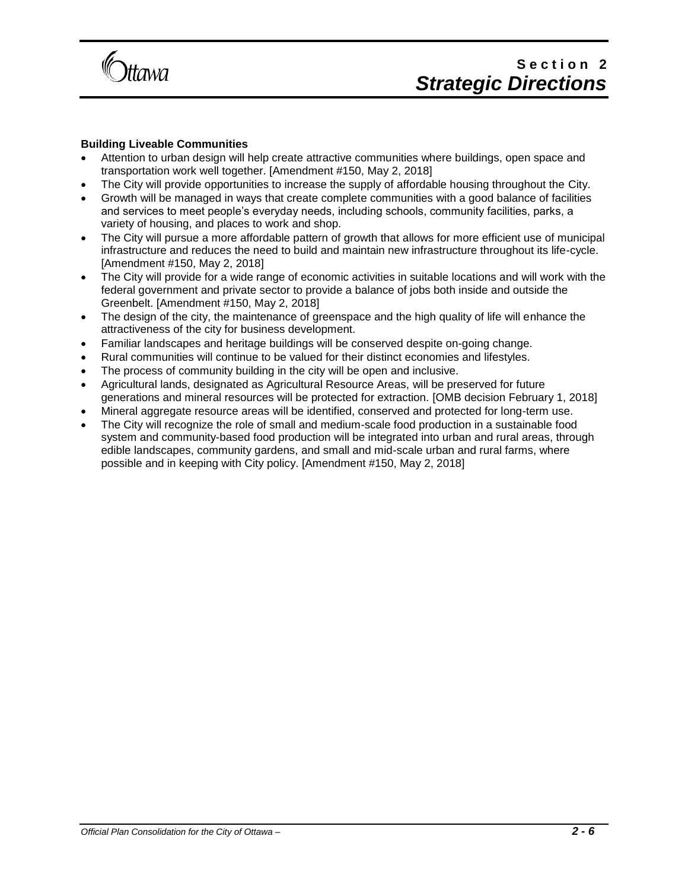**Building Liveable Communities**

- Attention to urban design will help create attractive communities where buildings, open space and transportation work well together. [Amendment #150, May 2, 2018]
- The City will provide opportunities to increase the supply of affordable housing throughout the City.
- Growth will be managed in ways that create complete communities with a good balance of facilities and services to meet people's everyday needs, including schools, community facilities, parks, a variety of housing, and places to work and shop.
- The City will pursue a more affordable pattern of growth that allows for more efficient use of municipal infrastructure and reduces the need to build and maintain new infrastructure throughout its life-cycle. [Amendment #150, May 2, 2018]
- The City will provide for a wide range of economic activities in suitable locations and will work with the federal government and private sector to provide a balance of jobs both inside and outside the Greenbelt. [Amendment #150, May 2, 2018]
- The design of the city, the maintenance of greenspace and the high quality of life will enhance the attractiveness of the city for business development.
- Familiar landscapes and heritage buildings will be conserved despite on-going change.
- Rural communities will continue to be valued for their distinct economies and lifestyles.
- The process of community building in the city will be open and inclusive.
- Agricultural lands, designated as Agricultural Resource Areas, will be preserved for future generations and mineral resources will be protected for extraction. [OMB decision February 1, 2018]
- Mineral aggregate resource areas will be identified, conserved and protected for long-term use.
- The City will recognize the role of small and medium-scale food production in a sustainable food system and community-based food production will be integrated into urban and rural areas, through edible landscapes, community gardens, and small and mid-scale urban and rural farms, where possible and in keeping with City policy. [Amendment #150, May 2, 2018]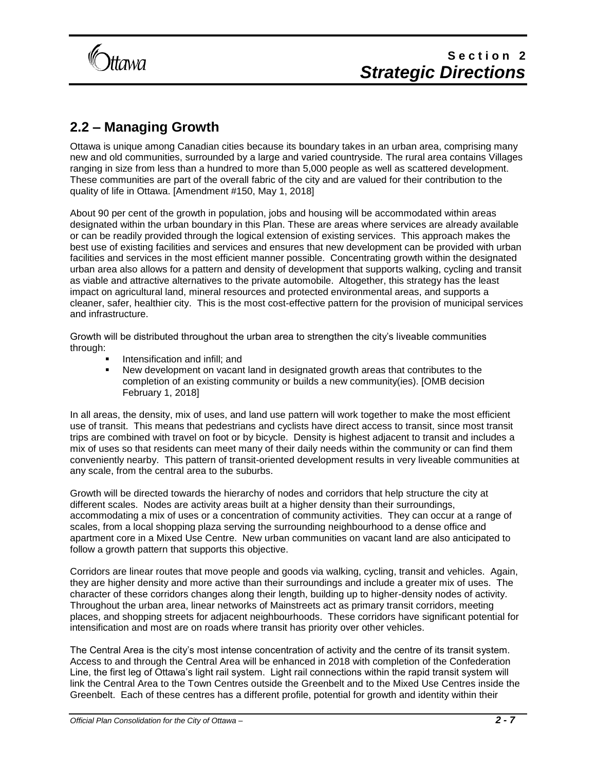## 2.2 – Managing Growth

Ottawa is unique among Canadian cities because its boundary takes in an urban area, comprising many new and old communities, surrounded by a large and varied countryside. The rural area contains Villages ranging in size from less than a hundred to more than 5,000 people as well as scattered development. These communities are part of the overall fabric of the city and are valued for their contribution to the quality of life in Ottawa. [Amendment #150, May 1, 2018]

About 90 per cent of the growth in population, jobs and housing will be accommodated within areas designated within the urban boundary in this Plan. These are areas where services are already available or can be readily provided through the logical extension of existing services. This approach makes the best use of existing facilities and services and ensures that new development can be provided with urban facilities and services in the most efficient manner possible. Concentrating growth within the designated urban area also allows for a pattern and density of development that supports walking, cycling and transit as viable and attractive alternatives to the private automobile. Altogether, this strategy has the least impact on agricultural land, mineral resources and protected environmental areas, and supports a cleaner, safer, healthier city. This is the most cost-effective pattern for the provision of municipal services and infrastructure.

Growth will be distributed throughout the urban area to strengthen the city's liveable communities through:

- Intensification and infill; and
- New development on vacant land in designated growth areas that contributes to the completion of an existing community or builds a new community(ies). [OMB decision February 1, 2018]

In all areas, the density, mix of uses, and land use pattern will work together to make the most efficient use of transit. This means that pedestrians and cyclists have direct access to transit, since most transit trips are combined with travel on foot or by bicycle. Density is highest adjacent to transit and includes a mix of uses so that residents can meet many of their daily needs within the community or can find them conveniently nearby. This pattern of transit-oriented development results in very liveable communities at any scale, from the central area to the suburbs.

Growth will be directed towards the hierarchy of nodes and corridors that help structure the city at different scales. Nodes are activity areas built at a higher density than their surroundings, accommodating a mix of uses or a concentration of community activities. They can occur at a range of scales, from a local shopping plaza serving the surrounding neighbourhood to a dense office and apartment core in a Mixed Use Centre. New urban communities on vacant land are also anticipated to follow a growth pattern that supports this objective.

Corridors are linear routes that move people and goods via walking, cycling, transit and vehicles. Again, they are higher density and more active than their surroundings and include a greater mix of uses. The character of these corridors changes along their length, building up to higher-density nodes of activity. Throughout the urban area, linear networks of Mainstreets act as primary transit corridors, meeting places, and shopping streets for adjacent neighbourhoods. These corridors have significant potential for intensification and most are on roads where transit has priority over other vehicles.

The Central Area is the city's most intense concentration of activity and the centre of its transit system. Access to and through the Central Area will be enhanced in 2018 with completion of the Confederation Line, the first leg of Ottawa's light rail system. Light rail connections within the rapid transit system will link the Central Area to the Town Centres outside the Greenbelt and to the Mixed Use Centres inside the Greenbelt. Each of these centres has a different profile, potential for growth and identity within their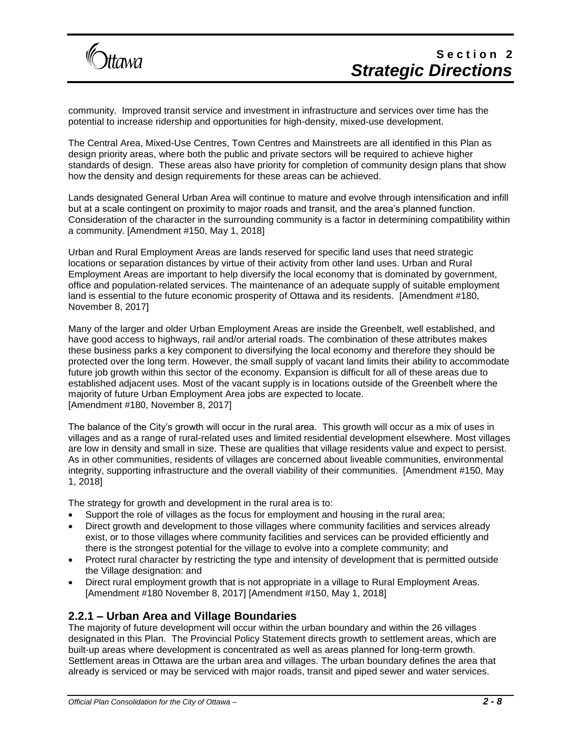community. Improved transit service and investment in infrastructure and services over time has the potential to increase ridership and opportunities for high-density, mixed-use development.

The Central Area, Mixed-Use Centres, Town Centres and Mainstreets are all identified in this Plan as design priority areas, where both the public and private sectors will be required to achieve higher standards of design. These areas also have priority for completion of community design plans that show how the density and design requirements for these areas can be achieved.

Lands designated General Urban Area will continue to mature and evolve through intensification and infill but at a scale contingent on proximity to major roads and transit, and the area's planned function. Consideration of the character in the surrounding community is a factor in determining compatibility within a community. [Amendment #150, May 1, 2018]

Urban and Rural Employment Areas are lands reserved for specific land uses that need strategic locations or separation distances by virtue of their activity from other land uses. Urban and Rural Employment Areas are important to help diversify the local economy that is dominated by government, office and population-related services. The maintenance of an adequate supply of suitable employment land is essential to the future economic prosperity of Ottawa and its residents. [Amendment #180, November 8, 2017]

Many of the larger and older Urban Employment Areas are inside the Greenbelt, well established, and have good access to highways, rail and/or arterial roads. The combination of these attributes makes these business parks a key component to diversifying the local economy and therefore they should be protected over the long term. However, the small supply of vacant land limits their ability to accommodate future job growth within this sector of the economy. Expansion is difficult for all of these areas due to established adjacent uses. Most of the vacant supply is in locations outside of the Greenbelt where the majority of future Urban Employment Area jobs are expected to locate.
[Amendment #180, November 8, 2017]

The balance of the City's growth will occur in the rural area. This growth will occur as a mix of uses in villages and as a range of rural-related uses and limited residential development elsewhere. Most villages are low in density and small in size. These are qualities that village residents value and expect to persist. As in other communities, residents of villages are concerned about liveable communities, environmental integrity, supporting infrastructure and the overall viability of their communities. [Amendment #150, May 1, 2018]

The strategy for growth and development in the rural area is to:

- Support the role of villages as the focus for employment and housing in the rural area;
- Direct growth and development to those villages where community facilities and services already exist, or to those villages where community facilities and services can be provided efficiently and there is the strongest potential for the village to evolve into a complete community; and
- Protect rural character by restricting the type and intensity of development that is permitted outside the Village designation: and
- Direct rural employment growth that is not appropriate in a village to Rural Employment Areas. [Amendment #180 November 8, 2017] [Amendment #150, May 1, 2018]

### 2.2.1 – Urban Area and Village Boundaries

The majority of future development will occur within the urban boundary and within the 26 villages designated in this Plan. The Provincial Policy Statement directs growth to settlement areas, which are built-up areas where development is concentrated as well as areas planned for long-term growth. Settlement areas in Ottawa are the urban area and villages. The urban boundary defines the area that already is serviced or may be serviced with major roads, transit and piped sewer and water services.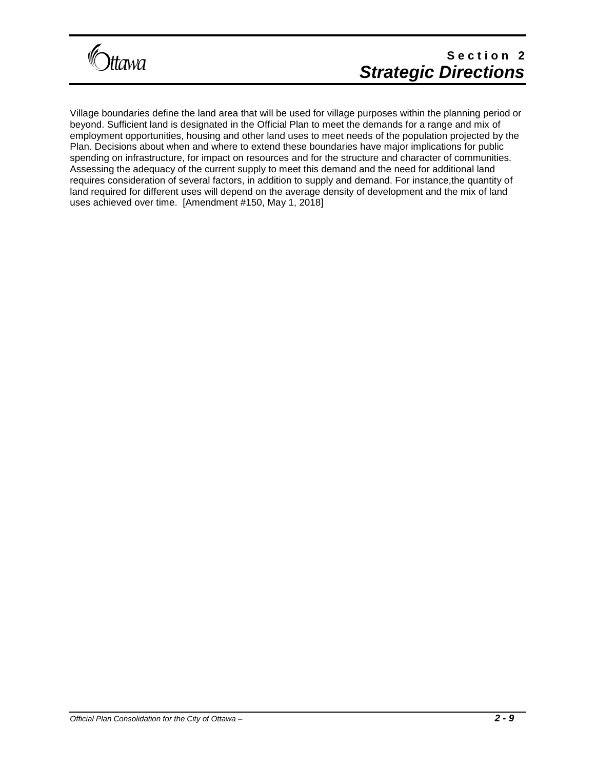Village boundaries define the land area that will be used for village purposes within the planning period or beyond. Sufficient land is designated in the Official Plan to meet the demands for a range and mix of employment opportunities, housing and other land uses to meet needs of the population projected by the Plan. Decisions about when and where to extend these boundaries have major implications for public spending on infrastructure, for impact on resources and for the structure and character of communities. Assessing the adequacy of the current supply to meet this demand and the need for additional land requires consideration of several factors, in addition to supply and demand. For instance,the quantity of land required for different uses will depend on the average density of development and the mix of land uses achieved over time. [Amendment #150, May 1, 2018]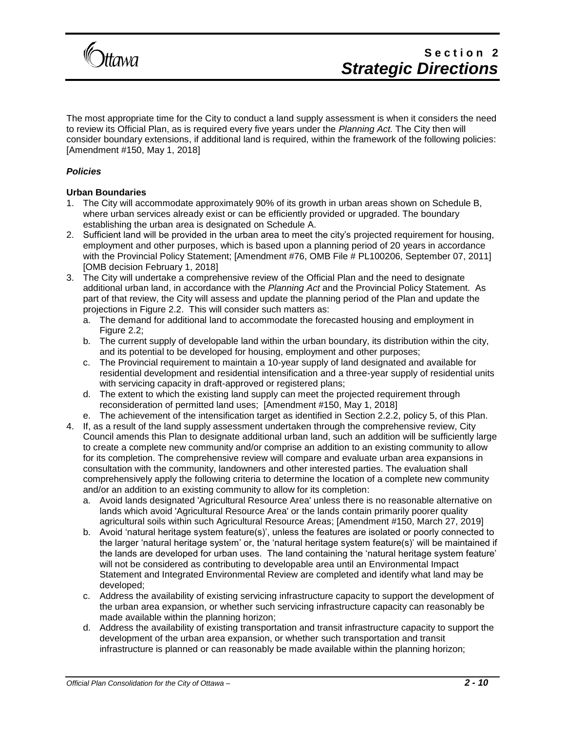The most appropriate time for the City to conduct a land supply assessment is when it considers the need to review its Official Plan, as is required every five years under the *Planning Act.* The City then will consider boundary extensions, if additional land is required, within the framework of the following policies: [Amendment #150, May 1, 2018]

***Policies***

**Urban Boundaries**

1. The City will accommodate approximately 90% of its growth in urban areas shown on Schedule B, where urban services already exist or can be efficiently provided or upgraded. The boundary establishing the urban area is designated on Schedule A.
2. Sufficient land will be provided in the urban area to meet the city's projected requirement for housing, employment and other purposes, which is based upon a planning period of 20 years in accordance with the Provincial Policy Statement; [Amendment #76, OMB File # PL100206, September 07, 2011] [OMB decision February 1, 2018]
3. The City will undertake a comprehensive review of the Official Plan and the need to designate additional urban land, in accordance with the *Planning Act* and the Provincial Policy Statement. As part of that review, the City will assess and update the planning period of the Plan and update the projections in Figure 2.2. This will consider such matters as:
   a. The demand for additional land to accommodate the forecasted housing and employment in Figure 2.2;
   b. The current supply of developable land within the urban boundary, its distribution within the city, and its potential to be developed for housing, employment and other purposes;
   c. The Provincial requirement to maintain a 10-year supply of land designated and available for residential development and residential intensification and a three-year supply of residential units with servicing capacity in draft-approved or registered plans;
   d. The extent to which the existing land supply can meet the projected requirement through reconsideration of permitted land uses; [Amendment #150, May 1, 2018]
   e. The achievement of the intensification target as identified in Section 2.2.2, policy 5, of this Plan.
4. If, as a result of the land supply assessment undertaken through the comprehensive review, City Council amends this Plan to designate additional urban land, such an addition will be sufficiently large to create a complete new community and/or comprise an addition to an existing community to allow for its completion. The comprehensive review will compare and evaluate urban area expansions in consultation with the community, landowners and other interested parties. The evaluation shall comprehensively apply the following criteria to determine the location of a complete new community and/or an addition to an existing community to allow for its completion:
   a. Avoid lands designated 'Agricultural Resource Area' unless there is no reasonable alternative on lands which avoid 'Agricultural Resource Area' or the lands contain primarily poorer quality agricultural soils within such Agricultural Resource Areas; [Amendment #150, March 27, 2019]
   b. Avoid 'natural heritage system feature(s)', unless the features are isolated or poorly connected to the larger 'natural heritage system' or, the 'natural heritage system feature(s)' will be maintained if the lands are developed for urban uses. The land containing the 'natural heritage system feature' will not be considered as contributing to developable area until an Environmental Impact Statement and Integrated Environmental Review are completed and identify what land may be developed;
   c. Address the availability of existing servicing infrastructure capacity to support the development of the urban area expansion, or whether such servicing infrastructure capacity can reasonably be made available within the planning horizon;
   d. Address the availability of existing transportation and transit infrastructure capacity to support the development of the urban area expansion, or whether such transportation and transit infrastructure is planned or can reasonably be made available within the planning horizon;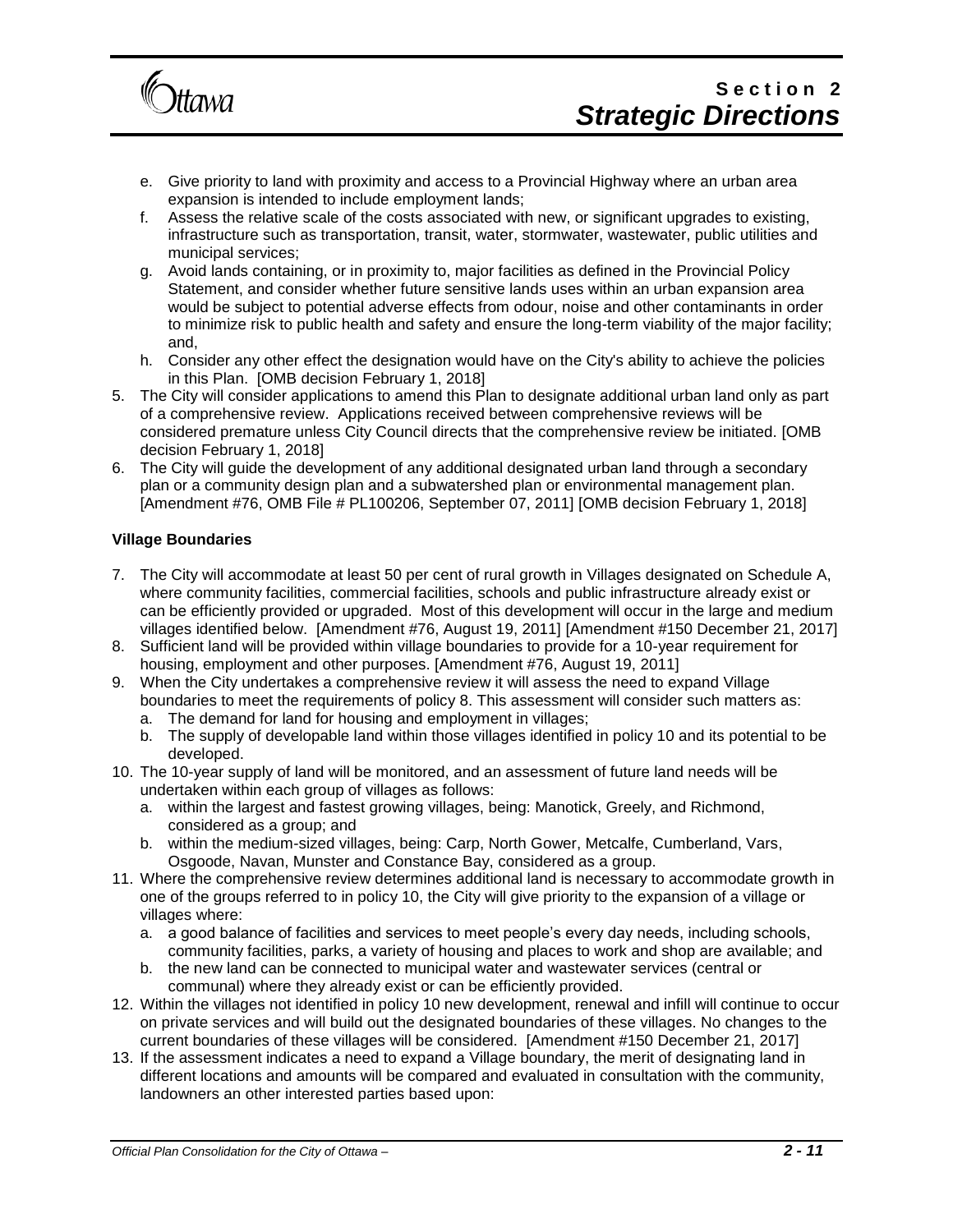e. Give priority to land with proximity and access to a Provincial Highway where an urban area expansion is intended to include employment lands;
f. Assess the relative scale of the costs associated with new, or significant upgrades to existing, infrastructure such as transportation, transit, water, stormwater, wastewater, public utilities and municipal services;
g. Avoid lands containing, or in proximity to, major facilities as defined in the Provincial Policy Statement, and consider whether future sensitive lands uses within an urban expansion area would be subject to potential adverse effects from odour, noise and other contaminants in order to minimize risk to public health and safety and ensure the long-term viability of the major facility; and,
h. Consider any other effect the designation would have on the City's ability to achieve the policies in this Plan. [OMB decision February 1, 2018]

5. The City will consider applications to amend this Plan to designate additional urban land only as part of a comprehensive review. Applications received between comprehensive reviews will be considered premature unless City Council directs that the comprehensive review be initiated. [OMB decision February 1, 2018]
6. The City will guide the development of any additional designated urban land through a secondary plan or a community design plan and a subwatershed plan or environmental management plan. [Amendment #76, OMB File # PL100206, September 07, 2011] [OMB decision February 1, 2018]

**Village Boundaries**

7. The City will accommodate at least 50 per cent of rural growth in Villages designated on Schedule A, where community facilities, commercial facilities, schools and public infrastructure already exist or can be efficiently provided or upgraded. Most of this development will occur in the large and medium villages identified below. [Amendment #76, August 19, 2011] [Amendment #150 December 21, 2017]
8. Sufficient land will be provided within village boundaries to provide for a 10-year requirement for housing, employment and other purposes. [Amendment #76, August 19, 2011]
9. When the City undertakes a comprehensive review it will assess the need to expand Village boundaries to meet the requirements of policy 8. This assessment will consider such matters as:
   a. The demand for land for housing and employment in villages;
   b. The supply of developable land within those villages identified in policy 10 and its potential to be developed.
10. The 10-year supply of land will be monitored, and an assessment of future land needs will be undertaken within each group of villages as follows:
    a. within the largest and fastest growing villages, being: Manotick, Greely, and Richmond, considered as a group; and
    b. within the medium-sized villages, being: Carp, North Gower, Metcalfe, Cumberland, Vars, Osgoode, Navan, Munster and Constance Bay, considered as a group.
11. Where the comprehensive review determines additional land is necessary to accommodate growth in one of the groups referred to in policy 10, the City will give priority to the expansion of a village or villages where:
    a. a good balance of facilities and services to meet people's every day needs, including schools, community facilities, parks, a variety of housing and places to work and shop are available; and
    b. the new land can be connected to municipal water and wastewater services (central or communal) where they already exist or can be efficiently provided.
12. Within the villages not identified in policy 10 new development, renewal and infill will continue to occur on private services and will build out the designated boundaries of these villages. No changes to the current boundaries of these villages will be considered. [Amendment #150 December 21, 2017]
13. If the assessment indicates a need to expand a Village boundary, the merit of designating land in different locations and amounts will be compared and evaluated in consultation with the community, landowners an other interested parties based upon: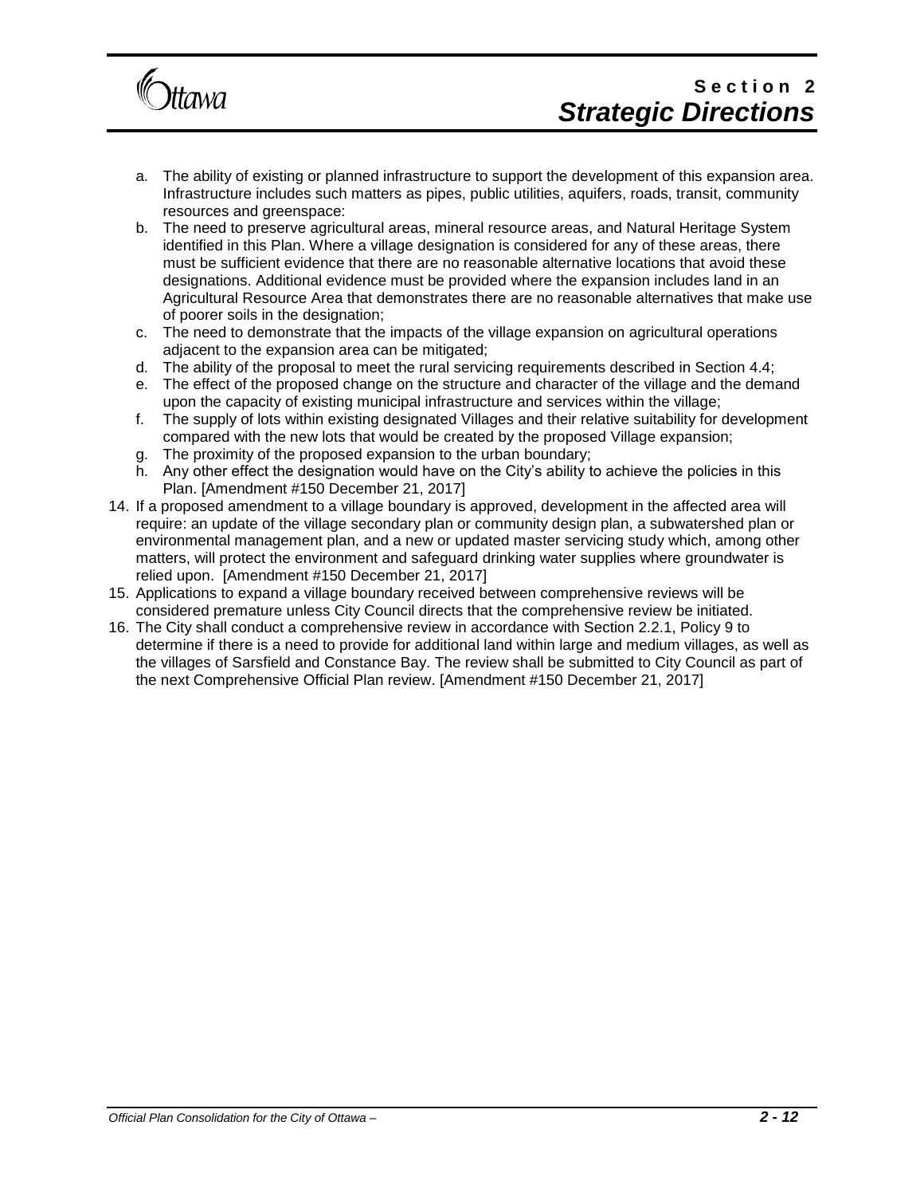a. The ability of existing or planned infrastructure to support the development of this expansion area. Infrastructure includes such matters as pipes, public utilities, aquifers, roads, transit, community resources and greenspace:
b. The need to preserve agricultural areas, mineral resource areas, and Natural Heritage System identified in this Plan. Where a village designation is considered for any of these areas, there must be sufficient evidence that there are no reasonable alternative locations that avoid these designations. Additional evidence must be provided where the expansion includes land in an Agricultural Resource Area that demonstrates there are no reasonable alternatives that make use of poorer soils in the designation;
c. The need to demonstrate that the impacts of the village expansion on agricultural operations adjacent to the expansion area can be mitigated;
d. The ability of the proposal to meet the rural servicing requirements described in Section 4.4;
e. The effect of the proposed change on the structure and character of the village and the demand upon the capacity of existing municipal infrastructure and services within the village;
f. The supply of lots within existing designated Villages and their relative suitability for development compared with the new lots that would be created by the proposed Village expansion;
g. The proximity of the proposed expansion to the urban boundary;
h. Any other effect the designation would have on the City's ability to achieve the policies in this Plan. [Amendment #150 December 21, 2017]

14. If a proposed amendment to a village boundary is approved, development in the affected area will require: an update of the village secondary plan or community design plan, a subwatershed plan or environmental management plan, and a new or updated master servicing study which, among other matters, will protect the environment and safeguard drinking water supplies where groundwater is relied upon. [Amendment #150 December 21, 2017]
15. Applications to expand a village boundary received between comprehensive reviews will be considered premature unless City Council directs that the comprehensive review be initiated.
16. The City shall conduct a comprehensive review in accordance with Section 2.2.1, Policy 9 to determine if there is a need to provide for additional land within large and medium villages, as well as the villages of Sarsfield and Constance Bay. The review shall be submitted to City Council as part of the next Comprehensive Official Plan review. [Amendment #150 December 21, 2017]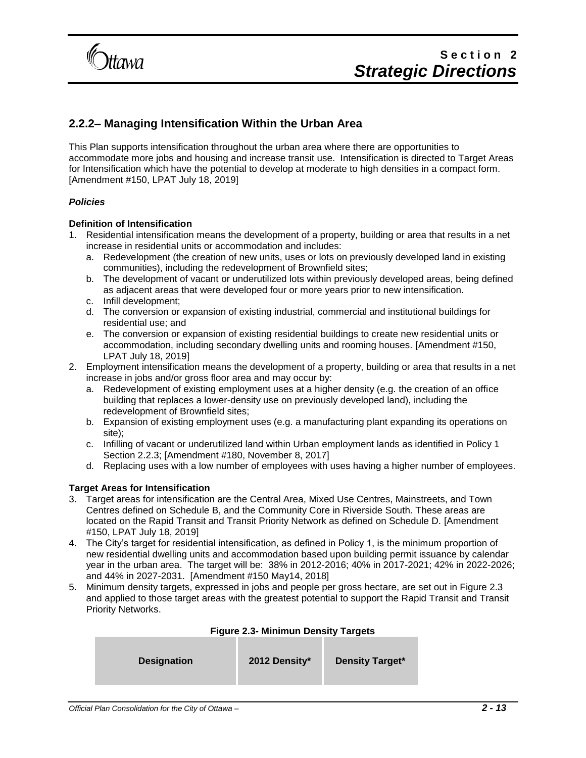## 2.2.2– Managing Intensification Within the Urban Area

This Plan supports intensification throughout the urban area where there are opportunities to accommodate more jobs and housing and increase transit use. Intensification is directed to Target Areas for Intensification which have the potential to develop at moderate to high densities in a compact form. [Amendment #150, LPAT July 18, 2019]

### *Policies*

**Definition of Intensification**

1. Residential intensification means the development of a property, building or area that results in a net increase in residential units or accommodation and includes:
   a. Redevelopment (the creation of new units, uses or lots on previously developed land in existing communities), including the redevelopment of Brownfield sites;
   b. The development of vacant or underutilized lots within previously developed areas, being defined as adjacent areas that were developed four or more years prior to new intensification.
   c. Infill development;
   d. The conversion or expansion of existing industrial, commercial and institutional buildings for residential use; and
   e. The conversion or expansion of existing residential buildings to create new residential units or accommodation, including secondary dwelling units and rooming houses. [Amendment #150, LPAT July 18, 2019]
2. Employment intensification means the development of a property, building or area that results in a net increase in jobs and/or gross floor area and may occur by:
   a. Redevelopment of existing employment uses at a higher density (e.g. the creation of an office building that replaces a lower-density use on previously developed land), including the redevelopment of Brownfield sites;
   b. Expansion of existing employment uses (e.g. a manufacturing plant expanding its operations on site);
   c. Infilling of vacant or underutilized land within Urban employment lands as identified in Policy 1 Section 2.2.3; [Amendment #180, November 8, 2017]
   d. Replacing uses with a low number of employees with uses having a higher number of employees.

**Target Areas for Intensification**

3. Target areas for intensification are the Central Area, Mixed Use Centres, Mainstreets, and Town Centres defined on Schedule B, and the Community Core in Riverside South. These areas are located on the Rapid Transit and Transit Priority Network as defined on Schedule D. [Amendment #150, LPAT July 18, 2019]
4. The City's target for residential intensification, as defined in Policy 1, is the minimum proportion of new residential dwelling units and accommodation based upon building permit issuance by calendar year in the urban area. The target will be: 38% in 2012-2016; 40% in 2017-2021; 42% in 2022-2026; and 44% in 2027-2031. [Amendment #150 May14, 2018]
5. Minimum density targets, expressed in jobs and people per gross hectare, are set out in Figure 2.3 and applied to those target areas with the greatest potential to support the Rapid Transit and Transit Priority Networks.

**Figure 2.3- Minimun Density Targets**

| Designation | 2012 Density* | Density Target* |
|---|---|---|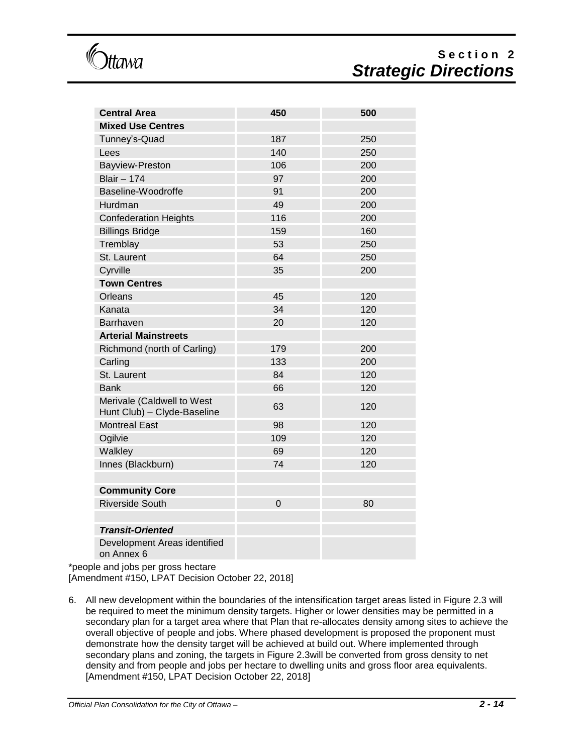| Central Area | 450 | 500 |
|---|---|---|
| **Mixed Use Centres** | | |
| Tunney's-Quad | 187 | 250 |
| Lees | 140 | 250 |
| Bayview-Preston | 106 | 200 |
| Blair – 174 | 97 | 200 |
| Baseline-Woodroffe | 91 | 200 |
| Hurdman | 49 | 200 |
| Confederation Heights | 116 | 200 |
| Billings Bridge | 159 | 160 |
| Tremblay | 53 | 250 |
| St. Laurent | 64 | 250 |
| Cyrville | 35 | 200 |
| **Town Centres** | | |
| Orleans | 45 | 120 |
| Kanata | 34 | 120 |
| Barrhaven | 20 | 120 |
| **Arterial Mainstreets** | | |
| Richmond (north of Carling) | 179 | 200 |
| Carling | 133 | 200 |
| St. Laurent | 84 | 120 |
| Bank | 66 | 120 |
| Merivale (Caldwell to West Hunt Club) – Clyde-Baseline | 63 | 120 |
| Montreal East | 98 | 120 |
| Ogilvie | 109 | 120 |
| Walkley | 69 | 120 |
| Innes (Blackburn) | 74 | 120 |
| | | |
| **Community Core** | | |
| Riverside South | 0 | 80 |
| | | |
| ***Transit-Oriented*** | | |
| Development Areas identified on Annex 6 | | |

*people and jobs per gross hectare
[Amendment #150, LPAT Decision October 22, 2018]

6. All new development within the boundaries of the intensification target areas listed in Figure 2.3 will be required to meet the minimum density targets. Higher or lower densities may be permitted in a secondary plan for a target area where that Plan that re-allocates density among sites to achieve the overall objective of people and jobs. Where phased development is proposed the proponent must demonstrate how the density target will be achieved at build out. Where implemented through secondary plans and zoning, the targets in Figure 2.3will be converted from gross density to net density and from people and jobs per hectare to dwelling units and gross floor area equivalents. [Amendment #150, LPAT Decision October 22, 2018]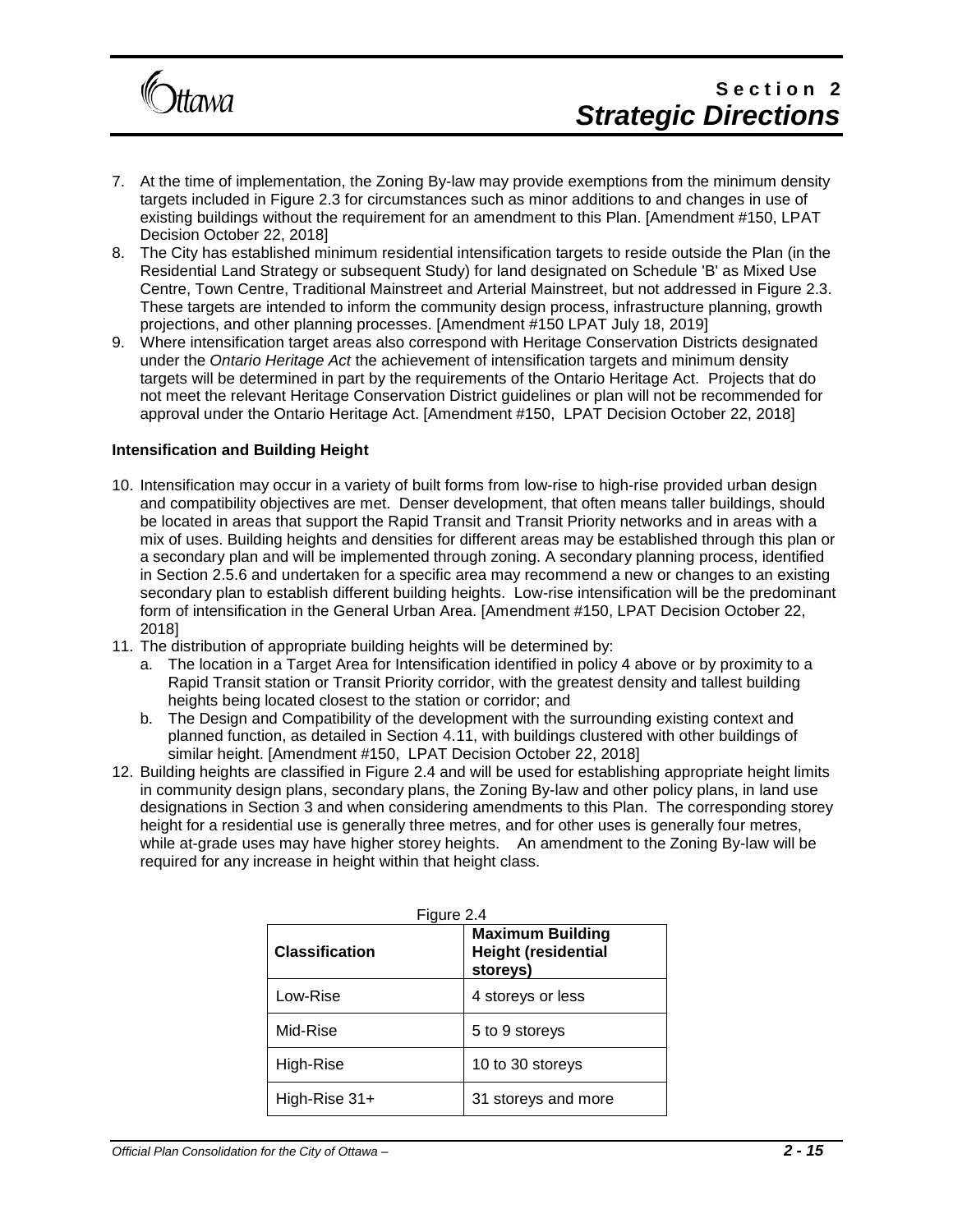7. At the time of implementation, the Zoning By-law may provide exemptions from the minimum density targets included in Figure 2.3 for circumstances such as minor additions to and changes in use of existing buildings without the requirement for an amendment to this Plan. [Amendment #150, LPAT Decision October 22, 2018]
8. The City has established minimum residential intensification targets to reside outside the Plan (in the Residential Land Strategy or subsequent Study) for land designated on Schedule 'B' as Mixed Use Centre, Town Centre, Traditional Mainstreet and Arterial Mainstreet, but not addressed in Figure 2.3. These targets are intended to inform the community design process, infrastructure planning, growth projections, and other planning processes. [Amendment #150 LPAT July 18, 2019]
9. Where intensification target areas also correspond with Heritage Conservation Districts designated under the *Ontario Heritage Act* the achievement of intensification targets and minimum density targets will be determined in part by the requirements of the Ontario Heritage Act. Projects that do not meet the relevant Heritage Conservation District guidelines or plan will not be recommended for approval under the Ontario Heritage Act. [Amendment #150, LPAT Decision October 22, 2018]

**Intensification and Building Height**

10. Intensification may occur in a variety of built forms from low-rise to high-rise provided urban design and compatibility objectives are met. Denser development, that often means taller buildings, should be located in areas that support the Rapid Transit and Transit Priority networks and in areas with a mix of uses. Building heights and densities for different areas may be established through this plan or a secondary plan and will be implemented through zoning. A secondary planning process, identified in Section 2.5.6 and undertaken for a specific area may recommend a new or changes to an existing secondary plan to establish different building heights. Low-rise intensification will be the predominant form of intensification in the General Urban Area. [Amendment #150, LPAT Decision October 22, 2018]
11. The distribution of appropriate building heights will be determined by:
    a. The location in a Target Area for Intensification identified in policy 4 above or by proximity to a Rapid Transit station or Transit Priority corridor, with the greatest density and tallest building heights being located closest to the station or corridor; and
    b. The Design and Compatibility of the development with the surrounding existing context and planned function, as detailed in Section 4.11, with buildings clustered with other buildings of similar height. [Amendment #150, LPAT Decision October 22, 2018]
12. Building heights are classified in Figure 2.4 and will be used for establishing appropriate height limits in community design plans, secondary plans, the Zoning By-law and other policy plans, in land use designations in Section 3 and when considering amendments to this Plan. The corresponding storey height for a residential use is generally three metres, and for other uses is generally four metres, while at-grade uses may have higher storey heights. An amendment to the Zoning By-law will be required for any increase in height within that height class.

Figure 2.4

| Classification | Maximum Building Height (residential storeys) |
|---|---|
| Low-Rise | 4 storeys or less |
| Mid-Rise | 5 to 9 storeys |
| High-Rise | 10 to 30 storeys |
| High-Rise 31+ | 31 storeys and more |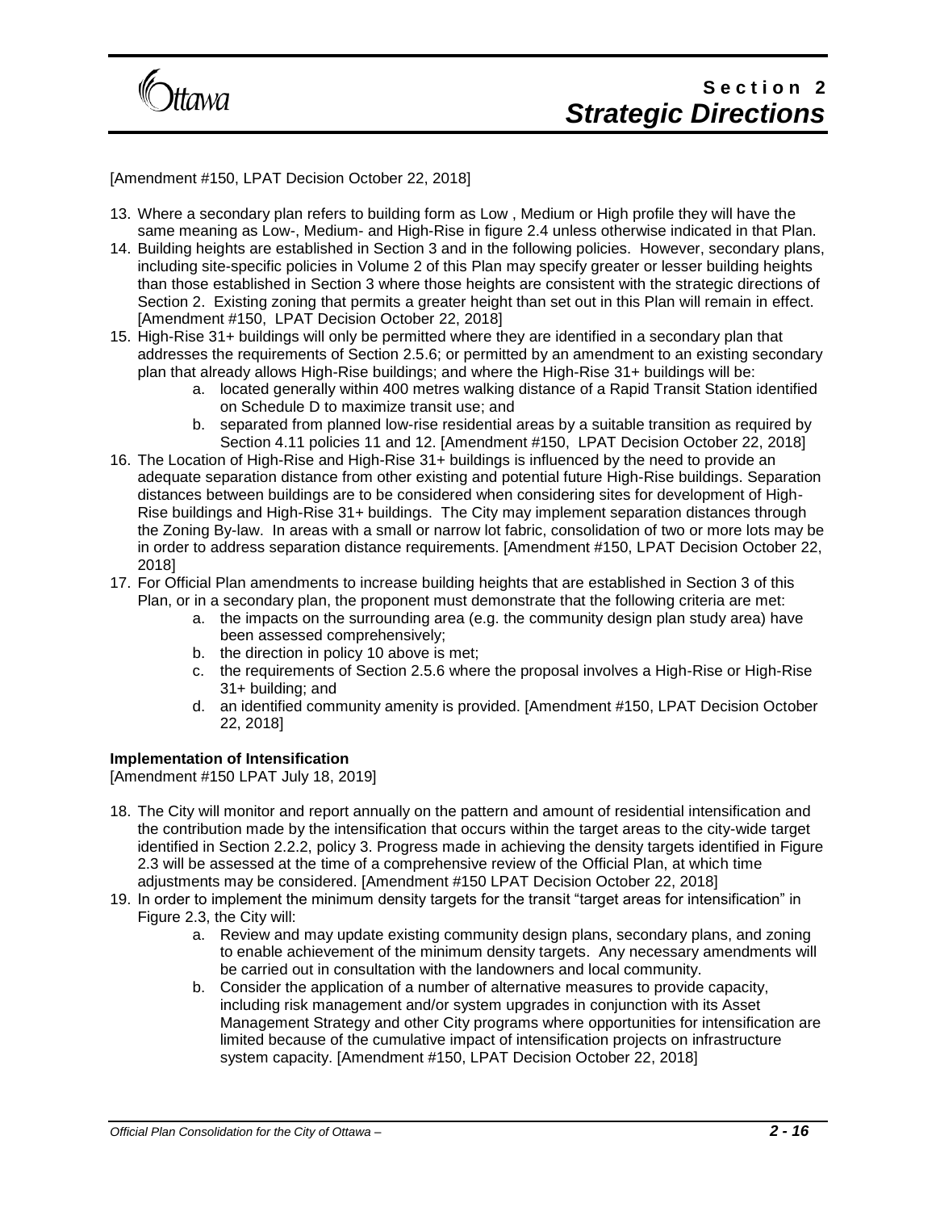[Amendment #150, LPAT Decision October 22, 2018]

13. Where a secondary plan refers to building form as Low , Medium or High profile they will have the same meaning as Low-, Medium- and High-Rise in figure 2.4 unless otherwise indicated in that Plan.
14. Building heights are established in Section 3 and in the following policies. However, secondary plans, including site-specific policies in Volume 2 of this Plan may specify greater or lesser building heights than those established in Section 3 where those heights are consistent with the strategic directions of Section 2. Existing zoning that permits a greater height than set out in this Plan will remain in effect. [Amendment #150, LPAT Decision October 22, 2018]
15. High-Rise 31+ buildings will only be permitted where they are identified in a secondary plan that addresses the requirements of Section 2.5.6; or permitted by an amendment to an existing secondary plan that already allows High-Rise buildings; and where the High-Rise 31+ buildings will be:
    a. located generally within 400 metres walking distance of a Rapid Transit Station identified on Schedule D to maximize transit use; and
    b. separated from planned low-rise residential areas by a suitable transition as required by Section 4.11 policies 11 and 12. [Amendment #150, LPAT Decision October 22, 2018]
16. The Location of High-Rise and High-Rise 31+ buildings is influenced by the need to provide an adequate separation distance from other existing and potential future High-Rise buildings. Separation distances between buildings are to be considered when considering sites for development of High-Rise buildings and High-Rise 31+ buildings. The City may implement separation distances through the Zoning By-law. In areas with a small or narrow lot fabric, consolidation of two or more lots may be in order to address separation distance requirements. [Amendment #150, LPAT Decision October 22, 2018]
17. For Official Plan amendments to increase building heights that are established in Section 3 of this Plan, or in a secondary plan, the proponent must demonstrate that the following criteria are met:
    a. the impacts on the surrounding area (e.g. the community design plan study area) have been assessed comprehensively;
    b. the direction in policy 10 above is met;
    c. the requirements of Section 2.5.6 where the proposal involves a High-Rise or High-Rise 31+ building; and
    d. an identified community amenity is provided. [Amendment #150, LPAT Decision October 22, 2018]

**Implementation of Intensification**
[Amendment #150 LPAT July 18, 2019]

18. The City will monitor and report annually on the pattern and amount of residential intensification and the contribution made by the intensification that occurs within the target areas to the city-wide target identified in Section 2.2.2, policy 3. Progress made in achieving the density targets identified in Figure 2.3 will be assessed at the time of a comprehensive review of the Official Plan, at which time adjustments may be considered. [Amendment #150 LPAT Decision October 22, 2018]
19. In order to implement the minimum density targets for the transit "target areas for intensification" in Figure 2.3, the City will:
    a. Review and may update existing community design plans, secondary plans, and zoning to enable achievement of the minimum density targets. Any necessary amendments will be carried out in consultation with the landowners and local community.
    b. Consider the application of a number of alternative measures to provide capacity, including risk management and/or system upgrades in conjunction with its Asset Management Strategy and other City programs where opportunities for intensification are limited because of the cumulative impact of intensification projects on infrastructure system capacity. [Amendment #150, LPAT Decision October 22, 2018]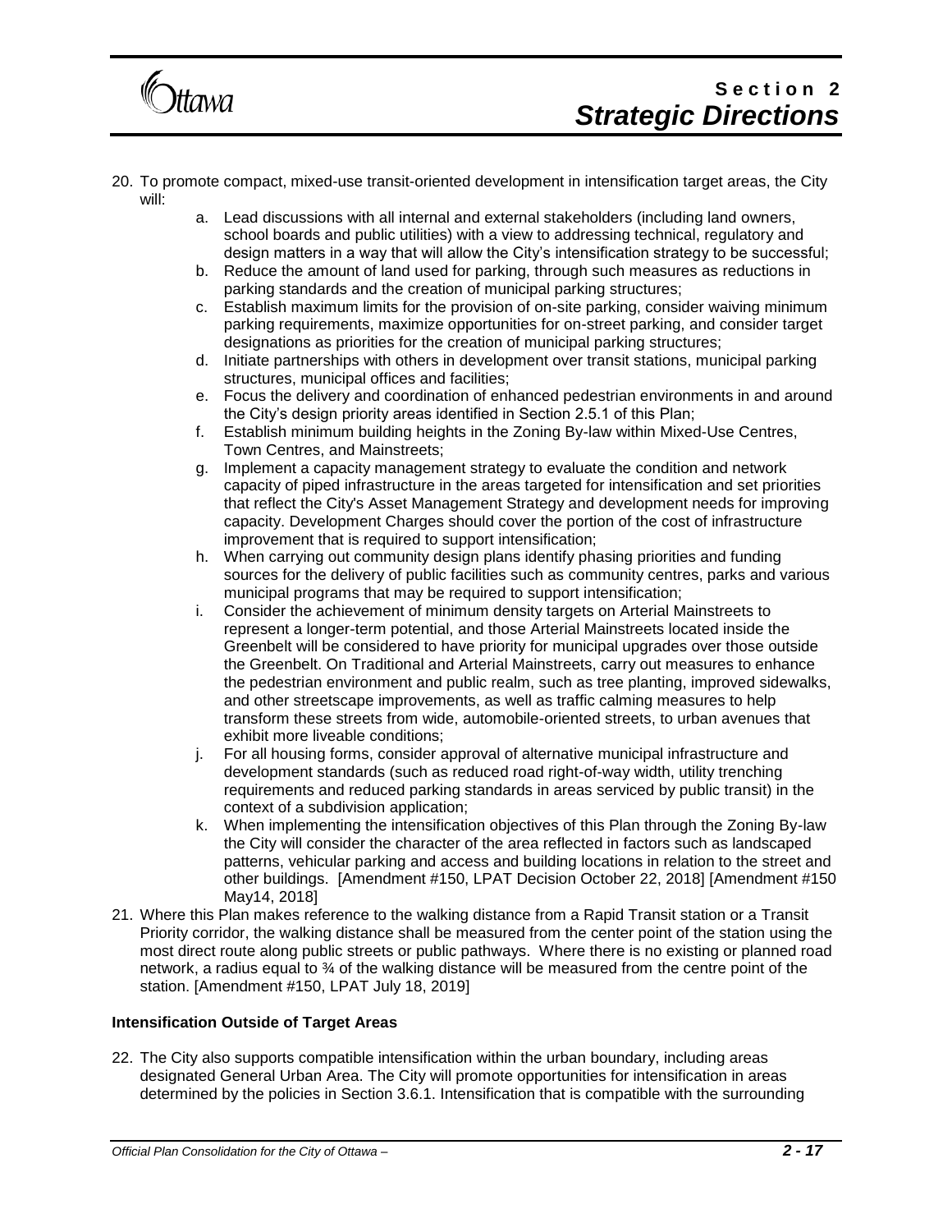20. To promote compact, mixed-use transit-oriented development in intensification target areas, the City will:
    a. Lead discussions with all internal and external stakeholders (including land owners, school boards and public utilities) with a view to addressing technical, regulatory and design matters in a way that will allow the City's intensification strategy to be successful;
    b. Reduce the amount of land used for parking, through such measures as reductions in parking standards and the creation of municipal parking structures;
    c. Establish maximum limits for the provision of on-site parking, consider waiving minimum parking requirements, maximize opportunities for on-street parking, and consider target designations as priorities for the creation of municipal parking structures;
    d. Initiate partnerships with others in development over transit stations, municipal parking structures, municipal offices and facilities;
    e. Focus the delivery and coordination of enhanced pedestrian environments in and around the City's design priority areas identified in Section 2.5.1 of this Plan;
    f. Establish minimum building heights in the Zoning By-law within Mixed-Use Centres, Town Centres, and Mainstreets;
    g. Implement a capacity management strategy to evaluate the condition and network capacity of piped infrastructure in the areas targeted for intensification and set priorities that reflect the City's Asset Management Strategy and development needs for improving capacity. Development Charges should cover the portion of the cost of infrastructure improvement that is required to support intensification;
    h. When carrying out community design plans identify phasing priorities and funding sources for the delivery of public facilities such as community centres, parks and various municipal programs that may be required to support intensification;
    i. Consider the achievement of minimum density targets on Arterial Mainstreets to represent a longer-term potential, and those Arterial Mainstreets located inside the Greenbelt will be considered to have priority for municipal upgrades over those outside the Greenbelt. On Traditional and Arterial Mainstreets, carry out measures to enhance the pedestrian environment and public realm, such as tree planting, improved sidewalks, and other streetscape improvements, as well as traffic calming measures to help transform these streets from wide, automobile-oriented streets, to urban avenues that exhibit more liveable conditions;
    j. For all housing forms, consider approval of alternative municipal infrastructure and development standards (such as reduced road right-of-way width, utility trenching requirements and reduced parking standards in areas serviced by public transit) in the context of a subdivision application;
    k. When implementing the intensification objectives of this Plan through the Zoning By-law the City will consider the character of the area reflected in factors such as landscaped patterns, vehicular parking and access and building locations in relation to the street and other buildings. [Amendment #150, LPAT Decision October 22, 2018] [Amendment #150 May14, 2018]
21. Where this Plan makes reference to the walking distance from a Rapid Transit station or a Transit Priority corridor, the walking distance shall be measured from the center point of the station using the most direct route along public streets or public pathways. Where there is no existing or planned road network, a radius equal to ¾ of the walking distance will be measured from the centre point of the station. [Amendment #150, LPAT July 18, 2019]

**Intensification Outside of Target Areas**

22. The City also supports compatible intensification within the urban boundary, including areas designated General Urban Area. The City will promote opportunities for intensification in areas determined by the policies in Section 3.6.1. Intensification that is compatible with the surrounding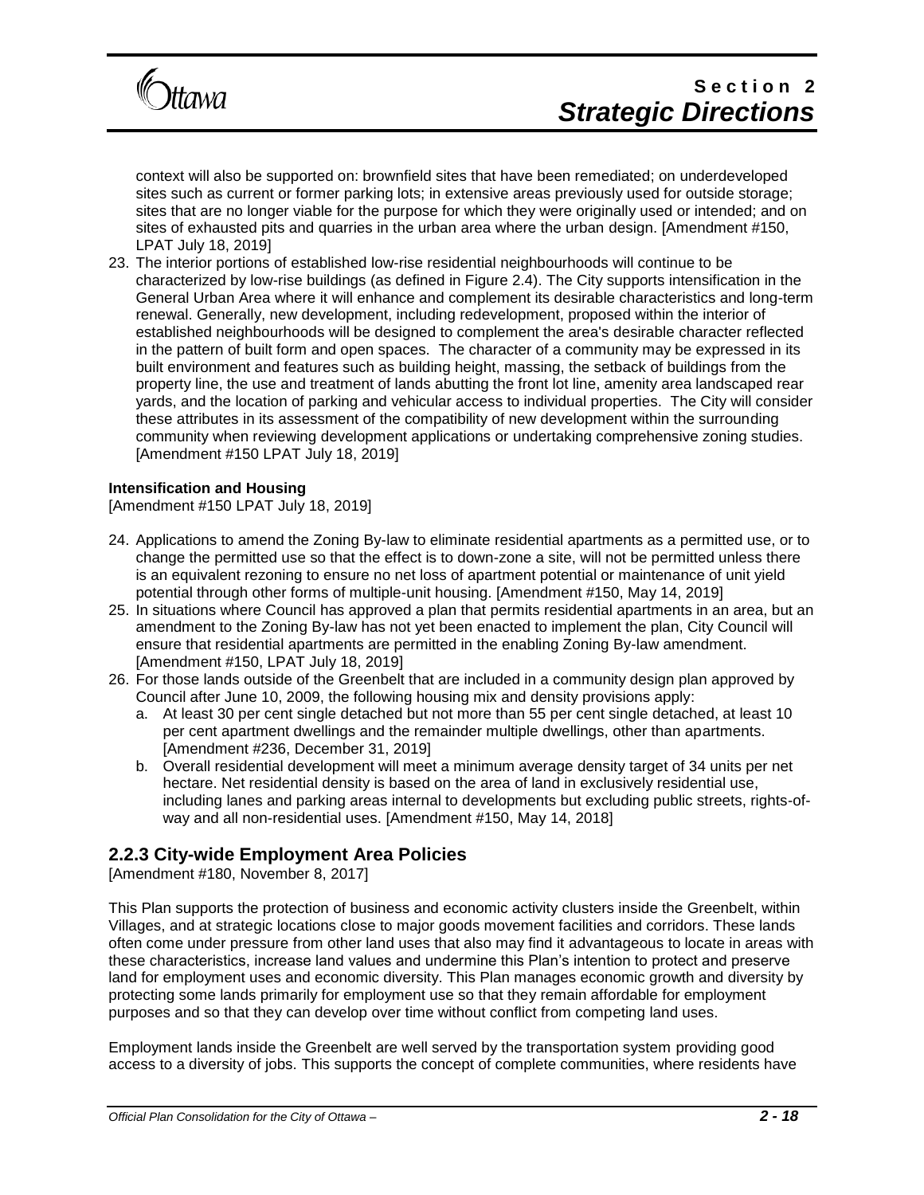context will also be supported on: brownfield sites that have been remediated; on underdeveloped sites such as current or former parking lots; in extensive areas previously used for outside storage; sites that are no longer viable for the purpose for which they were originally used or intended; and on sites of exhausted pits and quarries in the urban area where the urban design. [Amendment #150, LPAT July 18, 2019]

23. The interior portions of established low-rise residential neighbourhoods will continue to be characterized by low-rise buildings (as defined in Figure 2.4). The City supports intensification in the General Urban Area where it will enhance and complement its desirable characteristics and long-term renewal. Generally, new development, including redevelopment, proposed within the interior of established neighbourhoods will be designed to complement the area's desirable character reflected in the pattern of built form and open spaces. The character of a community may be expressed in its built environment and features such as building height, massing, the setback of buildings from the property line, the use and treatment of lands abutting the front lot line, amenity area landscaped rear yards, and the location of parking and vehicular access to individual properties. The City will consider these attributes in its assessment of the compatibility of new development within the surrounding community when reviewing development applications or undertaking comprehensive zoning studies. [Amendment #150 LPAT July 18, 2019]

**Intensification and Housing**

[Amendment #150 LPAT July 18, 2019]

24. Applications to amend the Zoning By-law to eliminate residential apartments as a permitted use, or to change the permitted use so that the effect is to down-zone a site, will not be permitted unless there is an equivalent rezoning to ensure no net loss of apartment potential or maintenance of unit yield potential through other forms of multiple-unit housing. [Amendment #150, May 14, 2019]
25. In situations where Council has approved a plan that permits residential apartments in an area, but an amendment to the Zoning By-law has not yet been enacted to implement the plan, City Council will ensure that residential apartments are permitted in the enabling Zoning By-law amendment. [Amendment #150, LPAT July 18, 2019]
26. For those lands outside of the Greenbelt that are included in a community design plan approved by Council after June 10, 2009, the following housing mix and density provisions apply:
    a. At least 30 per cent single detached but not more than 55 per cent single detached, at least 10 per cent apartment dwellings and the remainder multiple dwellings, other than apartments. [Amendment #236, December 31, 2019]
    b. Overall residential development will meet a minimum average density target of 34 units per net hectare. Net residential density is based on the area of land in exclusively residential use, including lanes and parking areas internal to developments but excluding public streets, rights-of-way and all non-residential uses. [Amendment #150, May 14, 2018]

## 2.2.3 City-wide Employment Area Policies

[Amendment #180, November 8, 2017]

This Plan supports the protection of business and economic activity clusters inside the Greenbelt, within Villages, and at strategic locations close to major goods movement facilities and corridors. These lands often come under pressure from other land uses that also may find it advantageous to locate in areas with these characteristics, increase land values and undermine this Plan's intention to protect and preserve land for employment uses and economic diversity. This Plan manages economic growth and diversity by protecting some lands primarily for employment use so that they remain affordable for employment purposes and so that they can develop over time without conflict from competing land uses.

Employment lands inside the Greenbelt are well served by the transportation system providing good access to a diversity of jobs. This supports the concept of complete communities, where residents have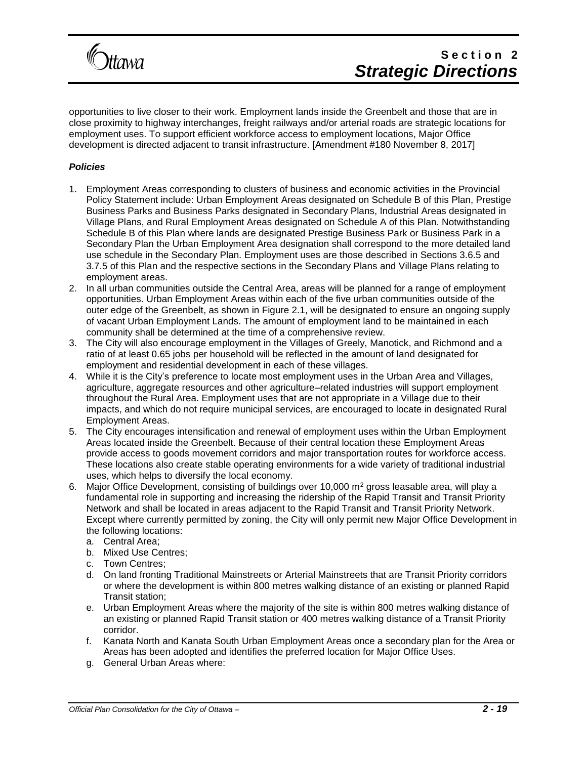opportunities to live closer to their work. Employment lands inside the Greenbelt and those that are in close proximity to highway interchanges, freight railways and/or arterial roads are strategic locations for employment uses. To support efficient workforce access to employment locations, Major Office development is directed adjacent to transit infrastructure. [Amendment #180 November 8, 2017]

***Policies***

1. Employment Areas corresponding to clusters of business and economic activities in the Provincial Policy Statement include: Urban Employment Areas designated on Schedule B of this Plan, Prestige Business Parks and Business Parks designated in Secondary Plans, Industrial Areas designated in Village Plans, and Rural Employment Areas designated on Schedule A of this Plan. Notwithstanding Schedule B of this Plan where lands are designated Prestige Business Park or Business Park in a Secondary Plan the Urban Employment Area designation shall correspond to the more detailed land use schedule in the Secondary Plan. Employment uses are those described in Sections 3.6.5 and 3.7.5 of this Plan and the respective sections in the Secondary Plans and Village Plans relating to employment areas.
2. In all urban communities outside the Central Area, areas will be planned for a range of employment opportunities. Urban Employment Areas within each of the five urban communities outside of the outer edge of the Greenbelt, as shown in Figure 2.1, will be designated to ensure an ongoing supply of vacant Urban Employment Lands. The amount of employment land to be maintained in each community shall be determined at the time of a comprehensive review.
3. The City will also encourage employment in the Villages of Greely, Manotick, and Richmond and a ratio of at least 0.65 jobs per household will be reflected in the amount of land designated for employment and residential development in each of these villages.
4. While it is the City's preference to locate most employment uses in the Urban Area and Villages, agriculture, aggregate resources and other agriculture–related industries will support employment throughout the Rural Area. Employment uses that are not appropriate in a Village due to their impacts, and which do not require municipal services, are encouraged to locate in designated Rural Employment Areas.
5. The City encourages intensification and renewal of employment uses within the Urban Employment Areas located inside the Greenbelt. Because of their central location these Employment Areas provide access to goods movement corridors and major transportation routes for workforce access. These locations also create stable operating environments for a wide variety of traditional industrial uses, which helps to diversify the local economy.
6. Major Office Development, consisting of buildings over 10,000 $m^2$ gross leasable area, will play a fundamental role in supporting and increasing the ridership of the Rapid Transit and Transit Priority Network and shall be located in areas adjacent to the Rapid Transit and Transit Priority Network. Except where currently permitted by zoning, the City will only permit new Major Office Development in the following locations:
   a. Central Area;
   b. Mixed Use Centres;
   c. Town Centres;
   d. On land fronting Traditional Mainstreets or Arterial Mainstreets that are Transit Priority corridors or where the development is within 800 metres walking distance of an existing or planned Rapid Transit station;
   e. Urban Employment Areas where the majority of the site is within 800 metres walking distance of an existing or planned Rapid Transit station or 400 metres walking distance of a Transit Priority corridor.
   f. Kanata North and Kanata South Urban Employment Areas once a secondary plan for the Area or Areas has been adopted and identifies the preferred location for Major Office Uses.
   g. General Urban Areas where: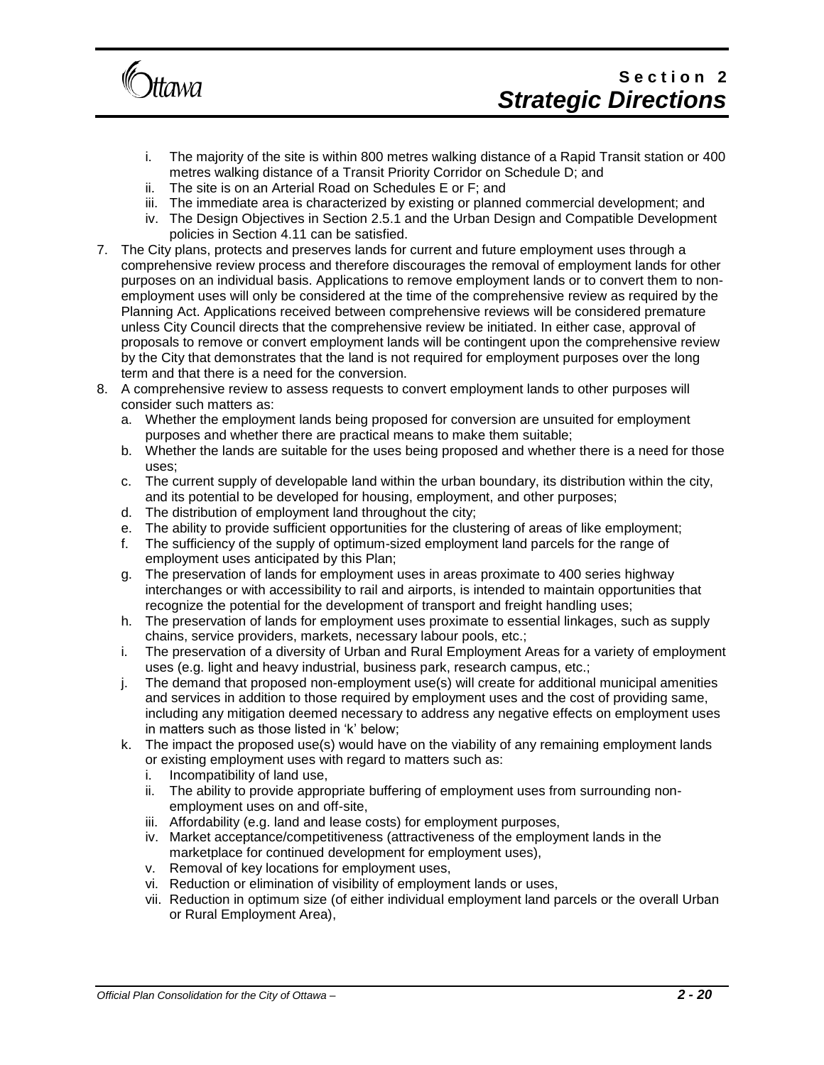i. The majority of the site is within 800 metres walking distance of a Rapid Transit station or 400 metres walking distance of a Transit Priority Corridor on Schedule D; and
   ii. The site is on an Arterial Road on Schedules E or F; and
   iii. The immediate area is characterized by existing or planned commercial development; and
   iv. The Design Objectives in Section 2.5.1 and the Urban Design and Compatible Development policies in Section 4.11 can be satisfied.

7. The City plans, protects and preserves lands for current and future employment uses through a comprehensive review process and therefore discourages the removal of employment lands for other purposes on an individual basis. Applications to remove employment lands or to convert them to non-employment uses will only be considered at the time of the comprehensive review as required by the Planning Act. Applications received between comprehensive reviews will be considered premature unless City Council directs that the comprehensive review be initiated. In either case, approval of proposals to remove or convert employment lands will be contingent upon the comprehensive review by the City that demonstrates that the land is not required for employment purposes over the long term and that there is a need for the conversion.
8. A comprehensive review to assess requests to convert employment lands to other purposes will consider such matters as:
   a. Whether the employment lands being proposed for conversion are unsuited for employment purposes and whether there are practical means to make them suitable;
   b. Whether the lands are suitable for the uses being proposed and whether there is a need for those uses;
   c. The current supply of developable land within the urban boundary, its distribution within the city, and its potential to be developed for housing, employment, and other purposes;
   d. The distribution of employment land throughout the city;
   e. The ability to provide sufficient opportunities for the clustering of areas of like employment;
   f. The sufficiency of the supply of optimum-sized employment land parcels for the range of employment uses anticipated by this Plan;
   g. The preservation of lands for employment uses in areas proximate to 400 series highway interchanges or with accessibility to rail and airports, is intended to maintain opportunities that recognize the potential for the development of transport and freight handling uses;
   h. The preservation of lands for employment uses proximate to essential linkages, such as supply chains, service providers, markets, necessary labour pools, etc.;
   i. The preservation of a diversity of Urban and Rural Employment Areas for a variety of employment uses (e.g. light and heavy industrial, business park, research campus, etc.;
   j. The demand that proposed non-employment use(s) will create for additional municipal amenities and services in addition to those required by employment uses and the cost of providing same, including any mitigation deemed necessary to address any negative effects on employment uses in matters such as those listed in 'k' below;
   k. The impact the proposed use(s) would have on the viability of any remaining employment lands or existing employment uses with regard to matters such as:
      i. Incompatibility of land use,
      ii. The ability to provide appropriate buffering of employment uses from surrounding non-employment uses on and off-site,
      iii. Affordability (e.g. land and lease costs) for employment purposes,
      iv. Market acceptance/competitiveness (attractiveness of the employment lands in the marketplace for continued development for employment uses),
      v. Removal of key locations for employment uses,
      vi. Reduction or elimination of visibility of employment lands or uses,
      vii. Reduction in optimum size (of either individual employment land parcels or the overall Urban or Rural Employment Area),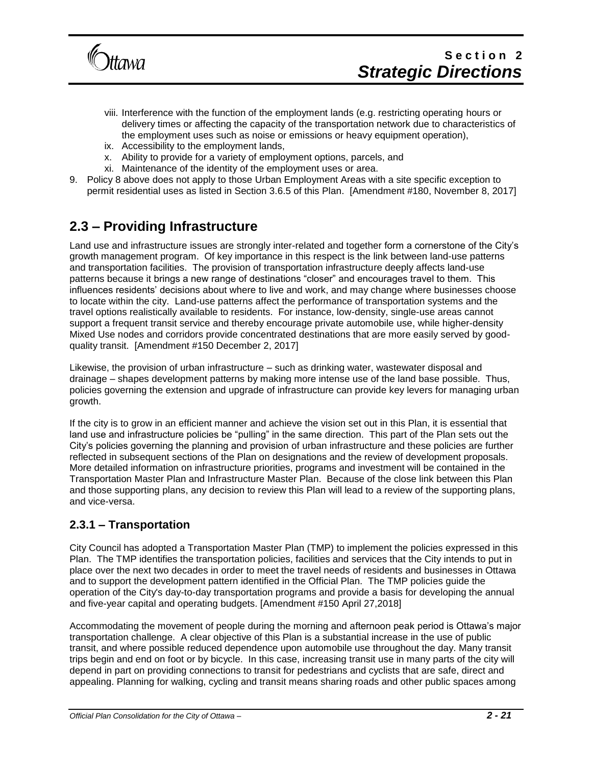viii. Interference with the function of the employment lands (e.g. restricting operating hours or delivery times or affecting the capacity of the transportation network due to characteristics of the employment uses such as noise or emissions or heavy equipment operation),
ix. Accessibility to the employment lands,
x. Ability to provide for a variety of employment options, parcels, and
xi. Maintenance of the identity of the employment uses or area.

9. Policy 8 above does not apply to those Urban Employment Areas with a site specific exception to permit residential uses as listed in Section 3.6.5 of this Plan. [Amendment #180, November 8, 2017]

## 2.3 – Providing Infrastructure

Land use and infrastructure issues are strongly inter-related and together form a cornerstone of the City's growth management program. Of key importance in this respect is the link between land-use patterns and transportation facilities. The provision of transportation infrastructure deeply affects land-use patterns because it brings a new range of destinations "closer" and encourages travel to them. This influences residents' decisions about where to live and work, and may change where businesses choose to locate within the city. Land-use patterns affect the performance of transportation systems and the travel options realistically available to residents. For instance, low-density, single-use areas cannot support a frequent transit service and thereby encourage private automobile use, while higher-density Mixed Use nodes and corridors provide concentrated destinations that are more easily served by good-quality transit. [Amendment #150 December 2, 2017]

Likewise, the provision of urban infrastructure – such as drinking water, wastewater disposal and drainage – shapes development patterns by making more intense use of the land base possible. Thus, policies governing the extension and upgrade of infrastructure can provide key levers for managing urban growth.

If the city is to grow in an efficient manner and achieve the vision set out in this Plan, it is essential that land use and infrastructure policies be "pulling" in the same direction. This part of the Plan sets out the City's policies governing the planning and provision of urban infrastructure and these policies are further reflected in subsequent sections of the Plan on designations and the review of development proposals. More detailed information on infrastructure priorities, programs and investment will be contained in the Transportation Master Plan and Infrastructure Master Plan. Because of the close link between this Plan and those supporting plans, any decision to review this Plan will lead to a review of the supporting plans, and vice-versa.

### 2.3.1 – Transportation

City Council has adopted a Transportation Master Plan (TMP) to implement the policies expressed in this Plan. The TMP identifies the transportation policies, facilities and services that the City intends to put in place over the next two decades in order to meet the travel needs of residents and businesses in Ottawa and to support the development pattern identified in the Official Plan. The TMP policies guide the operation of the City's day-to-day transportation programs and provide a basis for developing the annual and five-year capital and operating budgets. [Amendment #150 April 27,2018]

Accommodating the movement of people during the morning and afternoon peak period is Ottawa's major transportation challenge. A clear objective of this Plan is a substantial increase in the use of public transit, and where possible reduced dependence upon automobile use throughout the day. Many transit trips begin and end on foot or by bicycle. In this case, increasing transit use in many parts of the city will depend in part on providing connections to transit for pedestrians and cyclists that are safe, direct and appealing. Planning for walking, cycling and transit means sharing roads and other public spaces among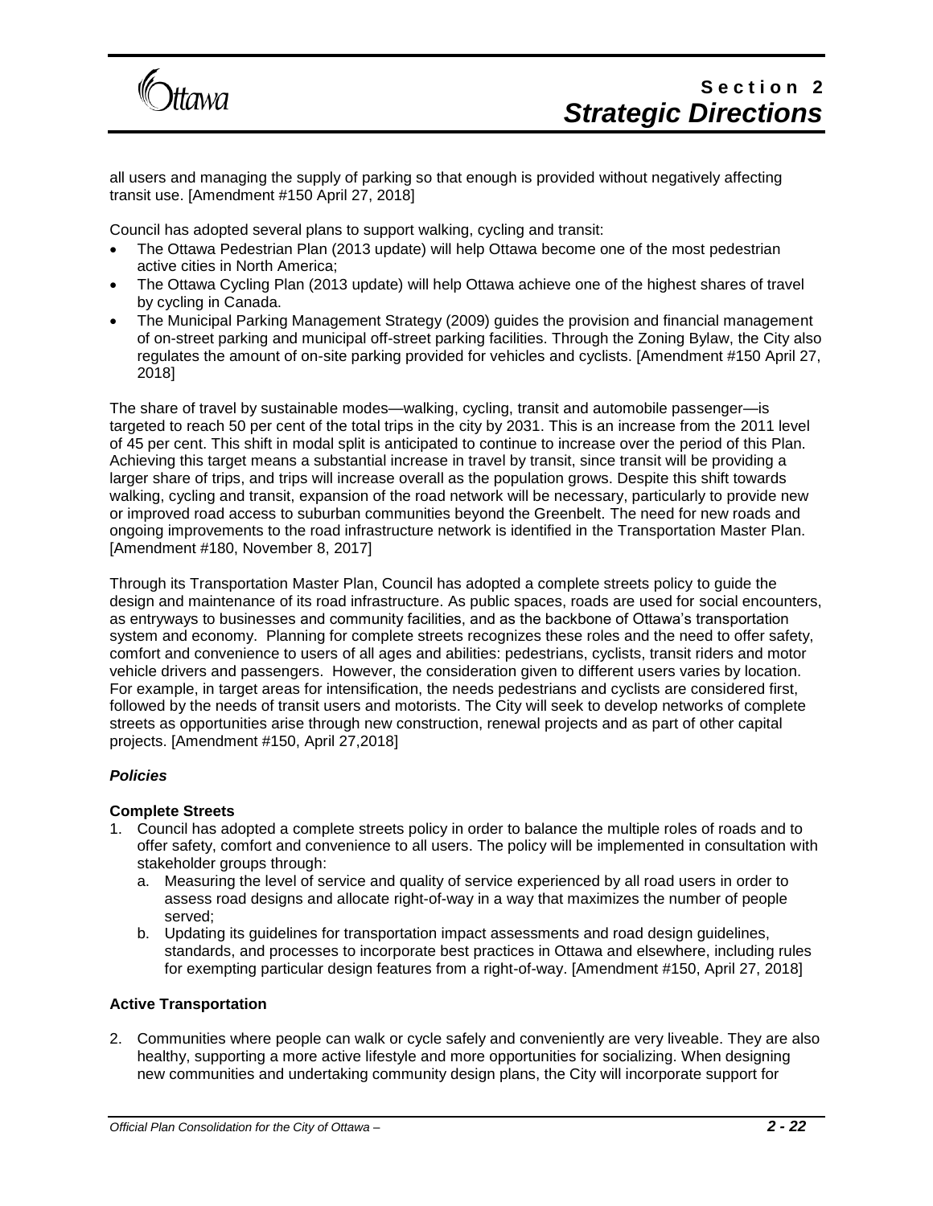all users and managing the supply of parking so that enough is provided without negatively affecting transit use. [Amendment #150 April 27, 2018]

Council has adopted several plans to support walking, cycling and transit:

- The Ottawa Pedestrian Plan (2013 update) will help Ottawa become one of the most pedestrian active cities in North America;
- The Ottawa Cycling Plan (2013 update) will help Ottawa achieve one of the highest shares of travel by cycling in Canada.
- The Municipal Parking Management Strategy (2009) guides the provision and financial management of on-street parking and municipal off-street parking facilities. Through the Zoning Bylaw, the City also regulates the amount of on-site parking provided for vehicles and cyclists. [Amendment #150 April 27, 2018]

The share of travel by sustainable modes—walking, cycling, transit and automobile passenger—is targeted to reach 50 per cent of the total trips in the city by 2031. This is an increase from the 2011 level of 45 per cent. This shift in modal split is anticipated to continue to increase over the period of this Plan. Achieving this target means a substantial increase in travel by transit, since transit will be providing a larger share of trips, and trips will increase overall as the population grows. Despite this shift towards walking, cycling and transit, expansion of the road network will be necessary, particularly to provide new or improved road access to suburban communities beyond the Greenbelt. The need for new roads and ongoing improvements to the road infrastructure network is identified in the Transportation Master Plan. [Amendment #180, November 8, 2017]

Through its Transportation Master Plan, Council has adopted a complete streets policy to guide the design and maintenance of its road infrastructure. As public spaces, roads are used for social encounters, as entryways to businesses and community facilities, and as the backbone of Ottawa's transportation system and economy. Planning for complete streets recognizes these roles and the need to offer safety, comfort and convenience to users of all ages and abilities: pedestrians, cyclists, transit riders and motor vehicle drivers and passengers. However, the consideration given to different users varies by location. For example, in target areas for intensification, the needs pedestrians and cyclists are considered first, followed by the needs of transit users and motorists. The City will seek to develop networks of complete streets as opportunities arise through new construction, renewal projects and as part of other capital projects. [Amendment #150, April 27,2018]

***Policies***

**Complete Streets**

1. Council has adopted a complete streets policy in order to balance the multiple roles of roads and to offer safety, comfort and convenience to all users. The policy will be implemented in consultation with stakeholder groups through:
   a. Measuring the level of service and quality of service experienced by all road users in order to assess road designs and allocate right-of-way in a way that maximizes the number of people served;
   b. Updating its guidelines for transportation impact assessments and road design guidelines, standards, and processes to incorporate best practices in Ottawa and elsewhere, including rules for exempting particular design features from a right-of-way. [Amendment #150, April 27, 2018]

**Active Transportation**

2. Communities where people can walk or cycle safely and conveniently are very liveable. They are also healthy, supporting a more active lifestyle and more opportunities for socializing. When designing new communities and undertaking community design plans, the City will incorporate support for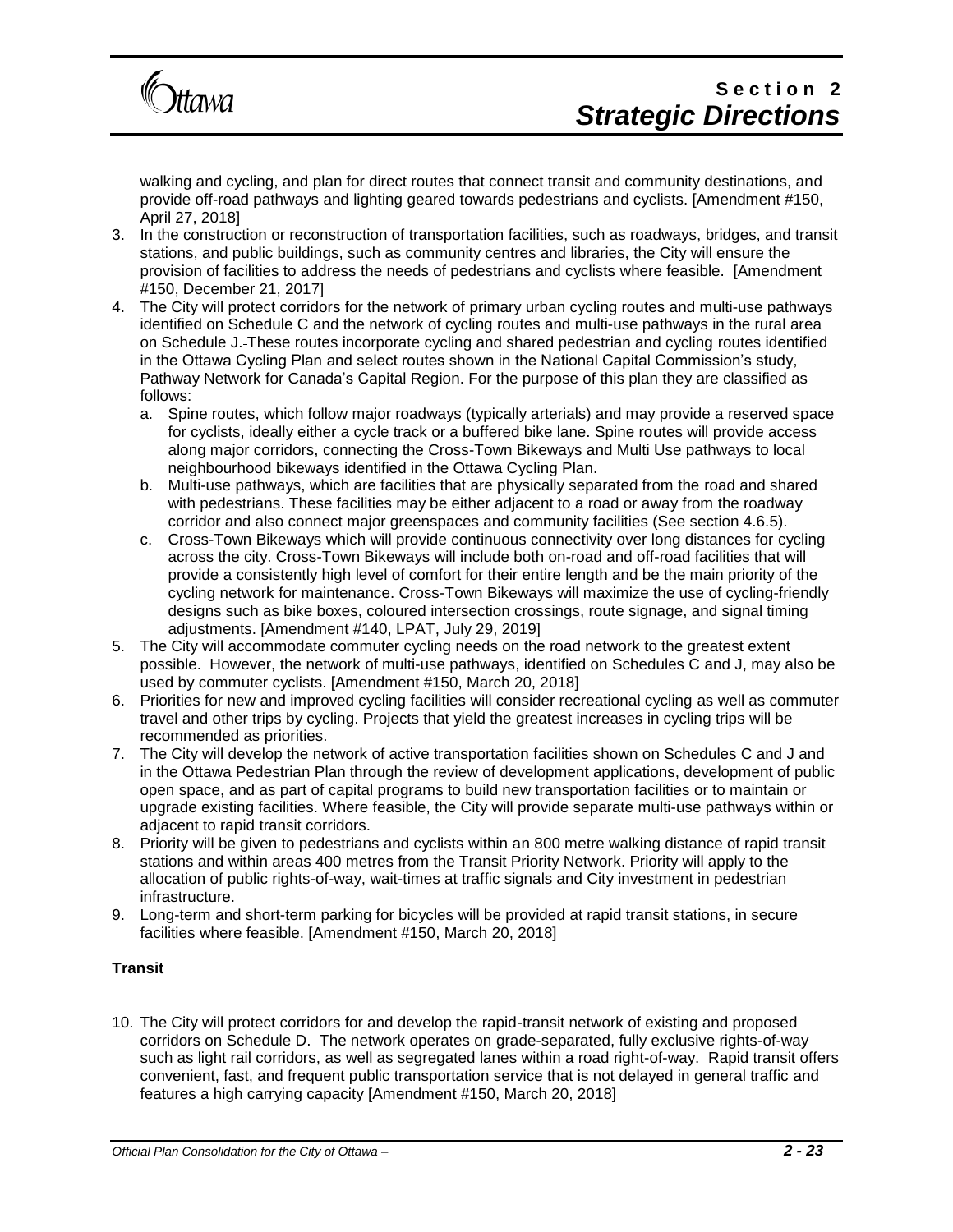walking and cycling, and plan for direct routes that connect transit and community destinations, and provide off-road pathways and lighting geared towards pedestrians and cyclists. [Amendment #150, April 27, 2018]

3. In the construction or reconstruction of transportation facilities, such as roadways, bridges, and transit stations, and public buildings, such as community centres and libraries, the City will ensure the provision of facilities to address the needs of pedestrians and cyclists where feasible. [Amendment #150, December 21, 2017]
4. The City will protect corridors for the network of primary urban cycling routes and multi-use pathways identified on Schedule C and the network of cycling routes and multi-use pathways in the rural area on Schedule J. These routes incorporate cycling and shared pedestrian and cycling routes identified in the Ottawa Cycling Plan and select routes shown in the National Capital Commission's study, Pathway Network for Canada's Capital Region. For the purpose of this plan they are classified as follows:
   a. Spine routes, which follow major roadways (typically arterials) and may provide a reserved space for cyclists, ideally either a cycle track or a buffered bike lane. Spine routes will provide access along major corridors, connecting the Cross-Town Bikeways and Multi Use pathways to local neighbourhood bikeways identified in the Ottawa Cycling Plan.
   b. Multi-use pathways, which are facilities that are physically separated from the road and shared with pedestrians. These facilities may be either adjacent to a road or away from the roadway corridor and also connect major greenspaces and community facilities (See section 4.6.5).
   c. Cross-Town Bikeways which will provide continuous connectivity over long distances for cycling across the city. Cross-Town Bikeways will include both on-road and off-road facilities that will provide a consistently high level of comfort for their entire length and be the main priority of the cycling network for maintenance. Cross-Town Bikeways will maximize the use of cycling-friendly designs such as bike boxes, coloured intersection crossings, route signage, and signal timing adjustments. [Amendment #140, LPAT, July 29, 2019]
5. The City will accommodate commuter cycling needs on the road network to the greatest extent possible. However, the network of multi-use pathways, identified on Schedules C and J, may also be used by commuter cyclists. [Amendment #150, March 20, 2018]
6. Priorities for new and improved cycling facilities will consider recreational cycling as well as commuter travel and other trips by cycling. Projects that yield the greatest increases in cycling trips will be recommended as priorities.
7. The City will develop the network of active transportation facilities shown on Schedules C and J and in the Ottawa Pedestrian Plan through the review of development applications, development of public open space, and as part of capital programs to build new transportation facilities or to maintain or upgrade existing facilities. Where feasible, the City will provide separate multi-use pathways within or adjacent to rapid transit corridors.
8. Priority will be given to pedestrians and cyclists within an 800 metre walking distance of rapid transit stations and within areas 400 metres from the Transit Priority Network. Priority will apply to the allocation of public rights-of-way, wait-times at traffic signals and City investment in pedestrian infrastructure.
9. Long-term and short-term parking for bicycles will be provided at rapid transit stations, in secure facilities where feasible. [Amendment #150, March 20, 2018]

**Transit**

10. The City will protect corridors for and develop the rapid-transit network of existing and proposed corridors on Schedule D. The network operates on grade-separated, fully exclusive rights-of-way such as light rail corridors, as well as segregated lanes within a road right-of-way. Rapid transit offers convenient, fast, and frequent public transportation service that is not delayed in general traffic and features a high carrying capacity [Amendment #150, March 20, 2018]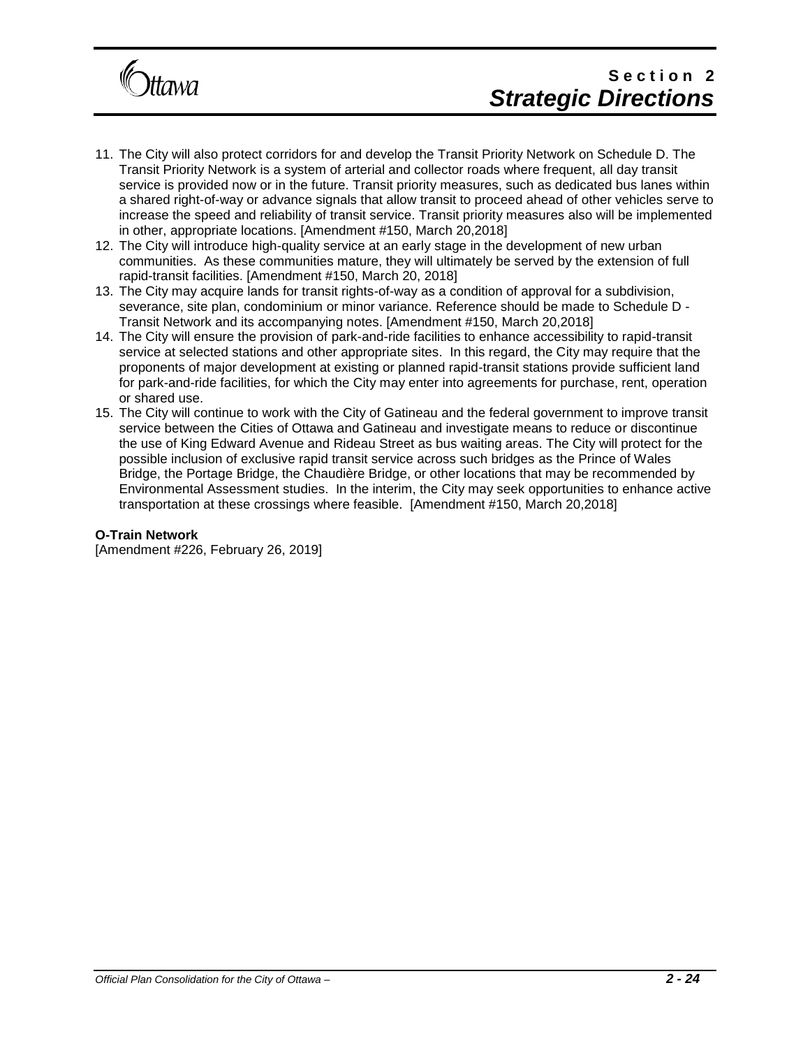11. The City will also protect corridors for and develop the Transit Priority Network on Schedule D. The Transit Priority Network is a system of arterial and collector roads where frequent, all day transit service is provided now or in the future. Transit priority measures, such as dedicated bus lanes within a shared right-of-way or advance signals that allow transit to proceed ahead of other vehicles serve to increase the speed and reliability of transit service. Transit priority measures also will be implemented in other, appropriate locations. [Amendment #150, March 20,2018]
12. The City will introduce high-quality service at an early stage in the development of new urban communities. As these communities mature, they will ultimately be served by the extension of full rapid-transit facilities. [Amendment #150, March 20, 2018]
13. The City may acquire lands for transit rights-of-way as a condition of approval for a subdivision, severance, site plan, condominium or minor variance. Reference should be made to Schedule D - Transit Network and its accompanying notes. [Amendment #150, March 20,2018]
14. The City will ensure the provision of park-and-ride facilities to enhance accessibility to rapid-transit service at selected stations and other appropriate sites. In this regard, the City may require that the proponents of major development at existing or planned rapid-transit stations provide sufficient land for park-and-ride facilities, for which the City may enter into agreements for purchase, rent, operation or shared use.
15. The City will continue to work with the City of Gatineau and the federal government to improve transit service between the Cities of Ottawa and Gatineau and investigate means to reduce or discontinue the use of King Edward Avenue and Rideau Street as bus waiting areas. The City will protect for the possible inclusion of exclusive rapid transit service across such bridges as the Prince of Wales Bridge, the Portage Bridge, the Chaudière Bridge, or other locations that may be recommended by Environmental Assessment studies. In the interim, the City may seek opportunities to enhance active transportation at these crossings where feasible. [Amendment #150, March 20,2018]

**O-Train Network**

[Amendment #226, February 26, 2019]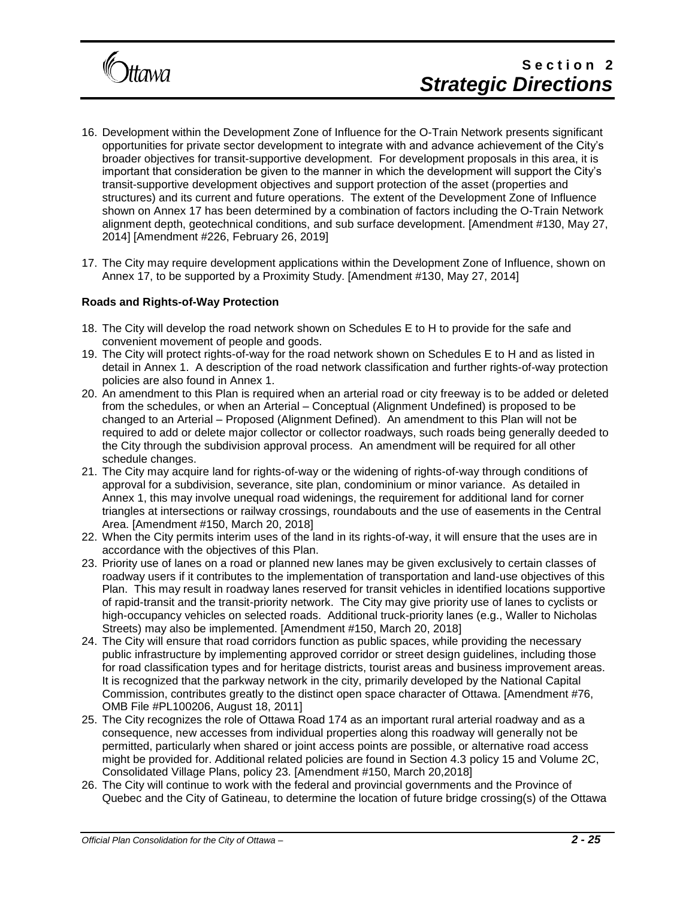16. Development within the Development Zone of Influence for the O-Train Network presents significant opportunities for private sector development to integrate with and advance achievement of the City's broader objectives for transit-supportive development. For development proposals in this area, it is important that consideration be given to the manner in which the development will support the City's transit-supportive development objectives and support protection of the asset (properties and structures) and its current and future operations. The extent of the Development Zone of Influence shown on Annex 17 has been determined by a combination of factors including the O-Train Network alignment depth, geotechnical conditions, and sub surface development. [Amendment #130, May 27, 2014] [Amendment #226, February 26, 2019]

17. The City may require development applications within the Development Zone of Influence, shown on Annex 17, to be supported by a Proximity Study. [Amendment #130, May 27, 2014]

**Roads and Rights-of-Way Protection**

18. The City will develop the road network shown on Schedules E to H to provide for the safe and convenient movement of people and goods.
19. The City will protect rights-of-way for the road network shown on Schedules E to H and as listed in detail in Annex 1. A description of the road network classification and further rights-of-way protection policies are also found in Annex 1.
20. An amendment to this Plan is required when an arterial road or city freeway is to be added or deleted from the schedules, or when an Arterial – Conceptual (Alignment Undefined) is proposed to be changed to an Arterial – Proposed (Alignment Defined). An amendment to this Plan will not be required to add or delete major collector or collector roadways, such roads being generally deeded to the City through the subdivision approval process. An amendment will be required for all other schedule changes.
21. The City may acquire land for rights-of-way or the widening of rights-of-way through conditions of approval for a subdivision, severance, site plan, condominium or minor variance. As detailed in Annex 1, this may involve unequal road widenings, the requirement for additional land for corner triangles at intersections or railway crossings, roundabouts and the use of easements in the Central Area. [Amendment #150, March 20, 2018]
22. When the City permits interim uses of the land in its rights-of-way, it will ensure that the uses are in accordance with the objectives of this Plan.
23. Priority use of lanes on a road or planned new lanes may be given exclusively to certain classes of roadway users if it contributes to the implementation of transportation and land-use objectives of this Plan. This may result in roadway lanes reserved for transit vehicles in identified locations supportive of rapid-transit and the transit-priority network. The City may give priority use of lanes to cyclists or high-occupancy vehicles on selected roads. Additional truck-priority lanes (e.g., Waller to Nicholas Streets) may also be implemented. [Amendment #150, March 20, 2018]
24. The City will ensure that road corridors function as public spaces, while providing the necessary public infrastructure by implementing approved corridor or street design guidelines, including those for road classification types and for heritage districts, tourist areas and business improvement areas. It is recognized that the parkway network in the city, primarily developed by the National Capital Commission, contributes greatly to the distinct open space character of Ottawa. [Amendment #76, OMB File #PL100206, August 18, 2011]
25. The City recognizes the role of Ottawa Road 174 as an important rural arterial roadway and as a consequence, new accesses from individual properties along this roadway will generally not be permitted, particularly when shared or joint access points are possible, or alternative road access might be provided for. Additional related policies are found in Section 4.3 policy 15 and Volume 2C, Consolidated Village Plans, policy 23. [Amendment #150, March 20,2018]
26. The City will continue to work with the federal and provincial governments and the Province of Quebec and the City of Gatineau, to determine the location of future bridge crossing(s) of the Ottawa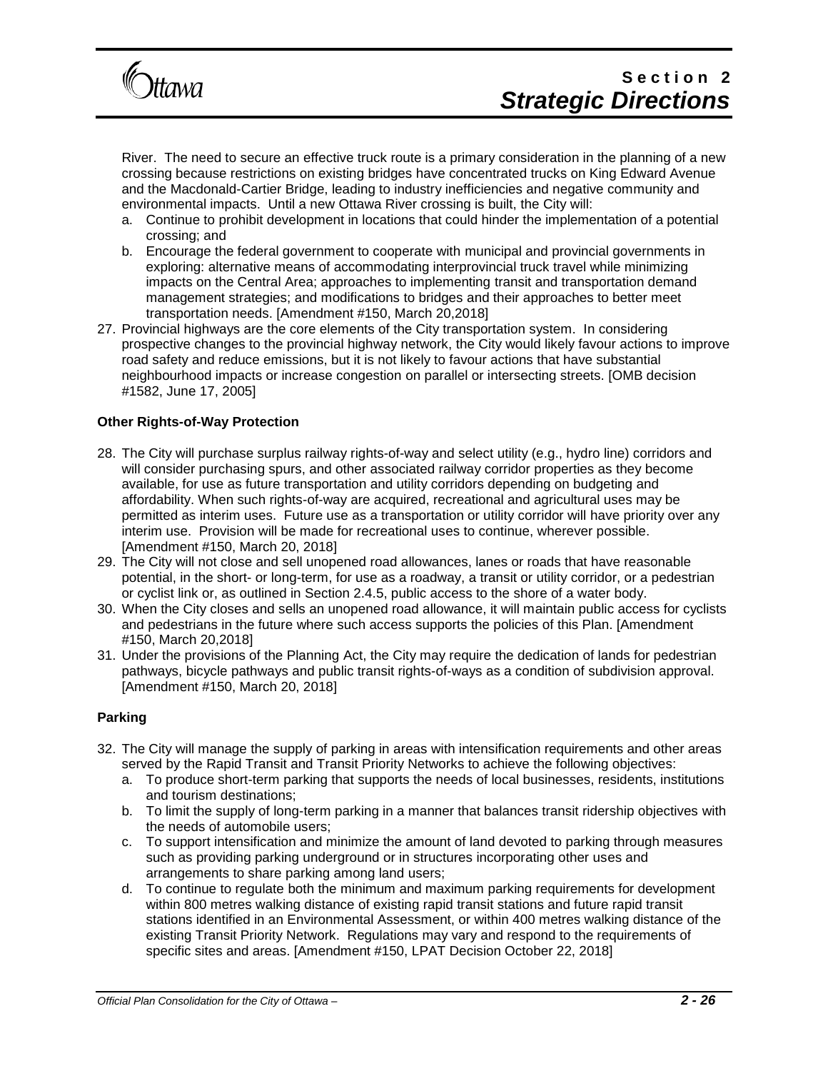River. The need to secure an effective truck route is a primary consideration in the planning of a new crossing because restrictions on existing bridges have concentrated trucks on King Edward Avenue and the Macdonald-Cartier Bridge, leading to industry inefficiencies and negative community and environmental impacts. Until a new Ottawa River crossing is built, the City will:

a. Continue to prohibit development in locations that could hinder the implementation of a potential crossing; and
b. Encourage the federal government to cooperate with municipal and provincial governments in exploring: alternative means of accommodating interprovincial truck travel while minimizing impacts on the Central Area; approaches to implementing transit and transportation demand management strategies; and modifications to bridges and their approaches to better meet transportation needs. [Amendment #150, March 20,2018]

27. Provincial highways are the core elements of the City transportation system. In considering prospective changes to the provincial highway network, the City would likely favour actions to improve road safety and reduce emissions, but it is not likely to favour actions that have substantial neighbourhood impacts or increase congestion on parallel or intersecting streets. [OMB decision #1582, June 17, 2005]

**Other Rights-of-Way Protection**

28. The City will purchase surplus railway rights-of-way and select utility (e.g., hydro line) corridors and will consider purchasing spurs, and other associated railway corridor properties as they become available, for use as future transportation and utility corridors depending on budgeting and affordability. When such rights-of-way are acquired, recreational and agricultural uses may be permitted as interim uses. Future use as a transportation or utility corridor will have priority over any interim use. Provision will be made for recreational uses to continue, wherever possible. [Amendment #150, March 20, 2018]
29. The City will not close and sell unopened road allowances, lanes or roads that have reasonable potential, in the short- or long-term, for use as a roadway, a transit or utility corridor, or a pedestrian or cyclist link or, as outlined in Section 2.4.5, public access to the shore of a water body.
30. When the City closes and sells an unopened road allowance, it will maintain public access for cyclists and pedestrians in the future where such access supports the policies of this Plan. [Amendment #150, March 20,2018]
31. Under the provisions of the Planning Act, the City may require the dedication of lands for pedestrian pathways, bicycle pathways and public transit rights-of-ways as a condition of subdivision approval. [Amendment #150, March 20, 2018]

**Parking**

32. The City will manage the supply of parking in areas with intensification requirements and other areas served by the Rapid Transit and Transit Priority Networks to achieve the following objectives:
    a. To produce short-term parking that supports the needs of local businesses, residents, institutions and tourism destinations;
    b. To limit the supply of long-term parking in a manner that balances transit ridership objectives with the needs of automobile users;
    c. To support intensification and minimize the amount of land devoted to parking through measures such as providing parking underground or in structures incorporating other uses and arrangements to share parking among land users;
    d. To continue to regulate both the minimum and maximum parking requirements for development within 800 metres walking distance of existing rapid transit stations and future rapid transit stations identified in an Environmental Assessment, or within 400 metres walking distance of the existing Transit Priority Network. Regulations may vary and respond to the requirements of specific sites and areas. [Amendment #150, LPAT Decision October 22, 2018]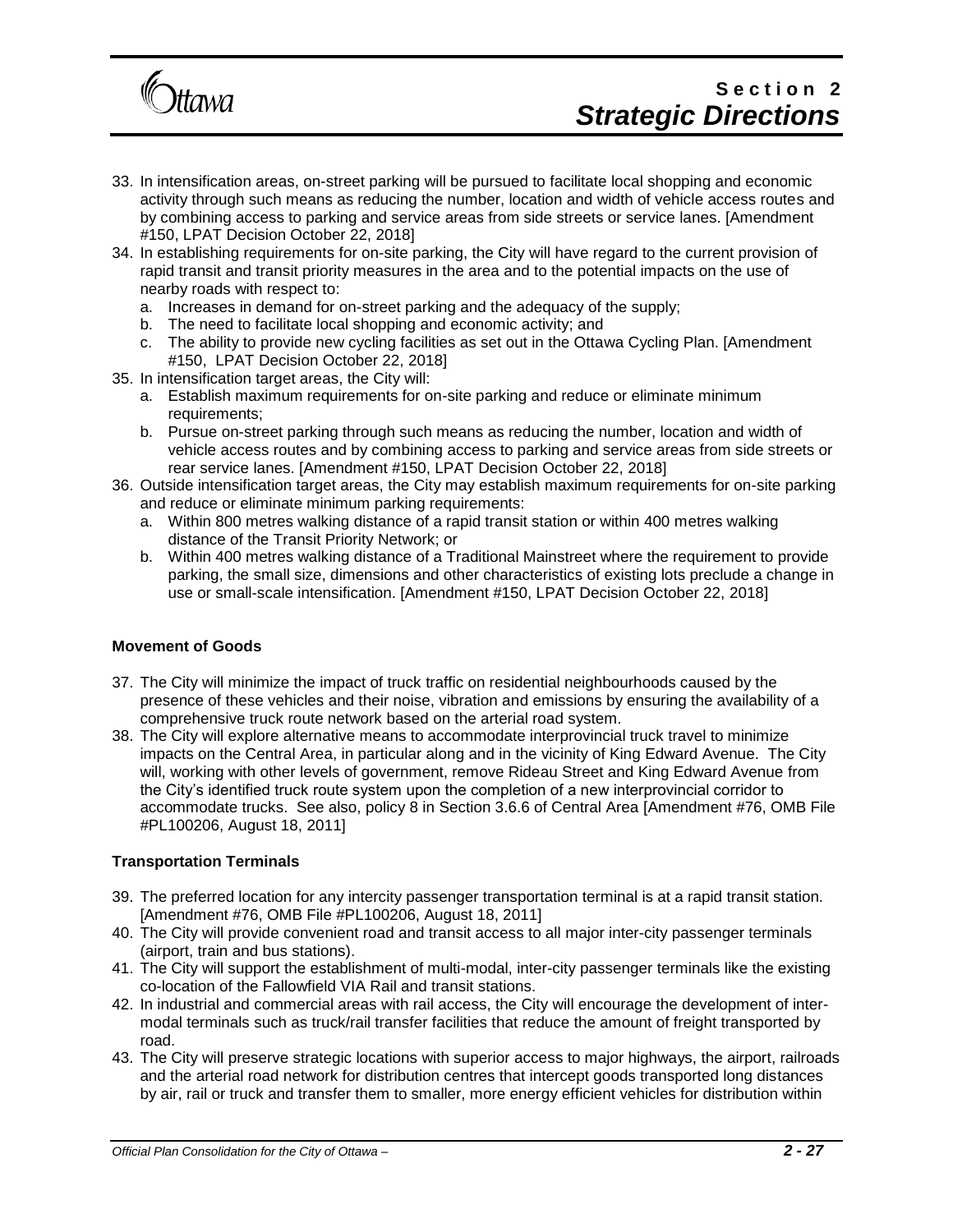33. In intensification areas, on-street parking will be pursued to facilitate local shopping and economic activity through such means as reducing the number, location and width of vehicle access routes and by combining access to parking and service areas from side streets or service lanes. [Amendment #150, LPAT Decision October 22, 2018]
34. In establishing requirements for on-site parking, the City will have regard to the current provision of rapid transit and transit priority measures in the area and to the potential impacts on the use of nearby roads with respect to:
    a. Increases in demand for on-street parking and the adequacy of the supply;
    b. The need to facilitate local shopping and economic activity; and
    c. The ability to provide new cycling facilities as set out in the Ottawa Cycling Plan. [Amendment #150, LPAT Decision October 22, 2018]
35. In intensification target areas, the City will:
    a. Establish maximum requirements for on-site parking and reduce or eliminate minimum requirements;
    b. Pursue on-street parking through such means as reducing the number, location and width of vehicle access routes and by combining access to parking and service areas from side streets or rear service lanes. [Amendment #150, LPAT Decision October 22, 2018]
36. Outside intensification target areas, the City may establish maximum requirements for on-site parking and reduce or eliminate minimum parking requirements:
    a. Within 800 metres walking distance of a rapid transit station or within 400 metres walking distance of the Transit Priority Network; or
    b. Within 400 metres walking distance of a Traditional Mainstreet where the requirement to provide parking, the small size, dimensions and other characteristics of existing lots preclude a change in use or small-scale intensification. [Amendment #150, LPAT Decision October 22, 2018]

**Movement of Goods**

37. The City will minimize the impact of truck traffic on residential neighbourhoods caused by the presence of these vehicles and their noise, vibration and emissions by ensuring the availability of a comprehensive truck route network based on the arterial road system.
38. The City will explore alternative means to accommodate interprovincial truck travel to minimize impacts on the Central Area, in particular along and in the vicinity of King Edward Avenue. The City will, working with other levels of government, remove Rideau Street and King Edward Avenue from the City's identified truck route system upon the completion of a new interprovincial corridor to accommodate trucks. See also, policy 8 in Section 3.6.6 of Central Area [Amendment #76, OMB File #PL100206, August 18, 2011]

**Transportation Terminals**

39. The preferred location for any intercity passenger transportation terminal is at a rapid transit station. [Amendment #76, OMB File #PL100206, August 18, 2011]
40. The City will provide convenient road and transit access to all major inter-city passenger terminals (airport, train and bus stations).
41. The City will support the establishment of multi-modal, inter-city passenger terminals like the existing co-location of the Fallowfield VIA Rail and transit stations.
42. In industrial and commercial areas with rail access, the City will encourage the development of inter-modal terminals such as truck/rail transfer facilities that reduce the amount of freight transported by road.
43. The City will preserve strategic locations with superior access to major highways, the airport, railroads and the arterial road network for distribution centres that intercept goods transported long distances by air, rail or truck and transfer them to smaller, more energy efficient vehicles for distribution within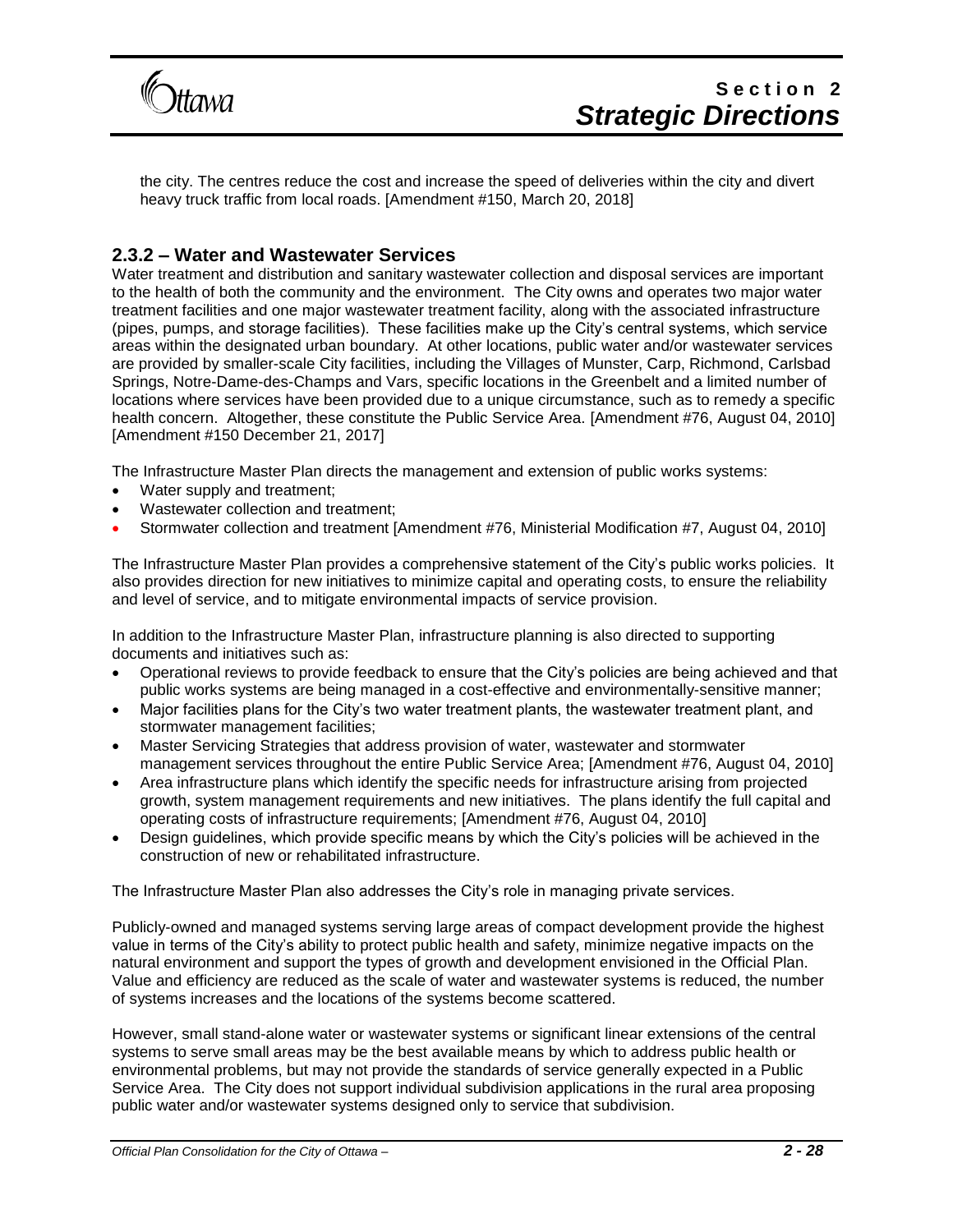the city. The centres reduce the cost and increase the speed of deliveries within the city and divert heavy truck traffic from local roads. [Amendment #150, March 20, 2018]

### 2.3.2 – Water and Wastewater Services

Water treatment and distribution and sanitary wastewater collection and disposal services are important to the health of both the community and the environment. The City owns and operates two major water treatment facilities and one major wastewater treatment facility, along with the associated infrastructure (pipes, pumps, and storage facilities). These facilities make up the City's central systems, which service areas within the designated urban boundary. At other locations, public water and/or wastewater services are provided by smaller-scale City facilities, including the Villages of Munster, Carp, Richmond, Carlsbad Springs, Notre-Dame-des-Champs and Vars, specific locations in the Greenbelt and a limited number of locations where services have been provided due to a unique circumstance, such as to remedy a specific health concern. Altogether, these constitute the Public Service Area. [Amendment #76, August 04, 2010] [Amendment #150 December 21, 2017]

The Infrastructure Master Plan directs the management and extension of public works systems:

- Water supply and treatment;
- Wastewater collection and treatment;
- Stormwater collection and treatment [Amendment #76, Ministerial Modification #7, August 04, 2010]

The Infrastructure Master Plan provides a comprehensive statement of the City's public works policies. It also provides direction for new initiatives to minimize capital and operating costs, to ensure the reliability and level of service, and to mitigate environmental impacts of service provision.

In addition to the Infrastructure Master Plan, infrastructure planning is also directed to supporting documents and initiatives such as:

- Operational reviews to provide feedback to ensure that the City's policies are being achieved and that public works systems are being managed in a cost-effective and environmentally-sensitive manner;
- Major facilities plans for the City's two water treatment plants, the wastewater treatment plant, and stormwater management facilities;
- Master Servicing Strategies that address provision of water, wastewater and stormwater management services throughout the entire Public Service Area; [Amendment #76, August 04, 2010]
- Area infrastructure plans which identify the specific needs for infrastructure arising from projected growth, system management requirements and new initiatives. The plans identify the full capital and operating costs of infrastructure requirements; [Amendment #76, August 04, 2010]
- Design guidelines, which provide specific means by which the City's policies will be achieved in the construction of new or rehabilitated infrastructure.

The Infrastructure Master Plan also addresses the City's role in managing private services.

Publicly-owned and managed systems serving large areas of compact development provide the highest value in terms of the City's ability to protect public health and safety, minimize negative impacts on the natural environment and support the types of growth and development envisioned in the Official Plan. Value and efficiency are reduced as the scale of water and wastewater systems is reduced, the number of systems increases and the locations of the systems become scattered.

However, small stand-alone water or wastewater systems or significant linear extensions of the central systems to serve small areas may be the best available means by which to address public health or environmental problems, but may not provide the standards of service generally expected in a Public Service Area. The City does not support individual subdivision applications in the rural area proposing public water and/or wastewater systems designed only to service that subdivision.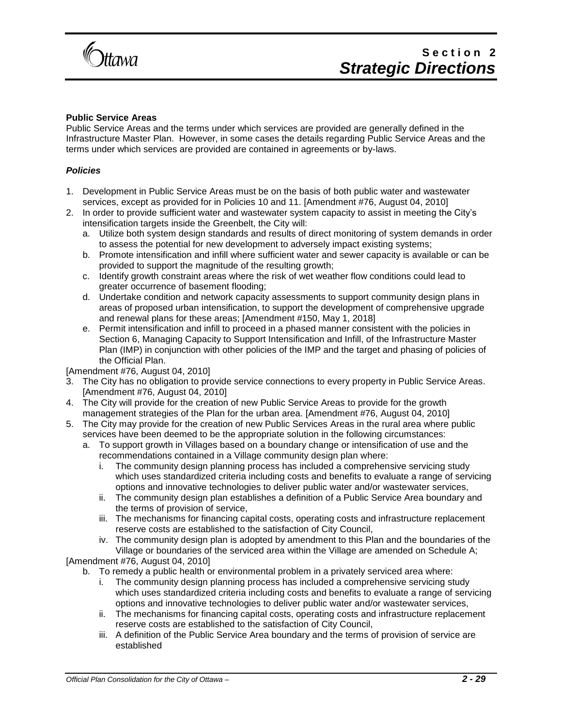**Public Service Areas**

Public Service Areas and the terms under which services are provided are generally defined in the Infrastructure Master Plan. However, in some cases the details regarding Public Service Areas and the terms under which services are provided are contained in agreements or by-laws.

***Policies***

1. Development in Public Service Areas must be on the basis of both public water and wastewater services, except as provided for in Policies 10 and 11. [Amendment #76, August 04, 2010]
2. In order to provide sufficient water and wastewater system capacity to assist in meeting the City's intensification targets inside the Greenbelt, the City will:
   a. Utilize both system design standards and results of direct monitoring of system demands in order to assess the potential for new development to adversely impact existing systems;
   b. Promote intensification and infill where sufficient water and sewer capacity is available or can be provided to support the magnitude of the resulting growth;
   c. Identify growth constraint areas where the risk of wet weather flow conditions could lead to greater occurrence of basement flooding;
   d. Undertake condition and network capacity assessments to support community design plans in areas of proposed urban intensification, to support the development of comprehensive upgrade and renewal plans for these areas; [Amendment #150, May 1, 2018]
   e. Permit intensification and infill to proceed in a phased manner consistent with the policies in Section 6, Managing Capacity to Support Intensification and Infill, of the Infrastructure Master Plan (IMP) in conjunction with other policies of the IMP and the target and phasing of policies of the Official Plan.

[Amendment #76, August 04, 2010]

3. The City has no obligation to provide service connections to every property in Public Service Areas. [Amendment #76, August 04, 2010]
4. The City will provide for the creation of new Public Service Areas to provide for the growth management strategies of the Plan for the urban area. [Amendment #76, August 04, 2010]
5. The City may provide for the creation of new Public Services Areas in the rural area where public services have been deemed to be the appropriate solution in the following circumstances:
   a. To support growth in Villages based on a boundary change or intensification of use and the recommendations contained in a Village community design plan where:
      i. The community design planning process has included a comprehensive servicing study which uses standardized criteria including costs and benefits to evaluate a range of servicing options and innovative technologies to deliver public water and/or wastewater services,
      ii. The community design plan establishes a definition of a Public Service Area boundary and the terms of provision of service,
      iii. The mechanisms for financing capital costs, operating costs and infrastructure replacement reserve costs are established to the satisfaction of City Council,
      iv. The community design plan is adopted by amendment to this Plan and the boundaries of the Village or boundaries of the serviced area within the Village are amended on Schedule A;

[Amendment #76, August 04, 2010]

   b. To remedy a public health or environmental problem in a privately serviced area where:
      i. The community design planning process has included a comprehensive servicing study which uses standardized criteria including costs and benefits to evaluate a range of servicing options and innovative technologies to deliver public water and/or wastewater services,
      ii. The mechanisms for financing capital costs, operating costs and infrastructure replacement reserve costs are established to the satisfaction of City Council,
      iii. A definition of the Public Service Area boundary and the terms of provision of service are established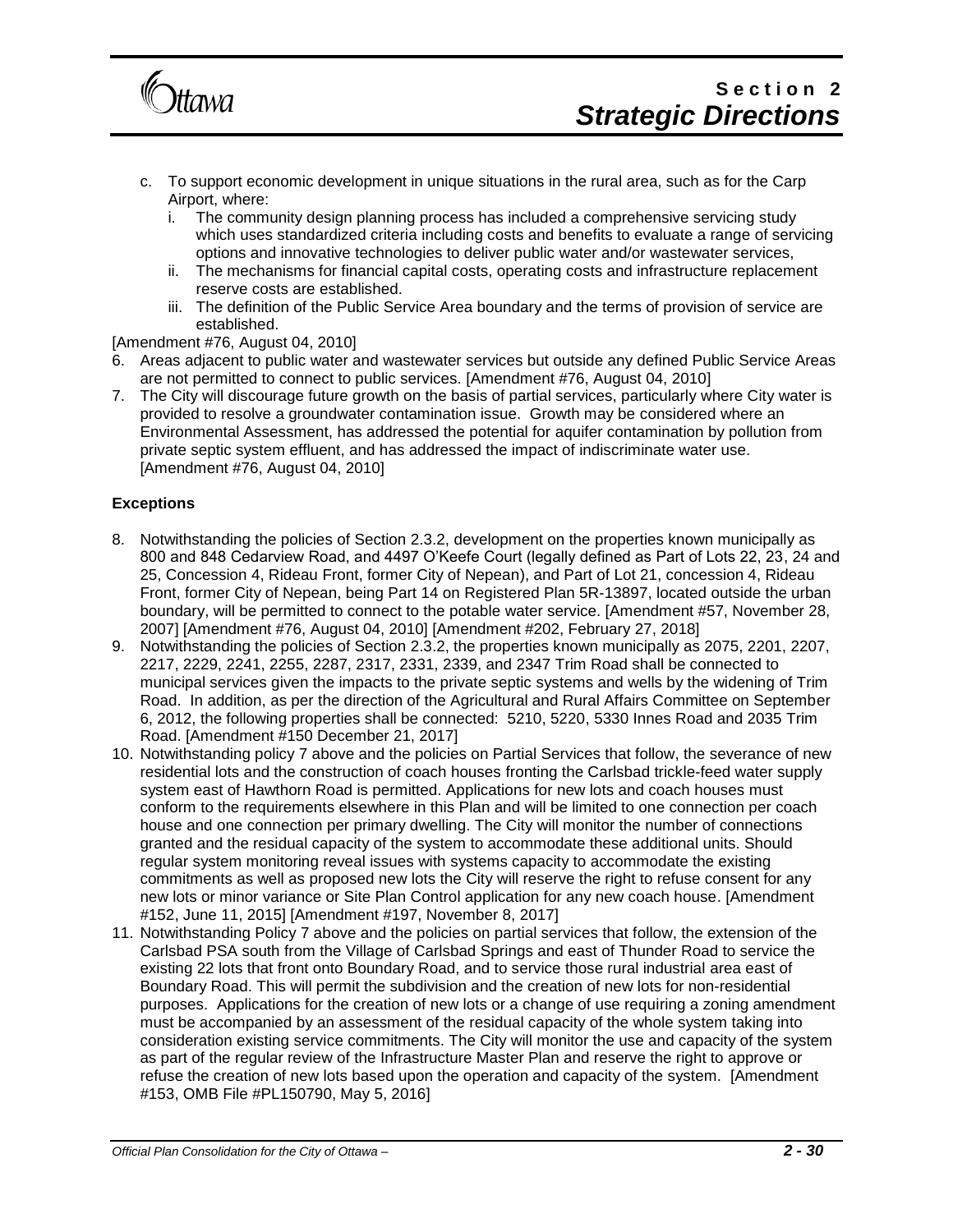c. To support economic development in unique situations in the rural area, such as for the Carp Airport, where:
   i. The community design planning process has included a comprehensive servicing study which uses standardized criteria including costs and benefits to evaluate a range of servicing options and innovative technologies to deliver public water and/or wastewater services,
   ii. The mechanisms for financial capital costs, operating costs and infrastructure replacement reserve costs are established.
   iii. The definition of the Public Service Area boundary and the terms of provision of service are established.

[Amendment #76, August 04, 2010]

6. Areas adjacent to public water and wastewater services but outside any defined Public Service Areas are not permitted to connect to public services. [Amendment #76, August 04, 2010]
7. The City will discourage future growth on the basis of partial services, particularly where City water is provided to resolve a groundwater contamination issue. Growth may be considered where an Environmental Assessment, has addressed the potential for aquifer contamination by pollution from private septic system effluent, and has addressed the impact of indiscriminate water use. [Amendment #76, August 04, 2010]

**Exceptions**

8. Notwithstanding the policies of Section 2.3.2, development on the properties known municipally as 800 and 848 Cedarview Road, and 4497 O'Keefe Court (legally defined as Part of Lots 22, 23, 24 and 25, Concession 4, Rideau Front, former City of Nepean), and Part of Lot 21, concession 4, Rideau Front, former City of Nepean, being Part 14 on Registered Plan 5R-13897, located outside the urban boundary, will be permitted to connect to the potable water service. [Amendment #57, November 28, 2007] [Amendment #76, August 04, 2010] [Amendment #202, February 27, 2018]
9. Notwithstanding the policies of Section 2.3.2, the properties known municipally as 2075, 2201, 2207, 2217, 2229, 2241, 2255, 2287, 2317, 2331, 2339, and 2347 Trim Road shall be connected to municipal services given the impacts to the private septic systems and wells by the widening of Trim Road. In addition, as per the direction of the Agricultural and Rural Affairs Committee on September 6, 2012, the following properties shall be connected: 5210, 5220, 5330 Innes Road and 2035 Trim Road. [Amendment #150 December 21, 2017]
10. Notwithstanding policy 7 above and the policies on Partial Services that follow, the severance of new residential lots and the construction of coach houses fronting the Carlsbad trickle-feed water supply system east of Hawthorn Road is permitted. Applications for new lots and coach houses must conform to the requirements elsewhere in this Plan and will be limited to one connection per coach house and one connection per primary dwelling. The City will monitor the number of connections granted and the residual capacity of the system to accommodate these additional units. Should regular system monitoring reveal issues with systems capacity to accommodate the existing commitments as well as proposed new lots the City will reserve the right to refuse consent for any new lots or minor variance or Site Plan Control application for any new coach house. [Amendment #152, June 11, 2015] [Amendment #197, November 8, 2017]
11. Notwithstanding Policy 7 above and the policies on partial services that follow, the extension of the Carlsbad PSA south from the Village of Carlsbad Springs and east of Thunder Road to service the existing 22 lots that front onto Boundary Road, and to service those rural industrial area east of Boundary Road. This will permit the subdivision and the creation of new lots for non-residential purposes. Applications for the creation of new lots or a change of use requiring a zoning amendment must be accompanied by an assessment of the residual capacity of the whole system taking into consideration existing service commitments. The City will monitor the use and capacity of the system as part of the regular review of the Infrastructure Master Plan and reserve the right to approve or refuse the creation of new lots based upon the operation and capacity of the system. [Amendment #153, OMB File #PL150790, May 5, 2016]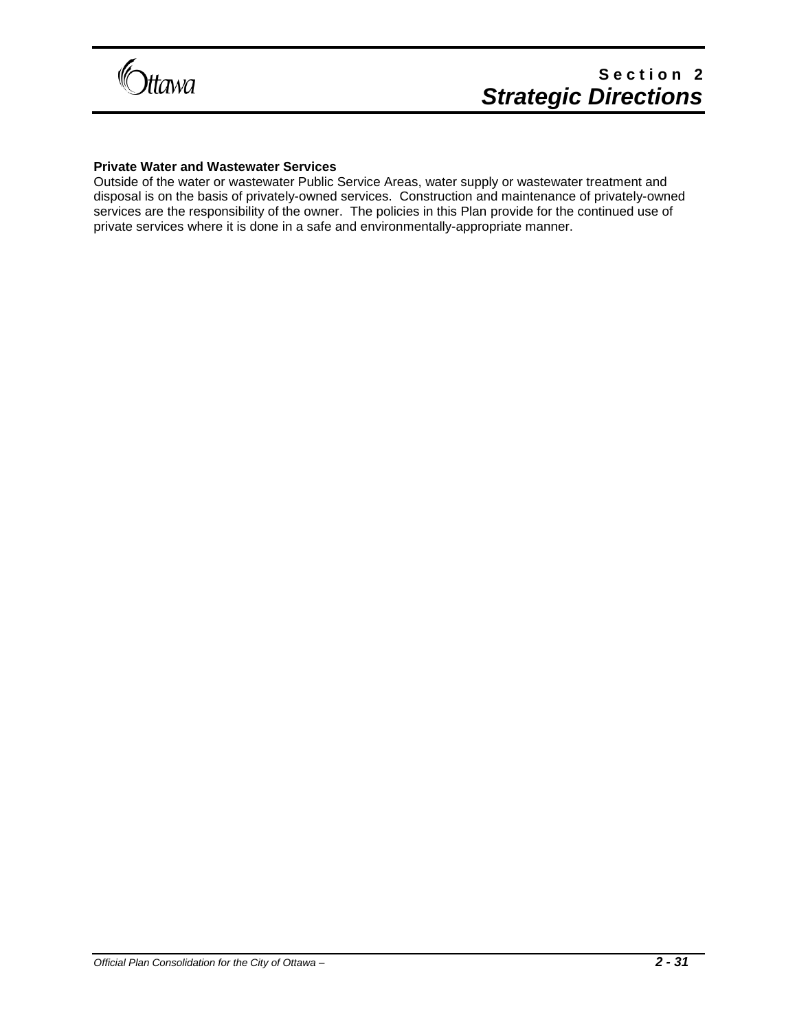**Private Water and Wastewater Services**

Outside of the water or wastewater Public Service Areas, water supply or wastewater treatment and disposal is on the basis of privately-owned services. Construction and maintenance of privately-owned services are the responsibility of the owner. The policies in this Plan provide for the continued use of private services where it is done in a safe and environmentally-appropriate manner.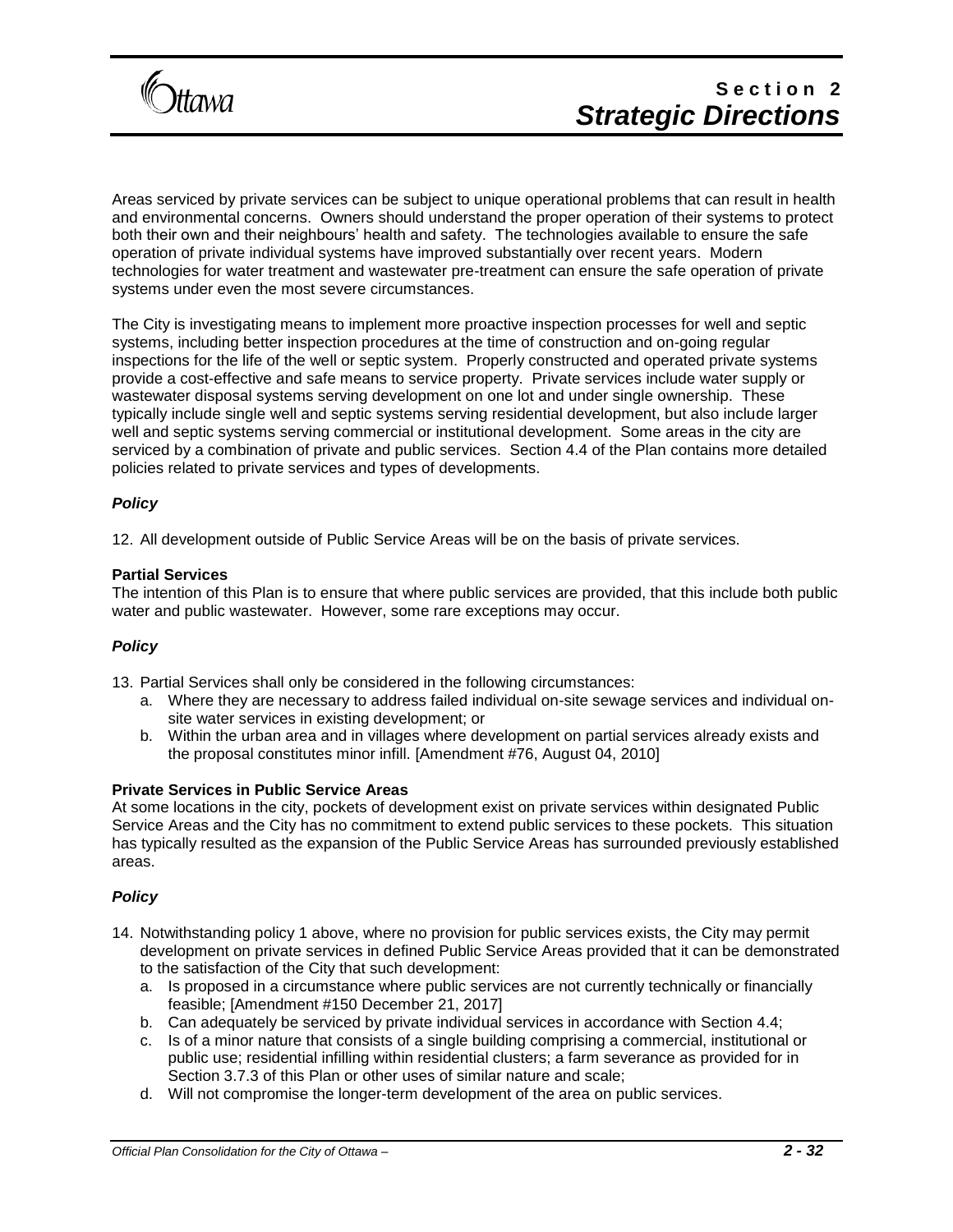Areas serviced by private services can be subject to unique operational problems that can result in health and environmental concerns. Owners should understand the proper operation of their systems to protect both their own and their neighbours' health and safety. The technologies available to ensure the safe operation of private individual systems have improved substantially over recent years. Modern technologies for water treatment and wastewater pre-treatment can ensure the safe operation of private systems under even the most severe circumstances.

The City is investigating means to implement more proactive inspection processes for well and septic systems, including better inspection procedures at the time of construction and on-going regular inspections for the life of the well or septic system. Properly constructed and operated private systems provide a cost-effective and safe means to service property. Private services include water supply or wastewater disposal systems serving development on one lot and under single ownership. These typically include single well and septic systems serving residential development, but also include larger well and septic systems serving commercial or institutional development. Some areas in the city are serviced by a combination of private and public services. Section 4.4 of the Plan contains more detailed policies related to private services and types of developments.

***Policy***

12. All development outside of Public Service Areas will be on the basis of private services.

**Partial Services**

The intention of this Plan is to ensure that where public services are provided, that this include both public water and public wastewater. However, some rare exceptions may occur.

***Policy***

13. Partial Services shall only be considered in the following circumstances:
    a. Where they are necessary to address failed individual on-site sewage services and individual on-site water services in existing development; or
    b. Within the urban area and in villages where development on partial services already exists and the proposal constitutes minor infill. [Amendment #76, August 04, 2010]

**Private Services in Public Service Areas**

At some locations in the city, pockets of development exist on private services within designated Public Service Areas and the City has no commitment to extend public services to these pockets. This situation has typically resulted as the expansion of the Public Service Areas has surrounded previously established areas.

***Policy***

14. Notwithstanding policy 1 above, where no provision for public services exists, the City may permit development on private services in defined Public Service Areas provided that it can be demonstrated to the satisfaction of the City that such development:
    a. Is proposed in a circumstance where public services are not currently technically or financially feasible; [Amendment #150 December 21, 2017]
    b. Can adequately be serviced by private individual services in accordance with Section 4.4;
    c. Is of a minor nature that consists of a single building comprising a commercial, institutional or public use; residential infilling within residential clusters; a farm severance as provided for in Section 3.7.3 of this Plan or other uses of similar nature and scale;
    d. Will not compromise the longer-term development of the area on public services.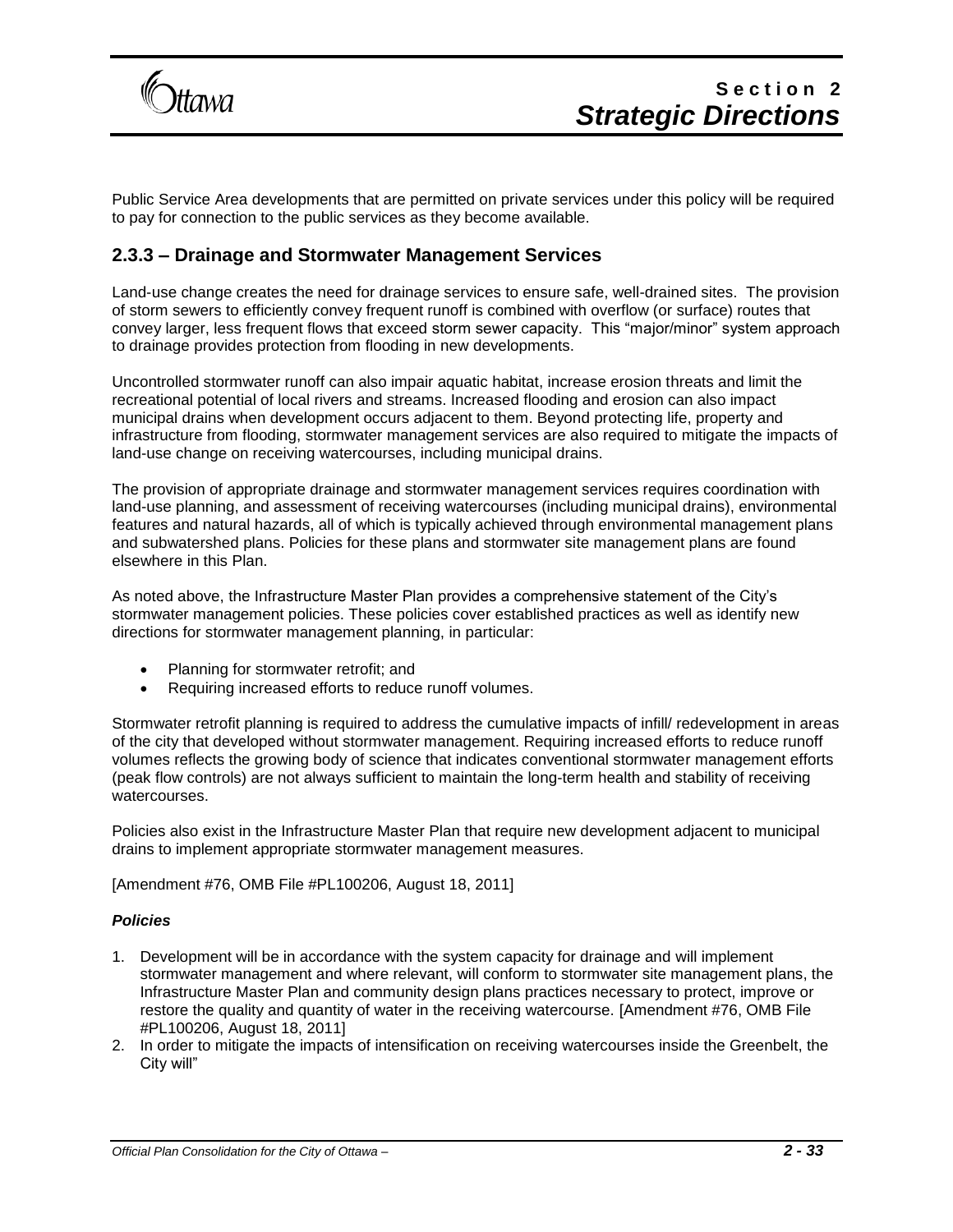Public Service Area developments that are permitted on private services under this policy will be required to pay for connection to the public services as they become available.

## 2.3.3 – Drainage and Stormwater Management Services

Land-use change creates the need for drainage services to ensure safe, well-drained sites. The provision of storm sewers to efficiently convey frequent runoff is combined with overflow (or surface) routes that convey larger, less frequent flows that exceed storm sewer capacity. This "major/minor" system approach to drainage provides protection from flooding in new developments.

Uncontrolled stormwater runoff can also impair aquatic habitat, increase erosion threats and limit the recreational potential of local rivers and streams. Increased flooding and erosion can also impact municipal drains when development occurs adjacent to them. Beyond protecting life, property and infrastructure from flooding, stormwater management services are also required to mitigate the impacts of land-use change on receiving watercourses, including municipal drains.

The provision of appropriate drainage and stormwater management services requires coordination with land-use planning, and assessment of receiving watercourses (including municipal drains), environmental features and natural hazards, all of which is typically achieved through environmental management plans and subwatershed plans. Policies for these plans and stormwater site management plans are found elsewhere in this Plan.

As noted above, the Infrastructure Master Plan provides a comprehensive statement of the City's stormwater management policies. These policies cover established practices as well as identify new directions for stormwater management planning, in particular:

- Planning for stormwater retrofit; and
- Requiring increased efforts to reduce runoff volumes.

Stormwater retrofit planning is required to address the cumulative impacts of infill/ redevelopment in areas of the city that developed without stormwater management. Requiring increased efforts to reduce runoff volumes reflects the growing body of science that indicates conventional stormwater management efforts (peak flow controls) are not always sufficient to maintain the long-term health and stability of receiving watercourses.

Policies also exist in the Infrastructure Master Plan that require new development adjacent to municipal drains to implement appropriate stormwater management measures.

[Amendment #76, OMB File #PL100206, August 18, 2011]

***Policies***

1. Development will be in accordance with the system capacity for drainage and will implement stormwater management and where relevant, will conform to stormwater site management plans, the Infrastructure Master Plan and community design plans practices necessary to protect, improve or restore the quality and quantity of water in the receiving watercourse. [Amendment #76, OMB File #PL100206, August 18, 2011]
2. In order to mitigate the impacts of intensification on receiving watercourses inside the Greenbelt, the City will"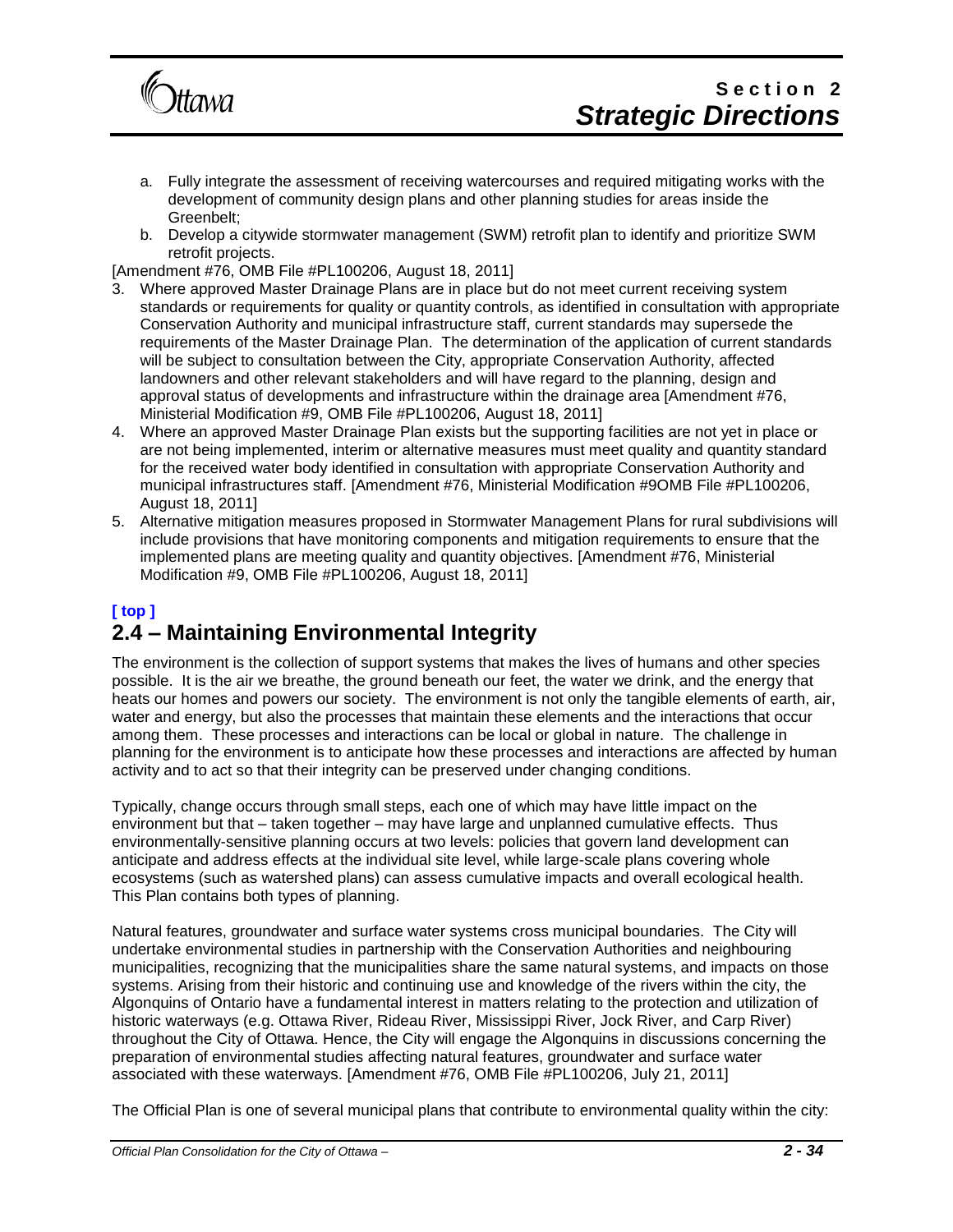a. Fully integrate the assessment of receiving watercourses and required mitigating works with the development of community design plans and other planning studies for areas inside the Greenbelt;
b. Develop a citywide stormwater management (SWM) retrofit plan to identify and prioritize SWM retrofit projects.

[Amendment #76, OMB File #PL100206, August 18, 2011]

3. Where approved Master Drainage Plans are in place but do not meet current receiving system standards or requirements for quality or quantity controls, as identified in consultation with appropriate Conservation Authority and municipal infrastructure staff, current standards may supersede the requirements of the Master Drainage Plan. The determination of the application of current standards will be subject to consultation between the City, appropriate Conservation Authority, affected landowners and other relevant stakeholders and will have regard to the planning, design and approval status of developments and infrastructure within the drainage area [Amendment #76, Ministerial Modification #9, OMB File #PL100206, August 18, 2011]
4. Where an approved Master Drainage Plan exists but the supporting facilities are not yet in place or are not being implemented, interim or alternative measures must meet quality and quantity standard for the received water body identified in consultation with appropriate Conservation Authority and municipal infrastructures staff. [Amendment #76, Ministerial Modification #9OMB File #PL100206, August 18, 2011]
5. Alternative mitigation measures proposed in Stormwater Management Plans for rural subdivisions will include provisions that have monitoring components and mitigation requirements to ensure that the implemented plans are meeting quality and quantity objectives. [Amendment #76, Ministerial Modification #9, OMB File #PL100206, August 18, 2011]

**[ top ]**

## 2.4 – Maintaining Environmental Integrity

The environment is the collection of support systems that makes the lives of humans and other species possible. It is the air we breathe, the ground beneath our feet, the water we drink, and the energy that heats our homes and powers our society. The environment is not only the tangible elements of earth, air, water and energy, but also the processes that maintain these elements and the interactions that occur among them. These processes and interactions can be local or global in nature. The challenge in planning for the environment is to anticipate how these processes and interactions are affected by human activity and to act so that their integrity can be preserved under changing conditions.

Typically, change occurs through small steps, each one of which may have little impact on the environment but that – taken together – may have large and unplanned cumulative effects. Thus environmentally-sensitive planning occurs at two levels: policies that govern land development can anticipate and address effects at the individual site level, while large-scale plans covering whole ecosystems (such as watershed plans) can assess cumulative impacts and overall ecological health. This Plan contains both types of planning.

Natural features, groundwater and surface water systems cross municipal boundaries. The City will undertake environmental studies in partnership with the Conservation Authorities and neighbouring municipalities, recognizing that the municipalities share the same natural systems, and impacts on those systems. Arising from their historic and continuing use and knowledge of the rivers within the city, the Algonquins of Ontario have a fundamental interest in matters relating to the protection and utilization of historic waterways (e.g. Ottawa River, Rideau River, Mississippi River, Jock River, and Carp River) throughout the City of Ottawa. Hence, the City will engage the Algonquins in discussions concerning the preparation of environmental studies affecting natural features, groundwater and surface water associated with these waterways. [Amendment #76, OMB File #PL100206, July 21, 2011]

The Official Plan is one of several municipal plans that contribute to environmental quality within the city: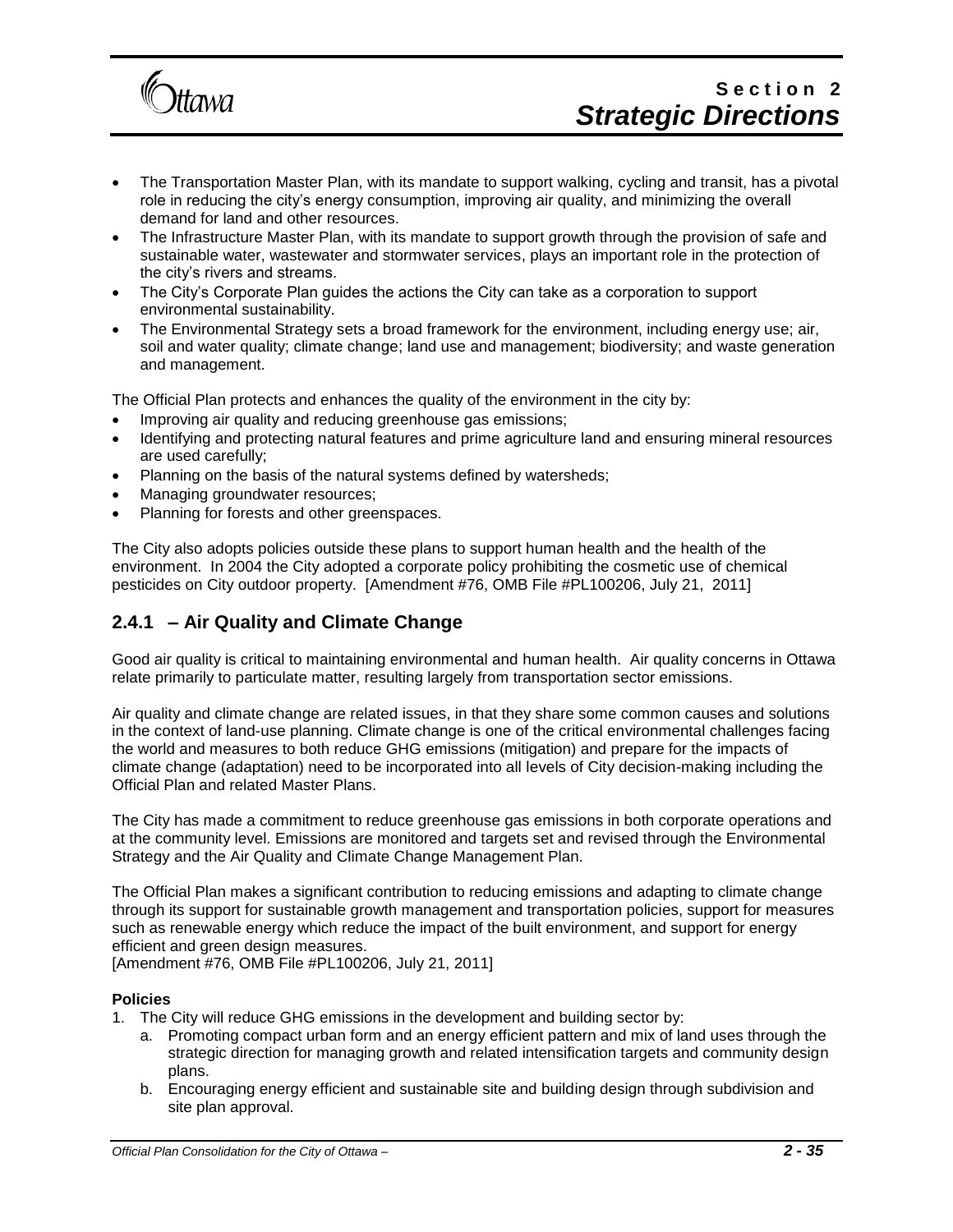- The Transportation Master Plan, with its mandate to support walking, cycling and transit, has a pivotal role in reducing the city's energy consumption, improving air quality, and minimizing the overall demand for land and other resources.
- The Infrastructure Master Plan, with its mandate to support growth through the provision of safe and sustainable water, wastewater and stormwater services, plays an important role in the protection of the city's rivers and streams.
- The City's Corporate Plan guides the actions the City can take as a corporation to support environmental sustainability.
- The Environmental Strategy sets a broad framework for the environment, including energy use; air, soil and water quality; climate change; land use and management; biodiversity; and waste generation and management.

The Official Plan protects and enhances the quality of the environment in the city by:

- Improving air quality and reducing greenhouse gas emissions;
- Identifying and protecting natural features and prime agriculture land and ensuring mineral resources are used carefully;
- Planning on the basis of the natural systems defined by watersheds;
- Managing groundwater resources;
- Planning for forests and other greenspaces.

The City also adopts policies outside these plans to support human health and the health of the environment. In 2004 the City adopted a corporate policy prohibiting the cosmetic use of chemical pesticides on City outdoor property. [Amendment #76, OMB File #PL100206, July 21, 2011]

## 2.4.1 – Air Quality and Climate Change

Good air quality is critical to maintaining environmental and human health. Air quality concerns in Ottawa relate primarily to particulate matter, resulting largely from transportation sector emissions.

Air quality and climate change are related issues, in that they share some common causes and solutions in the context of land-use planning. Climate change is one of the critical environmental challenges facing the world and measures to both reduce GHG emissions (mitigation) and prepare for the impacts of climate change (adaptation) need to be incorporated into all levels of City decision-making including the Official Plan and related Master Plans.

The City has made a commitment to reduce greenhouse gas emissions in both corporate operations and at the community level. Emissions are monitored and targets set and revised through the Environmental Strategy and the Air Quality and Climate Change Management Plan.

The Official Plan makes a significant contribution to reducing emissions and adapting to climate change through its support for sustainable growth management and transportation policies, support for measures such as renewable energy which reduce the impact of the built environment, and support for energy efficient and green design measures.
[Amendment #76, OMB File #PL100206, July 21, 2011]

**Policies**

1. The City will reduce GHG emissions in the development and building sector by:
   a. Promoting compact urban form and an energy efficient pattern and mix of land uses through the strategic direction for managing growth and related intensification targets and community design plans.
   b. Encouraging energy efficient and sustainable site and building design through subdivision and site plan approval.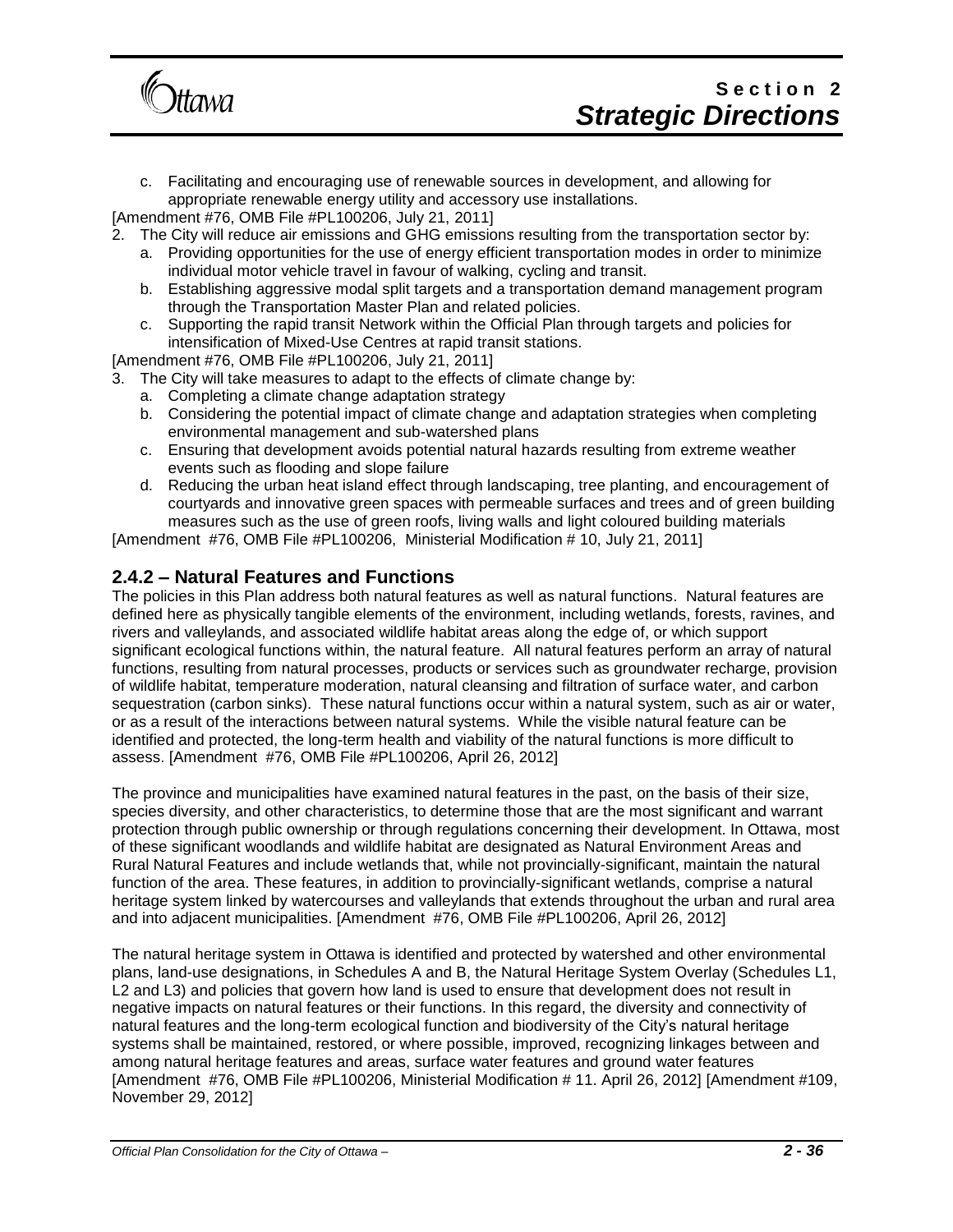c. Facilitating and encouraging use of renewable sources in development, and allowing for appropriate renewable energy utility and accessory use installations.

[Amendment #76, OMB File #PL100206, July 21, 2011]

2. The City will reduce air emissions and GHG emissions resulting from the transportation sector by:
   a. Providing opportunities for the use of energy efficient transportation modes in order to minimize individual motor vehicle travel in favour of walking, cycling and transit.
   b. Establishing aggressive modal split targets and a transportation demand management program through the Transportation Master Plan and related policies.
   c. Supporting the rapid transit Network within the Official Plan through targets and policies for intensification of Mixed-Use Centres at rapid transit stations.

[Amendment #76, OMB File #PL100206, July 21, 2011]

3. The City will take measures to adapt to the effects of climate change by:
   a. Completing a climate change adaptation strategy
   b. Considering the potential impact of climate change and adaptation strategies when completing environmental management and sub-watershed plans
   c. Ensuring that development avoids potential natural hazards resulting from extreme weather events such as flooding and slope failure
   d. Reducing the urban heat island effect through landscaping, tree planting, and encouragement of courtyards and innovative green spaces with permeable surfaces and trees and of green building measures such as the use of green roofs, living walls and light coloured building materials

[Amendment #76, OMB File #PL100206, Ministerial Modification # 10, July 21, 2011]

## 2.4.2 – Natural Features and Functions

The policies in this Plan address both natural features as well as natural functions. Natural features are defined here as physically tangible elements of the environment, including wetlands, forests, ravines, and rivers and valleylands, and associated wildlife habitat areas along the edge of, or which support significant ecological functions within, the natural feature. All natural features perform an array of natural functions, resulting from natural processes, products or services such as groundwater recharge, provision of wildlife habitat, temperature moderation, natural cleansing and filtration of surface water, and carbon sequestration (carbon sinks). These natural functions occur within a natural system, such as air or water, or as a result of the interactions between natural systems. While the visible natural feature can be identified and protected, the long-term health and viability of the natural functions is more difficult to assess. [Amendment #76, OMB File #PL100206, April 26, 2012]

The province and municipalities have examined natural features in the past, on the basis of their size, species diversity, and other characteristics, to determine those that are the most significant and warrant protection through public ownership or through regulations concerning their development. In Ottawa, most of these significant woodlands and wildlife habitat are designated as Natural Environment Areas and Rural Natural Features and include wetlands that, while not provincially-significant, maintain the natural function of the area. These features, in addition to provincially-significant wetlands, comprise a natural heritage system linked by watercourses and valleylands that extends throughout the urban and rural area and into adjacent municipalities. [Amendment #76, OMB File #PL100206, April 26, 2012]

The natural heritage system in Ottawa is identified and protected by watershed and other environmental plans, land-use designations, in Schedules A and B, the Natural Heritage System Overlay (Schedules L1, L2 and L3) and policies that govern how land is used to ensure that development does not result in negative impacts on natural features or their functions. In this regard, the diversity and connectivity of natural features and the long-term ecological function and biodiversity of the City's natural heritage systems shall be maintained, restored, or where possible, improved, recognizing linkages between and among natural heritage features and areas, surface water features and ground water features [Amendment #76, OMB File #PL100206, Ministerial Modification # 11. April 26, 2012] [Amendment #109, November 29, 2012]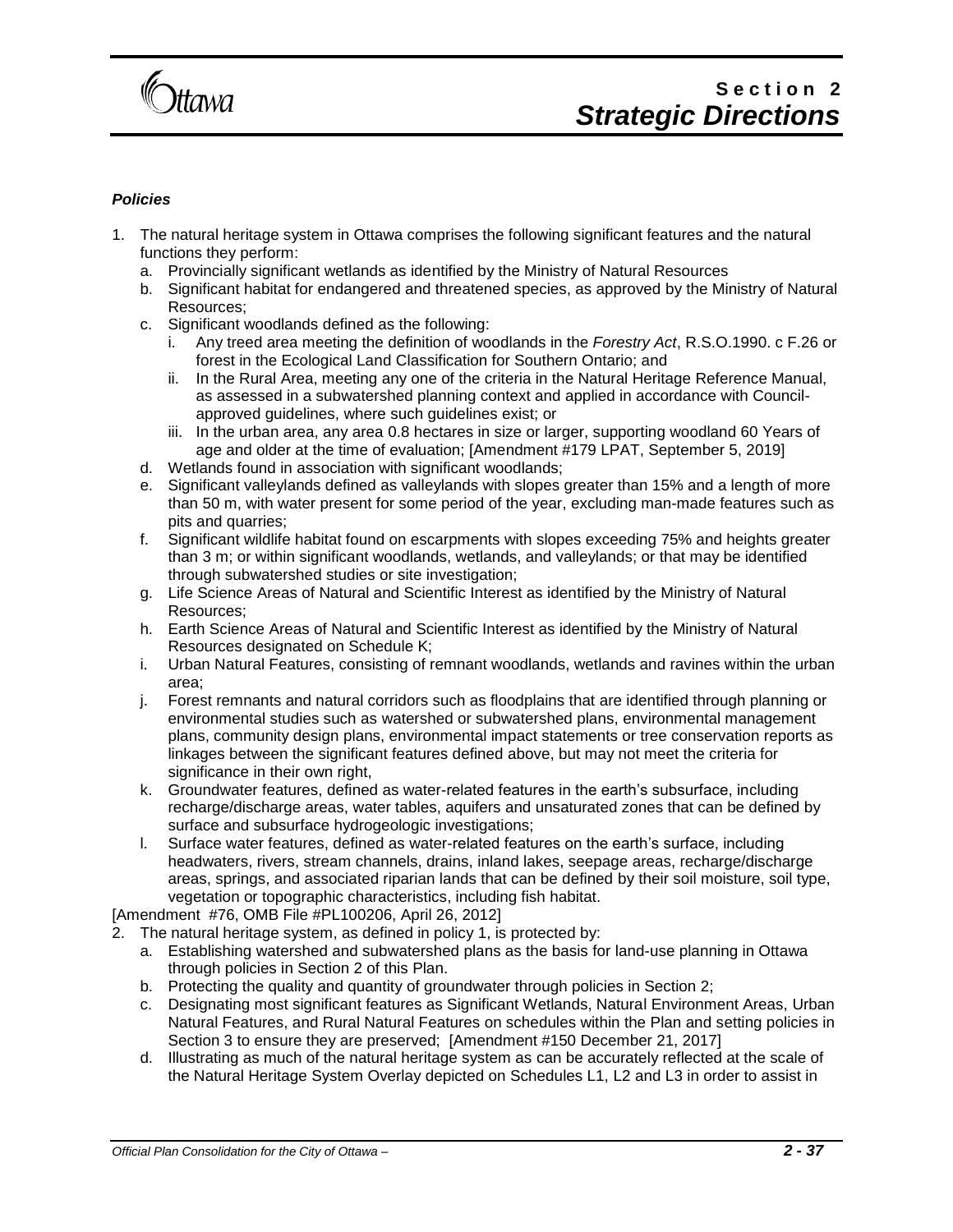***Policies***

1. The natural heritage system in Ottawa comprises the following significant features and the natural functions they perform:
   a. Provincially significant wetlands as identified by the Ministry of Natural Resources
   b. Significant habitat for endangered and threatened species, as approved by the Ministry of Natural Resources;
   c. Significant woodlands defined as the following:
      i. Any treed area meeting the definition of woodlands in the *Forestry Act*, R.S.O.1990. c F.26 or forest in the Ecological Land Classification for Southern Ontario; and
      ii. In the Rural Area, meeting any one of the criteria in the Natural Heritage Reference Manual, as assessed in a subwatershed planning context and applied in accordance with Council-approved guidelines, where such guidelines exist; or
      iii. In the urban area, any area 0.8 hectares in size or larger, supporting woodland 60 Years of age and older at the time of evaluation; [Amendment #179 LPAT, September 5, 2019]
   d. Wetlands found in association with significant woodlands;
   e. Significant valleylands defined as valleylands with slopes greater than 15% and a length of more than 50 m, with water present for some period of the year, excluding man-made features such as pits and quarries;
   f. Significant wildlife habitat found on escarpments with slopes exceeding 75% and heights greater than 3 m; or within significant woodlands, wetlands, and valleylands; or that may be identified through subwatershed studies or site investigation;
   g. Life Science Areas of Natural and Scientific Interest as identified by the Ministry of Natural Resources;
   h. Earth Science Areas of Natural and Scientific Interest as identified by the Ministry of Natural Resources designated on Schedule K;
   i. Urban Natural Features, consisting of remnant woodlands, wetlands and ravines within the urban area;
   j. Forest remnants and natural corridors such as floodplains that are identified through planning or environmental studies such as watershed or subwatershed plans, environmental management plans, community design plans, environmental impact statements or tree conservation reports as linkages between the significant features defined above, but may not meet the criteria for significance in their own right,
   k. Groundwater features, defined as water-related features in the earth's subsurface, including recharge/discharge areas, water tables, aquifers and unsaturated zones that can be defined by surface and subsurface hydrogeologic investigations;
   l. Surface water features, defined as water-related features on the earth's surface, including headwaters, rivers, stream channels, drains, inland lakes, seepage areas, recharge/discharge areas, springs, and associated riparian lands that can be defined by their soil moisture, soil type, vegetation or topographic characteristics, including fish habitat.

[Amendment #76, OMB File #PL100206, April 26, 2012]

2. The natural heritage system, as defined in policy 1, is protected by:
   a. Establishing watershed and subwatershed plans as the basis for land-use planning in Ottawa through policies in Section 2 of this Plan.
   b. Protecting the quality and quantity of groundwater through policies in Section 2;
   c. Designating most significant features as Significant Wetlands, Natural Environment Areas, Urban Natural Features, and Rural Natural Features on schedules within the Plan and setting policies in Section 3 to ensure they are preserved; [Amendment #150 December 21, 2017]
   d. Illustrating as much of the natural heritage system as can be accurately reflected at the scale of the Natural Heritage System Overlay depicted on Schedules L1, L2 and L3 in order to assist in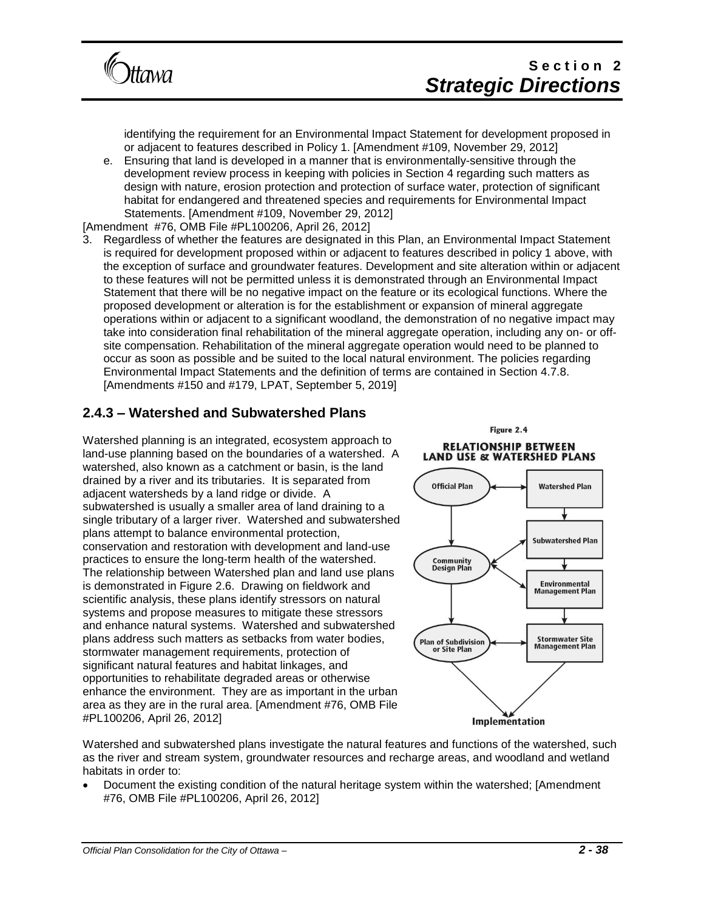identifying the requirement for an Environmental Impact Statement for development proposed in or adjacent to features described in Policy 1. [Amendment #109, November 29, 2012]

e. Ensuring that land is developed in a manner that is environmentally-sensitive through the development review process in keeping with policies in Section 4 regarding such matters as design with nature, erosion protection and protection of surface water, protection of significant habitat for endangered and threatened species and requirements for Environmental Impact Statements. [Amendment #109, November 29, 2012]

[Amendment #76, OMB File #PL100206, April 26, 2012]

3. Regardless of whether the features are designated in this Plan, an Environmental Impact Statement is required for development proposed within or adjacent to features described in policy 1 above, with the exception of surface and groundwater features. Development and site alteration within or adjacent to these features will not be permitted unless it is demonstrated through an Environmental Impact Statement that there will be no negative impact on the feature or its ecological functions. Where the proposed development or alteration is for the establishment or expansion of mineral aggregate operations within or adjacent to a significant woodland, the demonstration of no negative impact may take into consideration final rehabilitation of the mineral aggregate operation, including any on- or off-site compensation. Rehabilitation of the mineral aggregate operation would need to be planned to occur as soon as possible and be suited to the local natural environment. The policies regarding Environmental Impact Statements and the definition of terms are contained in Section 4.7.8. [Amendments #150 and #179, LPAT, September 5, 2019]

## 2.4.3 – Watershed and Subwatershed Plans

Watershed planning is an integrated, ecosystem approach to land-use planning based on the boundaries of a watershed. A watershed, also known as a catchment or basin, is the land drained by a river and its tributaries. It is separated from adjacent watersheds by a land ridge or divide. A subwatershed is usually a smaller area of land draining to a single tributary of a larger river. Watershed and subwatershed plans attempt to balance environmental protection, conservation and restoration with development and land-use practices to ensure the long-term health of the watershed. The relationship between Watershed plan and land use plans is demonstrated in Figure 2.6. Drawing on fieldwork and scientific analysis, these plans identify stressors on natural systems and propose measures to mitigate these stressors and enhance natural systems. Watershed and subwatershed plans address such matters as setbacks from water bodies, stormwater management requirements, protection of significant natural features and habitat linkages, and opportunities to rehabilitate degraded areas or otherwise enhance the environment. They are as important in the urban area as they are in the rural area. [Amendment #76, OMB File #PL100206, April 26, 2012]

Figure 2.4

**RELATIONSHIP BETWEEN LAND USE & WATERSHED PLANS**

Official Plan ↔ Watershed Plan → Subwatershed Plan → Environmental Management Plan → Stormwater Site Management Plan

Official Plan → Community Design Plan → Plan of Subdivision or Site Plan

Community Design Plan ↔ Subwatershed Plan; Community Design Plan ↔ Environmental Management Plan; Plan of Subdivision or Site Plan ↔ Stormwater Site Management Plan

Plan of Subdivision or Site Plan → Implementation ← Stormwater Site Management Plan

Watershed and subwatershed plans investigate the natural features and functions of the watershed, such as the river and stream system, groundwater resources and recharge areas, and woodland and wetland habitats in order to:

- Document the existing condition of the natural heritage system within the watershed; [Amendment #76, OMB File #PL100206, April 26, 2012]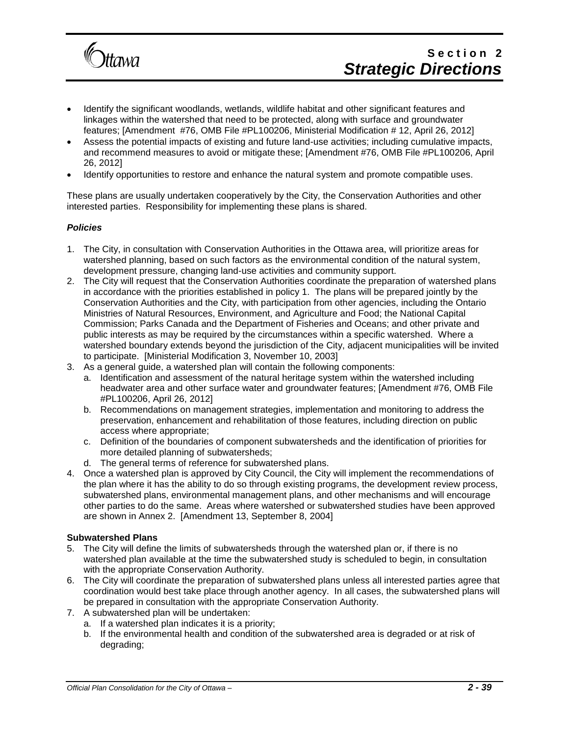- Identify the significant woodlands, wetlands, wildlife habitat and other significant features and linkages within the watershed that need to be protected, along with surface and groundwater features; [Amendment #76, OMB File #PL100206, Ministerial Modification # 12, April 26, 2012]
- Assess the potential impacts of existing and future land-use activities; including cumulative impacts, and recommend measures to avoid or mitigate these; [Amendment #76, OMB File #PL100206, April 26, 2012]
- Identify opportunities to restore and enhance the natural system and promote compatible uses.

These plans are usually undertaken cooperatively by the City, the Conservation Authorities and other interested parties. Responsibility for implementing these plans is shared.

***Policies***

1. The City, in consultation with Conservation Authorities in the Ottawa area, will prioritize areas for watershed planning, based on such factors as the environmental condition of the natural system, development pressure, changing land-use activities and community support.
2. The City will request that the Conservation Authorities coordinate the preparation of watershed plans in accordance with the priorities established in policy 1. The plans will be prepared jointly by the Conservation Authorities and the City, with participation from other agencies, including the Ontario Ministries of Natural Resources, Environment, and Agriculture and Food; the National Capital Commission; Parks Canada and the Department of Fisheries and Oceans; and other private and public interests as may be required by the circumstances within a specific watershed. Where a watershed boundary extends beyond the jurisdiction of the City, adjacent municipalities will be invited to participate. [Ministerial Modification 3, November 10, 2003]
3. As a general guide, a watershed plan will contain the following components:
   a. Identification and assessment of the natural heritage system within the watershed including headwater area and other surface water and groundwater features; [Amendment #76, OMB File #PL100206, April 26, 2012]
   b. Recommendations on management strategies, implementation and monitoring to address the preservation, enhancement and rehabilitation of those features, including direction on public access where appropriate;
   c. Definition of the boundaries of component subwatersheds and the identification of priorities for more detailed planning of subwatersheds;
   d. The general terms of reference for subwatershed plans.
4. Once a watershed plan is approved by City Council, the City will implement the recommendations of the plan where it has the ability to do so through existing programs, the development review process, subwatershed plans, environmental management plans, and other mechanisms and will encourage other parties to do the same. Areas where watershed or subwatershed studies have been approved are shown in Annex 2. [Amendment 13, September 8, 2004]

**Subwatershed Plans**

5. The City will define the limits of subwatersheds through the watershed plan or, if there is no watershed plan available at the time the subwatershed study is scheduled to begin, in consultation with the appropriate Conservation Authority.
6. The City will coordinate the preparation of subwatershed plans unless all interested parties agree that coordination would best take place through another agency. In all cases, the subwatershed plans will be prepared in consultation with the appropriate Conservation Authority.
7. A subwatershed plan will be undertaken:
   a. If a watershed plan indicates it is a priority;
   b. If the environmental health and condition of the subwatershed area is degraded or at risk of degrading;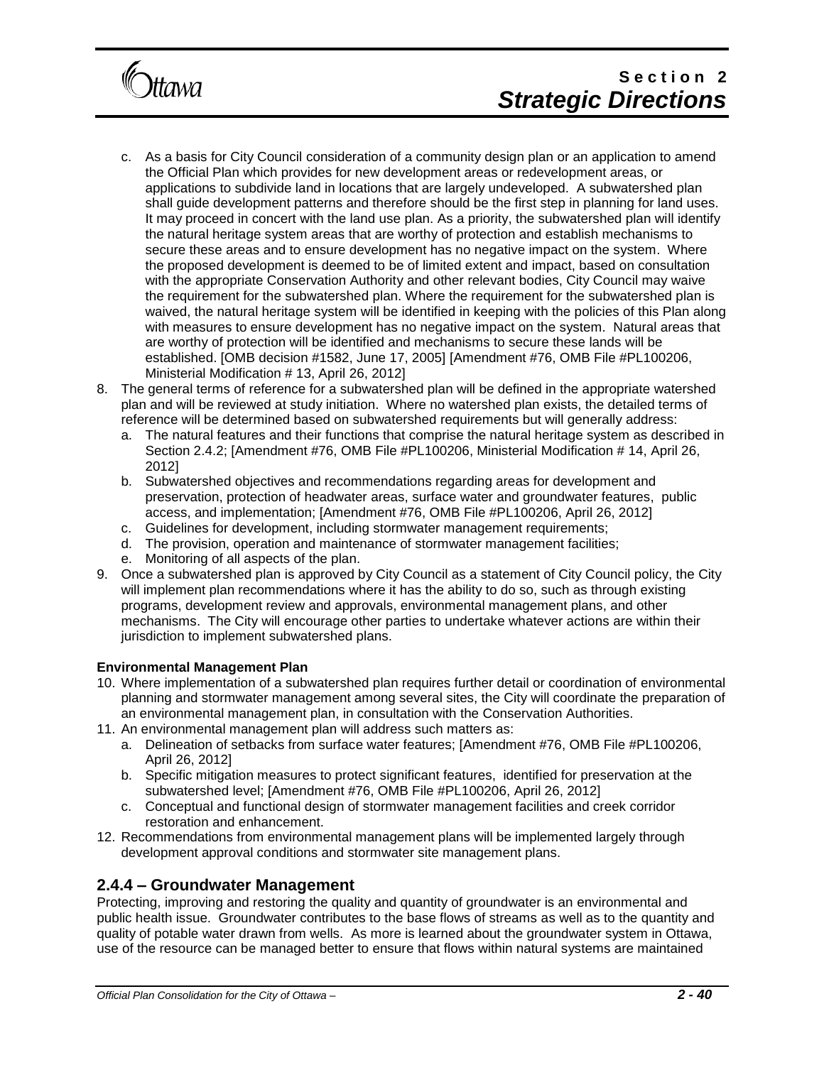c. As a basis for City Council consideration of a community design plan or an application to amend the Official Plan which provides for new development areas or redevelopment areas, or applications to subdivide land in locations that are largely undeveloped. A subwatershed plan shall guide development patterns and therefore should be the first step in planning for land uses. It may proceed in concert with the land use plan. As a priority, the subwatershed plan will identify the natural heritage system areas that are worthy of protection and establish mechanisms to secure these areas and to ensure development has no negative impact on the system. Where the proposed development is deemed to be of limited extent and impact, based on consultation with the appropriate Conservation Authority and other relevant bodies, City Council may waive the requirement for the subwatershed plan. Where the requirement for the subwatershed plan is waived, the natural heritage system will be identified in keeping with the policies of this Plan along with measures to ensure development has no negative impact on the system. Natural areas that are worthy of protection will be identified and mechanisms to secure these lands will be established. [OMB decision #1582, June 17, 2005] [Amendment #76, OMB File #PL100206, Ministerial Modification # 13, April 26, 2012]

8. The general terms of reference for a subwatershed plan will be defined in the appropriate watershed plan and will be reviewed at study initiation. Where no watershed plan exists, the detailed terms of reference will be determined based on subwatershed requirements but will generally address:
   a. The natural features and their functions that comprise the natural heritage system as described in Section 2.4.2; [Amendment #76, OMB File #PL100206, Ministerial Modification # 14, April 26, 2012]
   b. Subwatershed objectives and recommendations regarding areas for development and preservation, protection of headwater areas, surface water and groundwater features, public access, and implementation; [Amendment #76, OMB File #PL100206, April 26, 2012]
   c. Guidelines for development, including stormwater management requirements;
   d. The provision, operation and maintenance of stormwater management facilities;
   e. Monitoring of all aspects of the plan.
9. Once a subwatershed plan is approved by City Council as a statement of City Council policy, the City will implement plan recommendations where it has the ability to do so, such as through existing programs, development review and approvals, environmental management plans, and other mechanisms. The City will encourage other parties to undertake whatever actions are within their jurisdiction to implement subwatershed plans.

**Environmental Management Plan**

10. Where implementation of a subwatershed plan requires further detail or coordination of environmental planning and stormwater management among several sites, the City will coordinate the preparation of an environmental management plan, in consultation with the Conservation Authorities.
11. An environmental management plan will address such matters as:
    a. Delineation of setbacks from surface water features; [Amendment #76, OMB File #PL100206, April 26, 2012]
    b. Specific mitigation measures to protect significant features, identified for preservation at the subwatershed level; [Amendment #76, OMB File #PL100206, April 26, 2012]
    c. Conceptual and functional design of stormwater management facilities and creek corridor restoration and enhancement.
12. Recommendations from environmental management plans will be implemented largely through development approval conditions and stormwater site management plans.

## 2.4.4 – Groundwater Management

Protecting, improving and restoring the quality and quantity of groundwater is an environmental and public health issue. Groundwater contributes to the base flows of streams as well as to the quantity and quality of potable water drawn from wells. As more is learned about the groundwater system in Ottawa, use of the resource can be managed better to ensure that flows within natural systems are maintained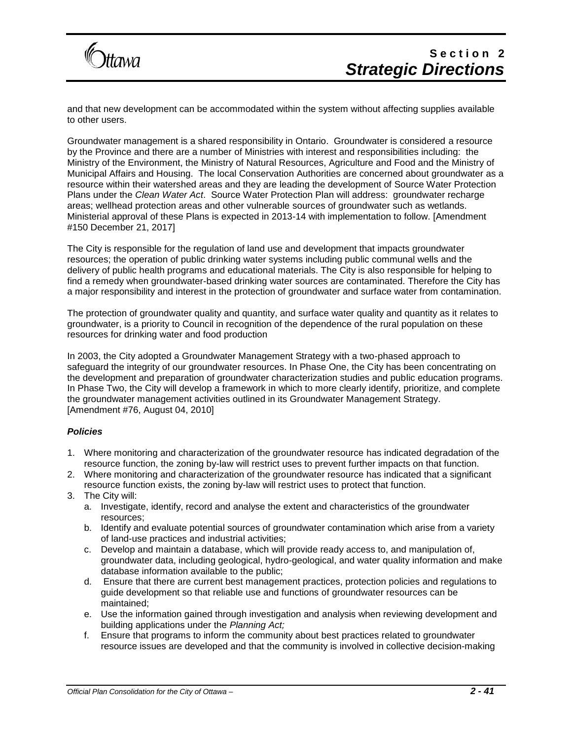and that new development can be accommodated within the system without affecting supplies available to other users.

Groundwater management is a shared responsibility in Ontario. Groundwater is considered a resource by the Province and there are a number of Ministries with interest and responsibilities including: the Ministry of the Environment, the Ministry of Natural Resources, Agriculture and Food and the Ministry of Municipal Affairs and Housing. The local Conservation Authorities are concerned about groundwater as a resource within their watershed areas and they are leading the development of Source Water Protection Plans under the *Clean Water Act*. Source Water Protection Plan will address: groundwater recharge areas; wellhead protection areas and other vulnerable sources of groundwater such as wetlands. Ministerial approval of these Plans is expected in 2013-14 with implementation to follow. [Amendment #150 December 21, 2017]

The City is responsible for the regulation of land use and development that impacts groundwater resources; the operation of public drinking water systems including public communal wells and the delivery of public health programs and educational materials. The City is also responsible for helping to find a remedy when groundwater-based drinking water sources are contaminated. Therefore the City has a major responsibility and interest in the protection of groundwater and surface water from contamination.

The protection of groundwater quality and quantity, and surface water quality and quantity as it relates to groundwater, is a priority to Council in recognition of the dependence of the rural population on these resources for drinking water and food production

In 2003, the City adopted a Groundwater Management Strategy with a two-phased approach to safeguard the integrity of our groundwater resources. In Phase One, the City has been concentrating on the development and preparation of groundwater characterization studies and public education programs. In Phase Two, the City will develop a framework in which to more clearly identify, prioritize, and complete the groundwater management activities outlined in its Groundwater Management Strategy. [Amendment #76, August 04, 2010]

***Policies***

1. Where monitoring and characterization of the groundwater resource has indicated degradation of the resource function, the zoning by-law will restrict uses to prevent further impacts on that function.
2. Where monitoring and characterization of the groundwater resource has indicated that a significant resource function exists, the zoning by-law will restrict uses to protect that function.
3. The City will:
   a. Investigate, identify, record and analyse the extent and characteristics of the groundwater resources;
   b. Identify and evaluate potential sources of groundwater contamination which arise from a variety of land-use practices and industrial activities;
   c. Develop and maintain a database, which will provide ready access to, and manipulation of, groundwater data, including geological, hydro-geological, and water quality information and make database information available to the public;
   d. Ensure that there are current best management practices, protection policies and regulations to guide development so that reliable use and functions of groundwater resources can be maintained;
   e. Use the information gained through investigation and analysis when reviewing development and building applications under the *Planning Act;*
   f. Ensure that programs to inform the community about best practices related to groundwater resource issues are developed and that the community is involved in collective decision-making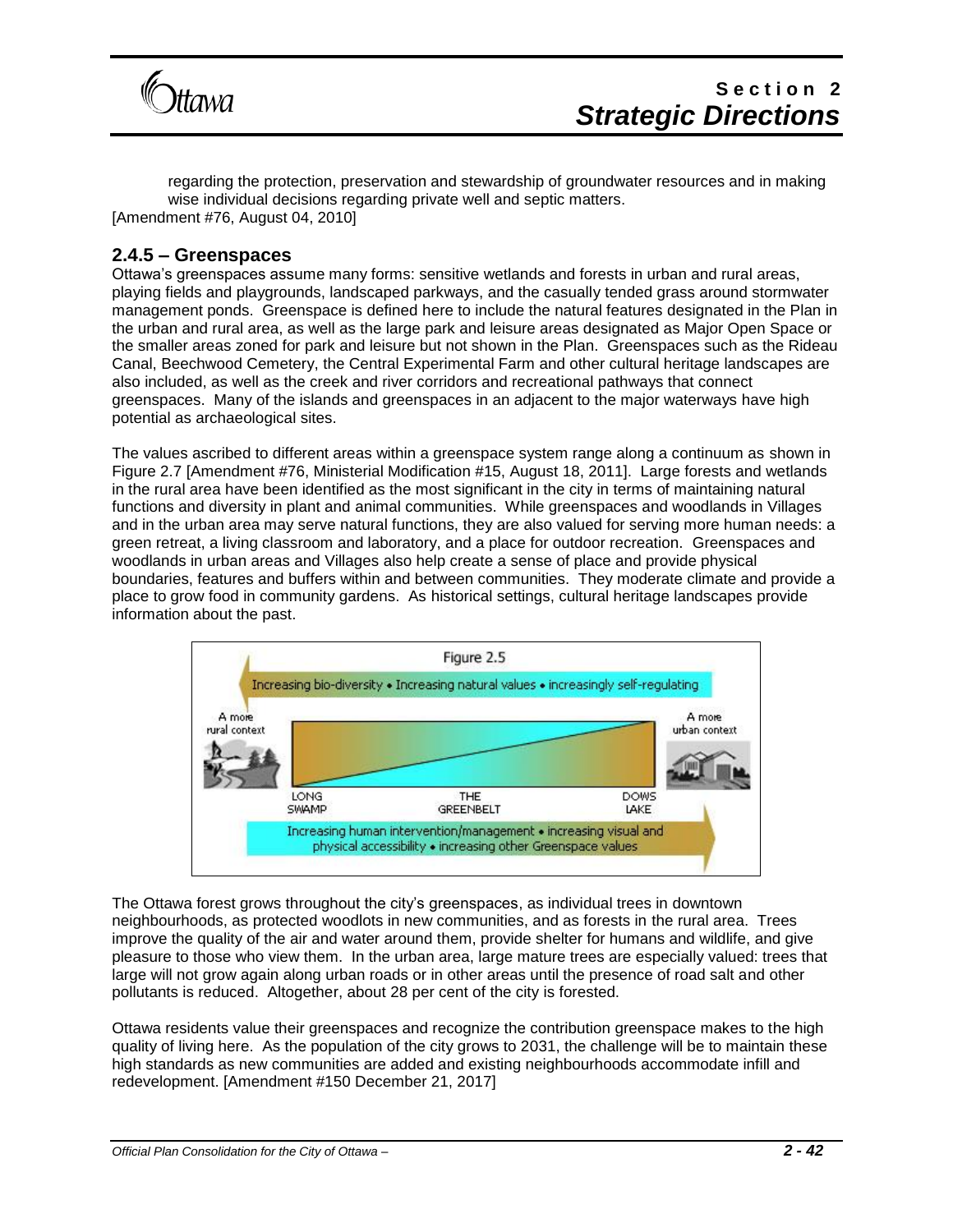regarding the protection, preservation and stewardship of groundwater resources and in making wise individual decisions regarding private well and septic matters.

[Amendment #76, August 04, 2010]

## 2.4.5 – Greenspaces

Ottawa's greenspaces assume many forms: sensitive wetlands and forests in urban and rural areas, playing fields and playgrounds, landscaped parkways, and the casually tended grass around stormwater management ponds. Greenspace is defined here to include the natural features designated in the Plan in the urban and rural area, as well as the large park and leisure areas designated as Major Open Space or the smaller areas zoned for park and leisure but not shown in the Plan. Greenspaces such as the Rideau Canal, Beechwood Cemetery, the Central Experimental Farm and other cultural heritage landscapes are also included, as well as the creek and river corridors and recreational pathways that connect greenspaces. Many of the islands and greenspaces in an adjacent to the major waterways have high potential as archaeological sites.

The values ascribed to different areas within a greenspace system range along a continuum as shown in Figure 2.7 [Amendment #76, Ministerial Modification #15, August 18, 2011]. Large forests and wetlands in the rural area have been identified as the most significant in the city in terms of maintaining natural functions and diversity in plant and animal communities. While greenspaces and woodlands in Villages and in the urban area may serve natural functions, they are also valued for serving more human needs: a green retreat, a living classroom and laboratory, and a place for outdoor recreation. Greenspaces and woodlands in urban areas and Villages also help create a sense of place and provide physical boundaries, features and buffers within and between communities. They moderate climate and provide a place to grow food in community gardens. As historical settings, cultural heritage landscapes provide information about the past.

Figure 2.5

Increasing bio-diversity • Increasing natural values • increasingly self-regulating

A more rural context — LONG SWAMP — THE GREENBELT — DOWS LAKE — A more urban context

Increasing human intervention/management • increasing visual and physical accessibility • increasing other Greenspace values

The Ottawa forest grows throughout the city's greenspaces, as individual trees in downtown neighbourhoods, as protected woodlots in new communities, and as forests in the rural area. Trees improve the quality of the air and water around them, provide shelter for humans and wildlife, and give pleasure to those who view them. In the urban area, large mature trees are especially valued: trees that large will not grow again along urban roads or in other areas until the presence of road salt and other pollutants is reduced. Altogether, about 28 per cent of the city is forested.

Ottawa residents value their greenspaces and recognize the contribution greenspace makes to the high quality of living here. As the population of the city grows to 2031, the challenge will be to maintain these high standards as new communities are added and existing neighbourhoods accommodate infill and redevelopment. [Amendment #150 December 21, 2017]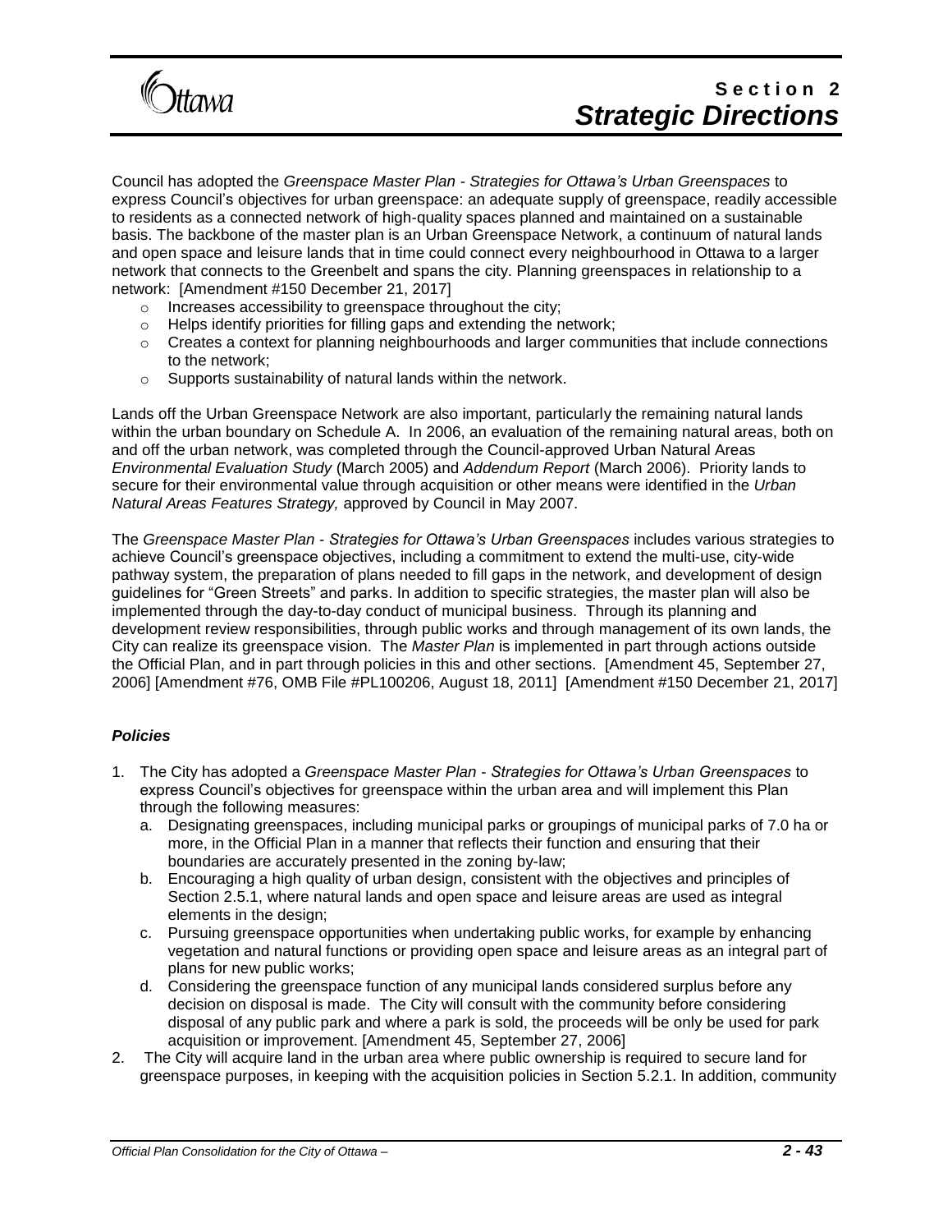Council has adopted the *Greenspace Master Plan - Strategies for Ottawa's Urban Greenspaces* to express Council's objectives for urban greenspace: an adequate supply of greenspace, readily accessible to residents as a connected network of high-quality spaces planned and maintained on a sustainable basis. The backbone of the master plan is an Urban Greenspace Network, a continuum of natural lands and open space and leisure lands that in time could connect every neighbourhood in Ottawa to a larger network that connects to the Greenbelt and spans the city. Planning greenspaces in relationship to a network: [Amendment #150 December 21, 2017]

- Increases accessibility to greenspace throughout the city;
- Helps identify priorities for filling gaps and extending the network;
- Creates a context for planning neighbourhoods and larger communities that include connections to the network;
- Supports sustainability of natural lands within the network.

Lands off the Urban Greenspace Network are also important, particularly the remaining natural lands within the urban boundary on Schedule A. In 2006, an evaluation of the remaining natural areas, both on and off the urban network, was completed through the Council-approved Urban Natural Areas *Environmental Evaluation Study* (March 2005) and *Addendum Report* (March 2006). Priority lands to secure for their environmental value through acquisition or other means were identified in the *Urban Natural Areas Features Strategy,* approved by Council in May 2007.

The *Greenspace Master Plan - Strategies for Ottawa's Urban Greenspaces* includes various strategies to achieve Council's greenspace objectives, including a commitment to extend the multi-use, city-wide pathway system, the preparation of plans needed to fill gaps in the network, and development of design guidelines for "Green Streets" and parks. In addition to specific strategies, the master plan will also be implemented through the day-to-day conduct of municipal business. Through its planning and development review responsibilities, through public works and through management of its own lands, the City can realize its greenspace vision. The *Master Plan* is implemented in part through actions outside the Official Plan, and in part through policies in this and other sections. [Amendment 45, September 27, 2006] [Amendment #76, OMB File #PL100206, August 18, 2011] [Amendment #150 December 21, 2017]

### *Policies*

1. The City has adopted a *Greenspace Master Plan - Strategies for Ottawa's Urban Greenspaces* to express Council's objectives for greenspace within the urban area and will implement this Plan through the following measures:
   a. Designating greenspaces, including municipal parks or groupings of municipal parks of 7.0 ha or more, in the Official Plan in a manner that reflects their function and ensuring that their boundaries are accurately presented in the zoning by-law;
   b. Encouraging a high quality of urban design, consistent with the objectives and principles of Section 2.5.1, where natural lands and open space and leisure areas are used as integral elements in the design;
   c. Pursuing greenspace opportunities when undertaking public works, for example by enhancing vegetation and natural functions or providing open space and leisure areas as an integral part of plans for new public works;
   d. Considering the greenspace function of any municipal lands considered surplus before any decision on disposal is made. The City will consult with the community before considering disposal of any public park and where a park is sold, the proceeds will be only be used for park acquisition or improvement. [Amendment 45, September 27, 2006]
2. The City will acquire land in the urban area where public ownership is required to secure land for greenspace purposes, in keeping with the acquisition policies in Section 5.2.1. In addition, community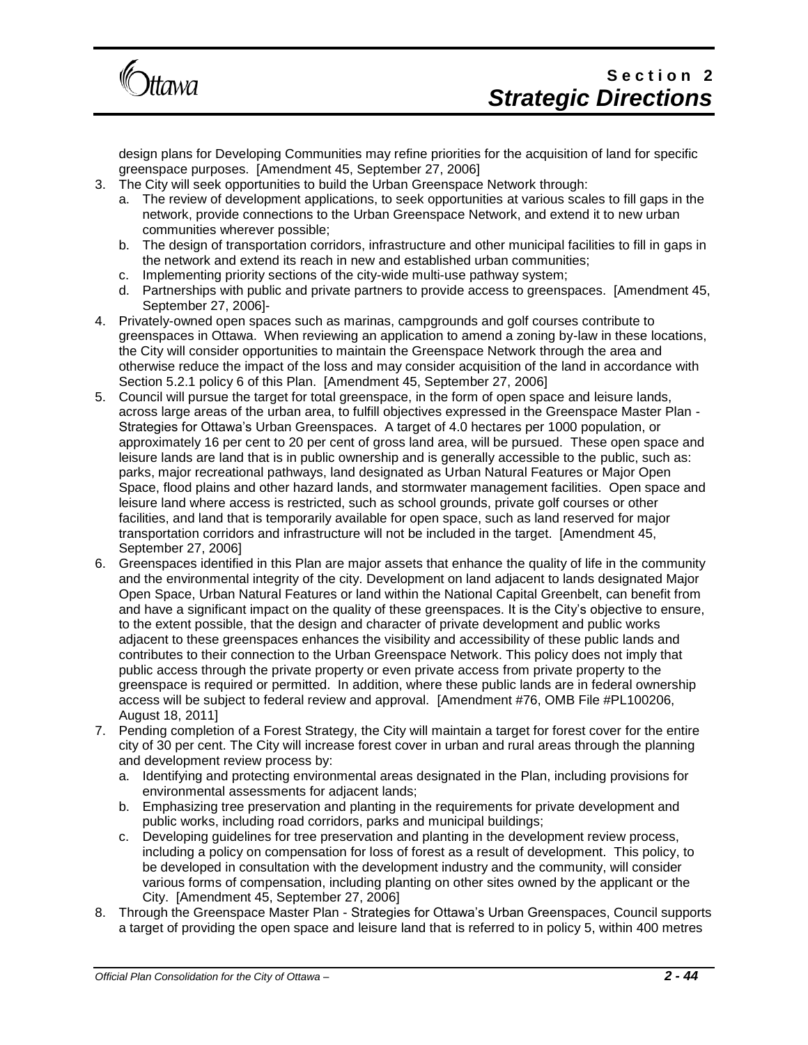design plans for Developing Communities may refine priorities for the acquisition of land for specific greenspace purposes. [Amendment 45, September 27, 2006]

3. The City will seek opportunities to build the Urban Greenspace Network through:
   a. The review of development applications, to seek opportunities at various scales to fill gaps in the network, provide connections to the Urban Greenspace Network, and extend it to new urban communities wherever possible;
   b. The design of transportation corridors, infrastructure and other municipal facilities to fill in gaps in the network and extend its reach in new and established urban communities;
   c. Implementing priority sections of the city-wide multi-use pathway system;
   d. Partnerships with public and private partners to provide access to greenspaces. [Amendment 45, September 27, 2006]-
4. Privately-owned open spaces such as marinas, campgrounds and golf courses contribute to greenspaces in Ottawa. When reviewing an application to amend a zoning by-law in these locations, the City will consider opportunities to maintain the Greenspace Network through the area and otherwise reduce the impact of the loss and may consider acquisition of the land in accordance with Section 5.2.1 policy 6 of this Plan. [Amendment 45, September 27, 2006]
5. Council will pursue the target for total greenspace, in the form of open space and leisure lands, across large areas of the urban area, to fulfill objectives expressed in the Greenspace Master Plan - Strategies for Ottawa's Urban Greenspaces. A target of 4.0 hectares per 1000 population, or approximately 16 per cent to 20 per cent of gross land area, will be pursued. These open space and leisure lands are land that is in public ownership and is generally accessible to the public, such as: parks, major recreational pathways, land designated as Urban Natural Features or Major Open Space, flood plains and other hazard lands, and stormwater management facilities. Open space and leisure land where access is restricted, such as school grounds, private golf courses or other facilities, and land that is temporarily available for open space, such as land reserved for major transportation corridors and infrastructure will not be included in the target. [Amendment 45, September 27, 2006]
6. Greenspaces identified in this Plan are major assets that enhance the quality of life in the community and the environmental integrity of the city. Development on land adjacent to lands designated Major Open Space, Urban Natural Features or land within the National Capital Greenbelt, can benefit from and have a significant impact on the quality of these greenspaces. It is the City's objective to ensure, to the extent possible, that the design and character of private development and public works adjacent to these greenspaces enhances the visibility and accessibility of these public lands and contributes to their connection to the Urban Greenspace Network. This policy does not imply that public access through the private property or even private access from private property to the greenspace is required or permitted. In addition, where these public lands are in federal ownership access will be subject to federal review and approval. [Amendment #76, OMB File #PL100206, August 18, 2011]
7. Pending completion of a Forest Strategy, the City will maintain a target for forest cover for the entire city of 30 per cent. The City will increase forest cover in urban and rural areas through the planning and development review process by:
   a. Identifying and protecting environmental areas designated in the Plan, including provisions for environmental assessments for adjacent lands;
   b. Emphasizing tree preservation and planting in the requirements for private development and public works, including road corridors, parks and municipal buildings;
   c. Developing guidelines for tree preservation and planting in the development review process, including a policy on compensation for loss of forest as a result of development. This policy, to be developed in consultation with the development industry and the community, will consider various forms of compensation, including planting on other sites owned by the applicant or the City. [Amendment 45, September 27, 2006]
8. Through the Greenspace Master Plan - Strategies for Ottawa's Urban Greenspaces, Council supports a target of providing the open space and leisure land that is referred to in policy 5, within 400 metres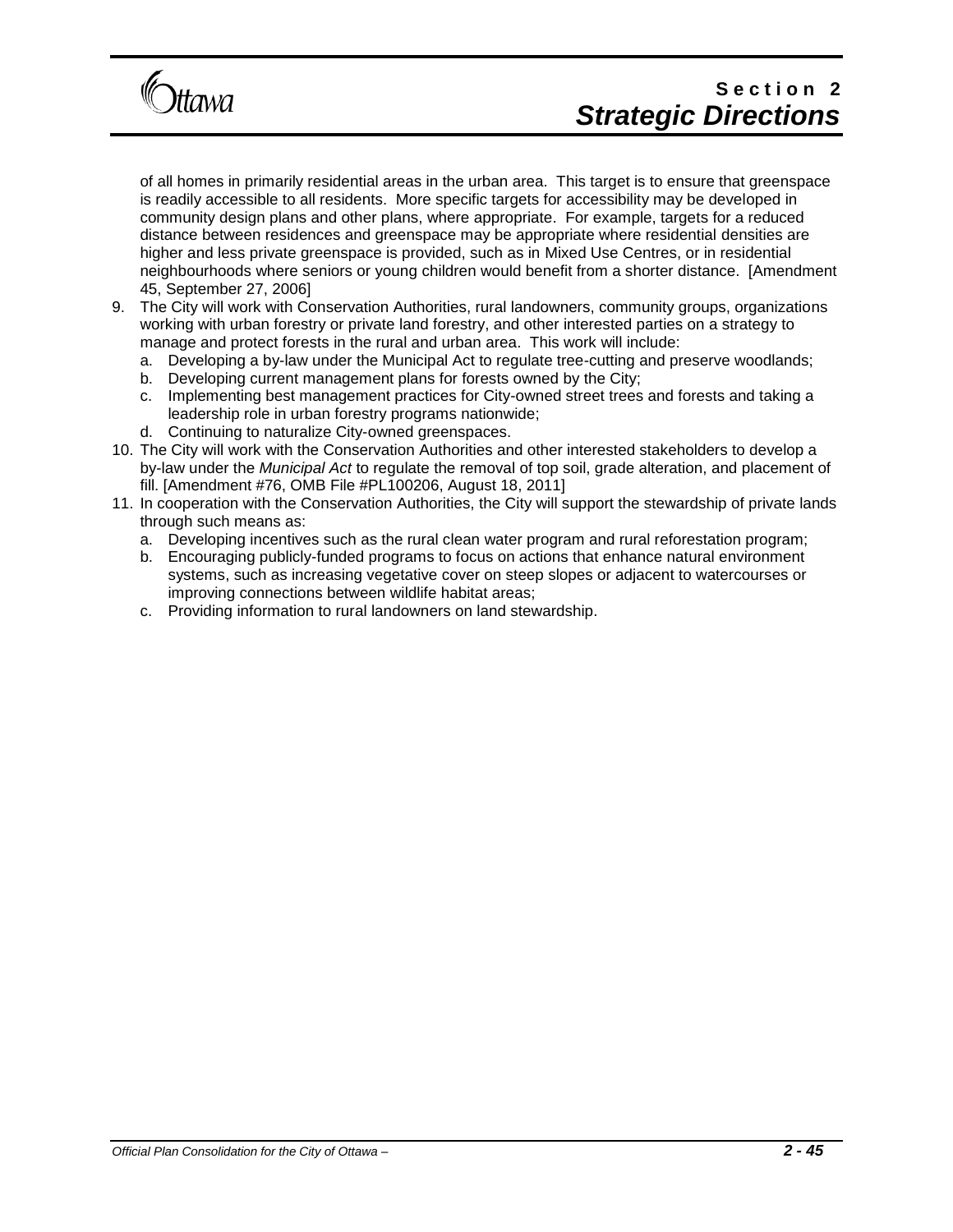of all homes in primarily residential areas in the urban area. This target is to ensure that greenspace is readily accessible to all residents. More specific targets for accessibility may be developed in community design plans and other plans, where appropriate. For example, targets for a reduced distance between residences and greenspace may be appropriate where residential densities are higher and less private greenspace is provided, such as in Mixed Use Centres, or in residential neighbourhoods where seniors or young children would benefit from a shorter distance. [Amendment 45, September 27, 2006]

9. The City will work with Conservation Authorities, rural landowners, community groups, organizations working with urban forestry or private land forestry, and other interested parties on a strategy to manage and protect forests in the rural and urban area. This work will include:
   a. Developing a by-law under the Municipal Act to regulate tree-cutting and preserve woodlands;
   b. Developing current management plans for forests owned by the City;
   c. Implementing best management practices for City-owned street trees and forests and taking a leadership role in urban forestry programs nationwide;
   d. Continuing to naturalize City-owned greenspaces.
10. The City will work with the Conservation Authorities and other interested stakeholders to develop a by-law under the *Municipal Act* to regulate the removal of top soil, grade alteration, and placement of fill. [Amendment #76, OMB File #PL100206, August 18, 2011]
11. In cooperation with the Conservation Authorities, the City will support the stewardship of private lands through such means as:
   a. Developing incentives such as the rural clean water program and rural reforestation program;
   b. Encouraging publicly-funded programs to focus on actions that enhance natural environment systems, such as increasing vegetative cover on steep slopes or adjacent to watercourses or improving connections between wildlife habitat areas;
   c. Providing information to rural landowners on land stewardship.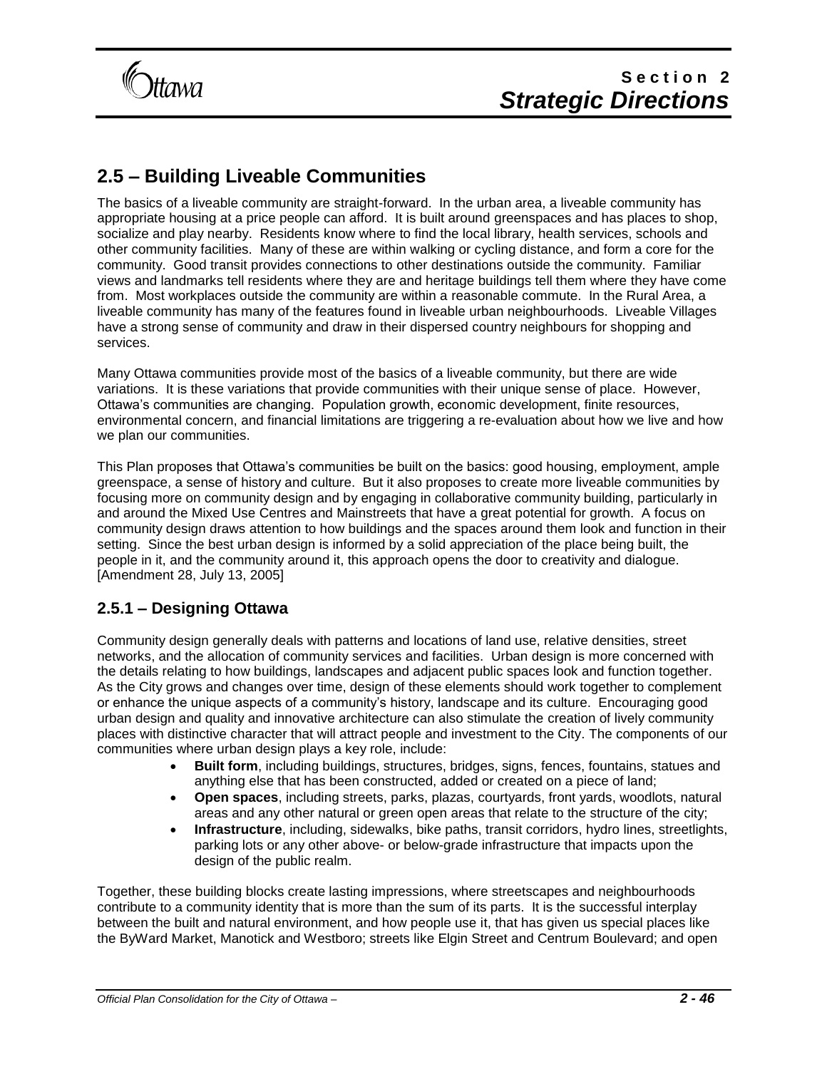## 2.5 – Building Liveable Communities

The basics of a liveable community are straight-forward. In the urban area, a liveable community has appropriate housing at a price people can afford. It is built around greenspaces and has places to shop, socialize and play nearby. Residents know where to find the local library, health services, schools and other community facilities. Many of these are within walking or cycling distance, and form a core for the community. Good transit provides connections to other destinations outside the community. Familiar views and landmarks tell residents where they are and heritage buildings tell them where they have come from. Most workplaces outside the community are within a reasonable commute. In the Rural Area, a liveable community has many of the features found in liveable urban neighbourhoods. Liveable Villages have a strong sense of community and draw in their dispersed country neighbours for shopping and services.

Many Ottawa communities provide most of the basics of a liveable community, but there are wide variations. It is these variations that provide communities with their unique sense of place. However, Ottawa's communities are changing. Population growth, economic development, finite resources, environmental concern, and financial limitations are triggering a re-evaluation about how we live and how we plan our communities.

This Plan proposes that Ottawa's communities be built on the basics: good housing, employment, ample greenspace, a sense of history and culture. But it also proposes to create more liveable communities by focusing more on community design and by engaging in collaborative community building, particularly in and around the Mixed Use Centres and Mainstreets that have a great potential for growth. A focus on community design draws attention to how buildings and the spaces around them look and function in their setting. Since the best urban design is informed by a solid appreciation of the place being built, the people in it, and the community around it, this approach opens the door to creativity and dialogue. [Amendment 28, July 13, 2005]

### 2.5.1 – Designing Ottawa

Community design generally deals with patterns and locations of land use, relative densities, street networks, and the allocation of community services and facilities. Urban design is more concerned with the details relating to how buildings, landscapes and adjacent public spaces look and function together. As the City grows and changes over time, design of these elements should work together to complement or enhance the unique aspects of a community's history, landscape and its culture. Encouraging good urban design and quality and innovative architecture can also stimulate the creation of lively community places with distinctive character that will attract people and investment to the City. The components of our communities where urban design plays a key role, include:

- **Built form**, including buildings, structures, bridges, signs, fences, fountains, statues and anything else that has been constructed, added or created on a piece of land;
- **Open spaces**, including streets, parks, plazas, courtyards, front yards, woodlots, natural areas and any other natural or green open areas that relate to the structure of the city;
- **Infrastructure**, including, sidewalks, bike paths, transit corridors, hydro lines, streetlights, parking lots or any other above- or below-grade infrastructure that impacts upon the design of the public realm.

Together, these building blocks create lasting impressions, where streetscapes and neighbourhoods contribute to a community identity that is more than the sum of its parts. It is the successful interplay between the built and natural environment, and how people use it, that has given us special places like the ByWard Market, Manotick and Westboro; streets like Elgin Street and Centrum Boulevard; and open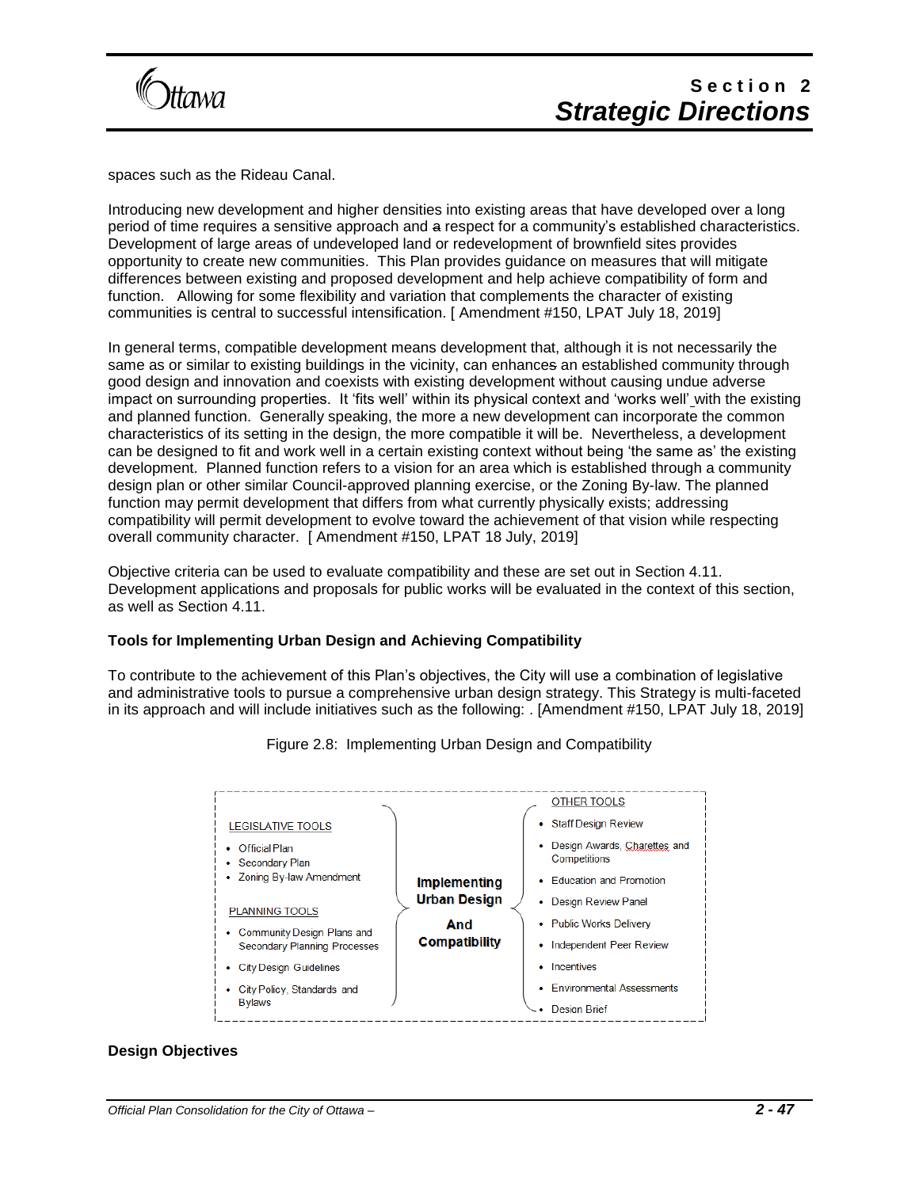spaces such as the Rideau Canal.

Introducing new development and higher densities into existing areas that have developed over a long period of time requires a sensitive approach and a respect for a community's established characteristics. Development of large areas of undeveloped land or redevelopment of brownfield sites provides opportunity to create new communities. This Plan provides guidance on measures that will mitigate differences between existing and proposed development and help achieve compatibility of form and function. Allowing for some flexibility and variation that complements the character of existing communities is central to successful intensification. [ Amendment #150, LPAT July 18, 2019]

In general terms, compatible development means development that, although it is not necessarily the same as or similar to existing buildings in the vicinity, can enhances an established community through good design and innovation and coexists with existing development without causing undue adverse impact on surrounding properties. It 'fits well' within its physical context and 'works well' with the existing and planned function. Generally speaking, the more a new development can incorporate the common characteristics of its setting in the design, the more compatible it will be. Nevertheless, a development can be designed to fit and work well in a certain existing context without being 'the same as' the existing development. Planned function refers to a vision for an area which is established through a community design plan or other similar Council-approved planning exercise, or the Zoning By-law. The planned function may permit development that differs from what currently physically exists; addressing compatibility will permit development to evolve toward the achievement of that vision while respecting overall community character. [ Amendment #150, LPAT 18 July, 2019]

Objective criteria can be used to evaluate compatibility and these are set out in Section 4.11. Development applications and proposals for public works will be evaluated in the context of this section, as well as Section 4.11.

**Tools for Implementing Urban Design and Achieving Compatibility**

To contribute to the achievement of this Plan's objectives, the City will use a combination of legislative and administrative tools to pursue a comprehensive urban design strategy. This Strategy is multi-faceted in its approach and will include initiatives such as the following: . [Amendment #150, LPAT July 18, 2019]

Figure 2.8: Implementing Urban Design and Compatibility

**Implementing Urban Design And Compatibility**

LEGISLATIVE TOOLS

- Official Plan
- Secondary Plan
- Zoning By-law Amendment

PLANNING TOOLS

- Community Design Plans and Secondary Planning Processes
- City Design Guidelines
- City Policy, Standards and Bylaws

OTHER TOOLS

- Staff Design Review
- Design Awards, Charettes and Competitions
- Education and Promotion
- Design Review Panel
- Public Works Delivery
- Independent Peer Review
- Incentives
- Environmental Assessments
- Design Brief

**Design Objectives**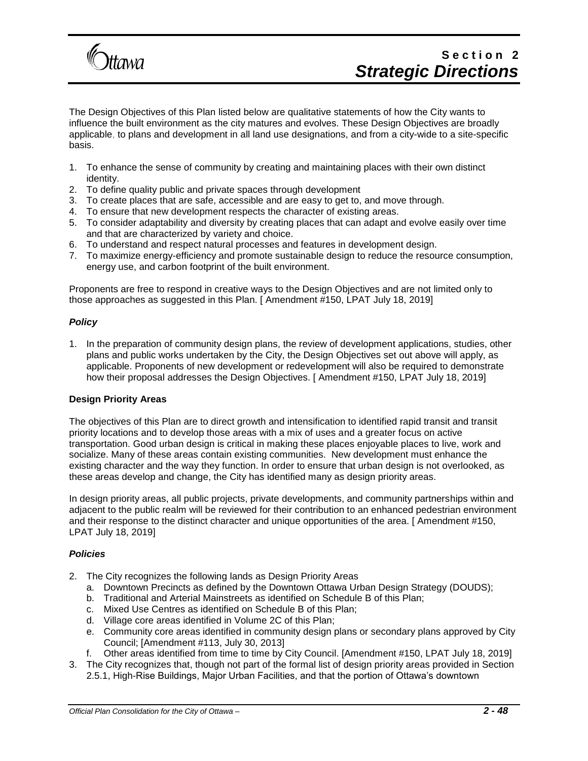The Design Objectives of this Plan listed below are qualitative statements of how the City wants to influence the built environment as the city matures and evolves. These Design Objectives are broadly applicable, to plans and development in all land use designations, and from a city-wide to a site-specific basis.

1. To enhance the sense of community by creating and maintaining places with their own distinct identity.
2. To define quality public and private spaces through development
3. To create places that are safe, accessible and are easy to get to, and move through.
4. To ensure that new development respects the character of existing areas.
5. To consider adaptability and diversity by creating places that can adapt and evolve easily over time and that are characterized by variety and choice.
6. To understand and respect natural processes and features in development design.
7. To maximize energy-efficiency and promote sustainable design to reduce the resource consumption, energy use, and carbon footprint of the built environment.

Proponents are free to respond in creative ways to the Design Objectives and are not limited only to those approaches as suggested in this Plan. [ Amendment #150, LPAT July 18, 2019]

***Policy***

1. In the preparation of community design plans, the review of development applications, studies, other plans and public works undertaken by the City, the Design Objectives set out above will apply, as applicable. Proponents of new development or redevelopment will also be required to demonstrate how their proposal addresses the Design Objectives. [ Amendment #150, LPAT July 18, 2019]

**Design Priority Areas**

The objectives of this Plan are to direct growth and intensification to identified rapid transit and transit priority locations and to develop those areas with a mix of uses and a greater focus on active transportation. Good urban design is critical in making these places enjoyable places to live, work and socialize. Many of these areas contain existing communities. New development must enhance the existing character and the way they function. In order to ensure that urban design is not overlooked, as these areas develop and change, the City has identified many as design priority areas.

In design priority areas, all public projects, private developments, and community partnerships within and adjacent to the public realm will be reviewed for their contribution to an enhanced pedestrian environment and their response to the distinct character and unique opportunities of the area. [ Amendment #150, LPAT July 18, 2019]

***Policies***

2. The City recognizes the following lands as Design Priority Areas
   a. Downtown Precincts as defined by the Downtown Ottawa Urban Design Strategy (DOUDS);
   b. Traditional and Arterial Mainstreets as identified on Schedule B of this Plan;
   c. Mixed Use Centres as identified on Schedule B of this Plan;
   d. Village core areas identified in Volume 2C of this Plan;
   e. Community core areas identified in community design plans or secondary plans approved by City Council; [Amendment #113, July 30, 2013]
   f. Other areas identified from time to time by City Council. [Amendment #150, LPAT July 18, 2019]
3. The City recognizes that, though not part of the formal list of design priority areas provided in Section 2.5.1, High-Rise Buildings, Major Urban Facilities, and that the portion of Ottawa's downtown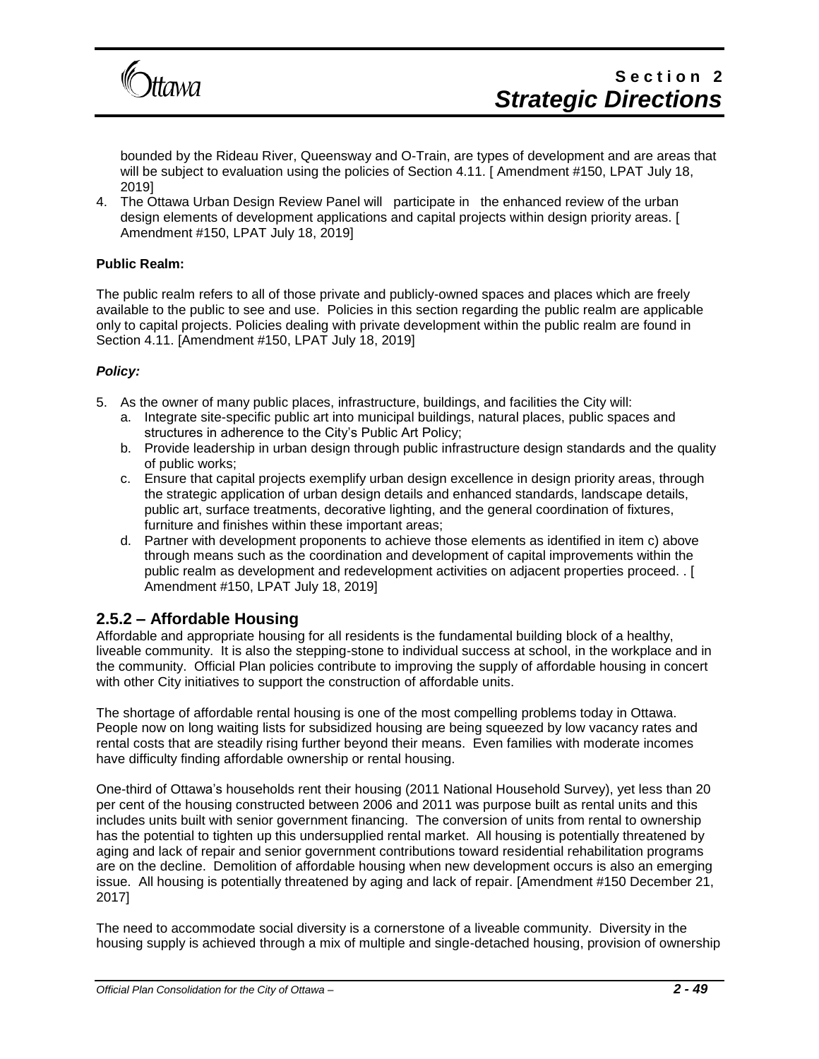bounded by the Rideau River, Queensway and O-Train, are types of development and are areas that will be subject to evaluation using the policies of Section 4.11. [ Amendment #150, LPAT July 18, 2019]

4. The Ottawa Urban Design Review Panel will participate in the enhanced review of the urban design elements of development applications and capital projects within design priority areas. [ Amendment #150, LPAT July 18, 2019]

**Public Realm:**

The public realm refers to all of those private and publicly-owned spaces and places which are freely available to the public to see and use. Policies in this section regarding the public realm are applicable only to capital projects. Policies dealing with private development within the public realm are found in Section 4.11. [Amendment #150, LPAT July 18, 2019]

***Policy:***

5. As the owner of many public places, infrastructure, buildings, and facilities the City will:
   a. Integrate site-specific public art into municipal buildings, natural places, public spaces and structures in adherence to the City's Public Art Policy;
   b. Provide leadership in urban design through public infrastructure design standards and the quality of public works;
   c. Ensure that capital projects exemplify urban design excellence in design priority areas, through the strategic application of urban design details and enhanced standards, landscape details, public art, surface treatments, decorative lighting, and the general coordination of fixtures, furniture and finishes within these important areas;
   d. Partner with development proponents to achieve those elements as identified in item c) above through means such as the coordination and development of capital improvements within the public realm as development and redevelopment activities on adjacent properties proceed. . [ Amendment #150, LPAT July 18, 2019]

## 2.5.2 – Affordable Housing

Affordable and appropriate housing for all residents is the fundamental building block of a healthy, liveable community. It is also the stepping-stone to individual success at school, in the workplace and in the community. Official Plan policies contribute to improving the supply of affordable housing in concert with other City initiatives to support the construction of affordable units.

The shortage of affordable rental housing is one of the most compelling problems today in Ottawa. People now on long waiting lists for subsidized housing are being squeezed by low vacancy rates and rental costs that are steadily rising further beyond their means. Even families with moderate incomes have difficulty finding affordable ownership or rental housing.

One-third of Ottawa's households rent their housing (2011 National Household Survey), yet less than 20 per cent of the housing constructed between 2006 and 2011 was purpose built as rental units and this includes units built with senior government financing. The conversion of units from rental to ownership has the potential to tighten up this undersupplied rental market. All housing is potentially threatened by aging and lack of repair and senior government contributions toward residential rehabilitation programs are on the decline. Demolition of affordable housing when new development occurs is also an emerging issue. All housing is potentially threatened by aging and lack of repair. [Amendment #150 December 21, 2017]

The need to accommodate social diversity is a cornerstone of a liveable community. Diversity in the housing supply is achieved through a mix of multiple and single-detached housing, provision of ownership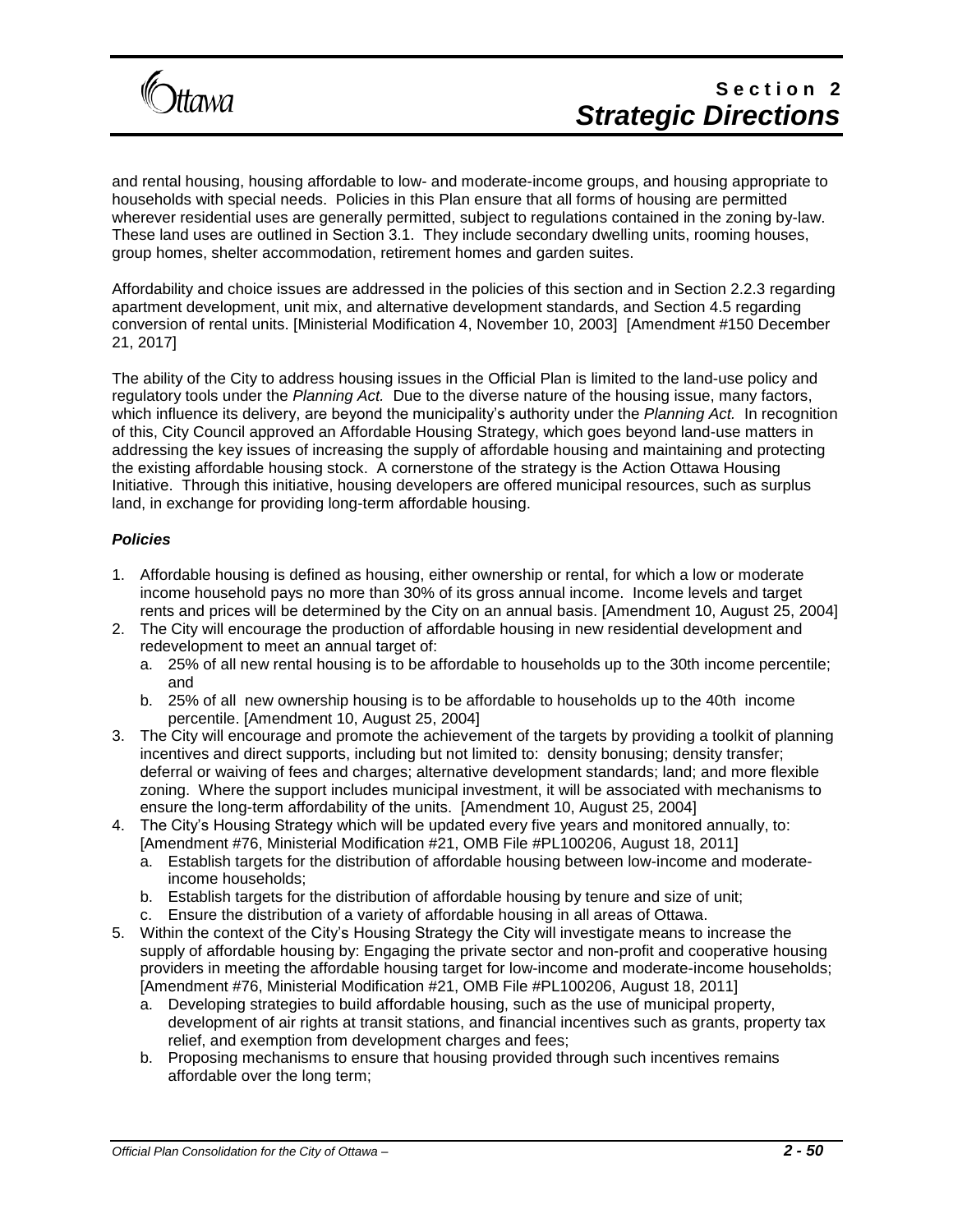and rental housing, housing affordable to low- and moderate-income groups, and housing appropriate to households with special needs. Policies in this Plan ensure that all forms of housing are permitted wherever residential uses are generally permitted, subject to regulations contained in the zoning by-law. These land uses are outlined in Section 3.1. They include secondary dwelling units, rooming houses, group homes, shelter accommodation, retirement homes and garden suites.

Affordability and choice issues are addressed in the policies of this section and in Section 2.2.3 regarding apartment development, unit mix, and alternative development standards, and Section 4.5 regarding conversion of rental units. [Ministerial Modification 4, November 10, 2003] [Amendment #150 December 21, 2017]

The ability of the City to address housing issues in the Official Plan is limited to the land-use policy and regulatory tools under the *Planning Act.* Due to the diverse nature of the housing issue, many factors, which influence its delivery, are beyond the municipality's authority under the *Planning Act.* In recognition of this, City Council approved an Affordable Housing Strategy, which goes beyond land-use matters in addressing the key issues of increasing the supply of affordable housing and maintaining and protecting the existing affordable housing stock. A cornerstone of the strategy is the Action Ottawa Housing Initiative. Through this initiative, housing developers are offered municipal resources, such as surplus land, in exchange for providing long-term affordable housing.

***Policies***

1. Affordable housing is defined as housing, either ownership or rental, for which a low or moderate income household pays no more than 30% of its gross annual income. Income levels and target rents and prices will be determined by the City on an annual basis. [Amendment 10, August 25, 2004]
2. The City will encourage the production of affordable housing in new residential development and redevelopment to meet an annual target of:
   a. 25% of all new rental housing is to be affordable to households up to the 30th income percentile; and
   b. 25% of all new ownership housing is to be affordable to households up to the 40th income percentile. [Amendment 10, August 25, 2004]
3. The City will encourage and promote the achievement of the targets by providing a toolkit of planning incentives and direct supports, including but not limited to: density bonusing; density transfer; deferral or waiving of fees and charges; alternative development standards; land; and more flexible zoning. Where the support includes municipal investment, it will be associated with mechanisms to ensure the long-term affordability of the units. [Amendment 10, August 25, 2004]
4. The City's Housing Strategy which will be updated every five years and monitored annually, to: [Amendment #76, Ministerial Modification #21, OMB File #PL100206, August 18, 2011]
   a. Establish targets for the distribution of affordable housing between low-income and moderate-income households;
   b. Establish targets for the distribution of affordable housing by tenure and size of unit;
   c. Ensure the distribution of a variety of affordable housing in all areas of Ottawa.
5. Within the context of the City's Housing Strategy the City will investigate means to increase the supply of affordable housing by: Engaging the private sector and non-profit and cooperative housing providers in meeting the affordable housing target for low-income and moderate-income households; [Amendment #76, Ministerial Modification #21, OMB File #PL100206, August 18, 2011]
   a. Developing strategies to build affordable housing, such as the use of municipal property, development of air rights at transit stations, and financial incentives such as grants, property tax relief, and exemption from development charges and fees;
   b. Proposing mechanisms to ensure that housing provided through such incentives remains affordable over the long term;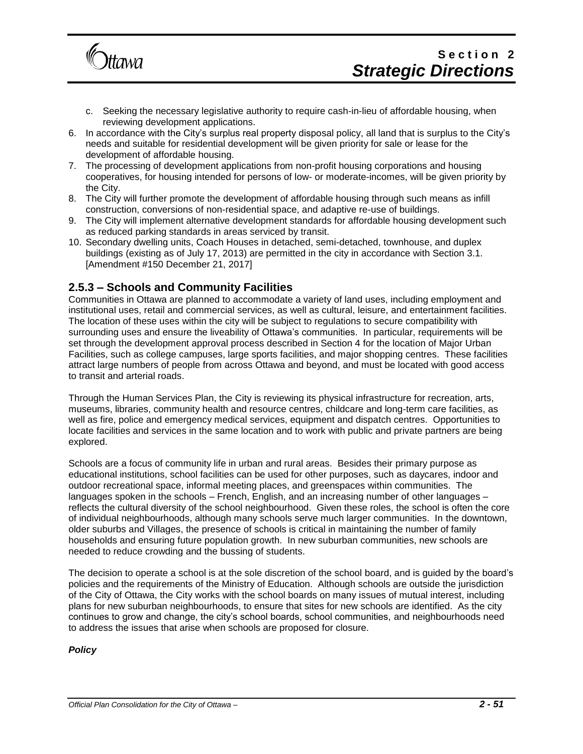c. Seeking the necessary legislative authority to require cash-in-lieu of affordable housing, when reviewing development applications.

6. In accordance with the City's surplus real property disposal policy, all land that is surplus to the City's needs and suitable for residential development will be given priority for sale or lease for the development of affordable housing.
7. The processing of development applications from non-profit housing corporations and housing cooperatives, for housing intended for persons of low- or moderate-incomes, will be given priority by the City.
8. The City will further promote the development of affordable housing through such means as infill construction, conversions of non-residential space, and adaptive re-use of buildings.
9. The City will implement alternative development standards for affordable housing development such as reduced parking standards in areas serviced by transit.
10. Secondary dwelling units, Coach Houses in detached, semi-detached, townhouse, and duplex buildings (existing as of July 17, 2013) are permitted in the city in accordance with Section 3.1. [Amendment #150 December 21, 2017]

## 2.5.3 – Schools and Community Facilities

Communities in Ottawa are planned to accommodate a variety of land uses, including employment and institutional uses, retail and commercial services, as well as cultural, leisure, and entertainment facilities. The location of these uses within the city will be subject to regulations to secure compatibility with surrounding uses and ensure the liveability of Ottawa's communities. In particular, requirements will be set through the development approval process described in Section 4 for the location of Major Urban Facilities, such as college campuses, large sports facilities, and major shopping centres. These facilities attract large numbers of people from across Ottawa and beyond, and must be located with good access to transit and arterial roads.

Through the Human Services Plan, the City is reviewing its physical infrastructure for recreation, arts, museums, libraries, community health and resource centres, childcare and long-term care facilities, as well as fire, police and emergency medical services, equipment and dispatch centres. Opportunities to locate facilities and services in the same location and to work with public and private partners are being explored.

Schools are a focus of community life in urban and rural areas. Besides their primary purpose as educational institutions, school facilities can be used for other purposes, such as daycares, indoor and outdoor recreational space, informal meeting places, and greenspaces within communities. The languages spoken in the schools – French, English, and an increasing number of other languages – reflects the cultural diversity of the school neighbourhood. Given these roles, the school is often the core of individual neighbourhoods, although many schools serve much larger communities. In the downtown, older suburbs and Villages, the presence of schools is critical in maintaining the number of family households and ensuring future population growth. In new suburban communities, new schools are needed to reduce crowding and the bussing of students.

The decision to operate a school is at the sole discretion of the school board, and is guided by the board's policies and the requirements of the Ministry of Education. Although schools are outside the jurisdiction of the City of Ottawa, the City works with the school boards on many issues of mutual interest, including plans for new suburban neighbourhoods, to ensure that sites for new schools are identified. As the city continues to grow and change, the city's school boards, school communities, and neighbourhoods need to address the issues that arise when schools are proposed for closure.

***Policy***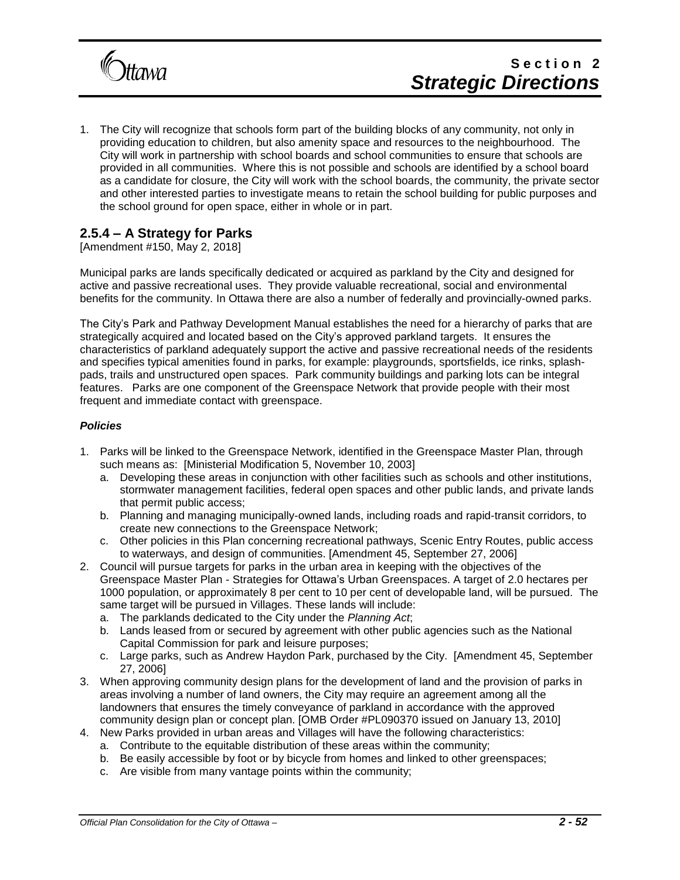1. The City will recognize that schools form part of the building blocks of any community, not only in providing education to children, but also amenity space and resources to the neighbourhood. The City will work in partnership with school boards and school communities to ensure that schools are provided in all communities. Where this is not possible and schools are identified by a school board as a candidate for closure, the City will work with the school boards, the community, the private sector and other interested parties to investigate means to retain the school building for public purposes and the school ground for open space, either in whole or in part.

## 2.5.4 – A Strategy for Parks

[Amendment #150, May 2, 2018]

Municipal parks are lands specifically dedicated or acquired as parkland by the City and designed for active and passive recreational uses. They provide valuable recreational, social and environmental benefits for the community. In Ottawa there are also a number of federally and provincially-owned parks.

The City's Park and Pathway Development Manual establishes the need for a hierarchy of parks that are strategically acquired and located based on the City's approved parkland targets. It ensures the characteristics of parkland adequately support the active and passive recreational needs of the residents and specifies typical amenities found in parks, for example: playgrounds, sportsfields, ice rinks, splash-pads, trails and unstructured open spaces. Park community buildings and parking lots can be integral features. Parks are one component of the Greenspace Network that provide people with their most frequent and immediate contact with greenspace.

***Policies***

1. Parks will be linked to the Greenspace Network, identified in the Greenspace Master Plan, through such means as: [Ministerial Modification 5, November 10, 2003]
   a. Developing these areas in conjunction with other facilities such as schools and other institutions, stormwater management facilities, federal open spaces and other public lands, and private lands that permit public access;
   b. Planning and managing municipally-owned lands, including roads and rapid-transit corridors, to create new connections to the Greenspace Network;
   c. Other policies in this Plan concerning recreational pathways, Scenic Entry Routes, public access to waterways, and design of communities. [Amendment 45, September 27, 2006]
2. Council will pursue targets for parks in the urban area in keeping with the objectives of the Greenspace Master Plan - Strategies for Ottawa's Urban Greenspaces. A target of 2.0 hectares per 1000 population, or approximately 8 per cent to 10 per cent of developable land, will be pursued. The same target will be pursued in Villages. These lands will include:
   a. The parklands dedicated to the City under the *Planning Act*;
   b. Lands leased from or secured by agreement with other public agencies such as the National Capital Commission for park and leisure purposes;
   c. Large parks, such as Andrew Haydon Park, purchased by the City. [Amendment 45, September 27, 2006]
3. When approving community design plans for the development of land and the provision of parks in areas involving a number of land owners, the City may require an agreement among all the landowners that ensures the timely conveyance of parkland in accordance with the approved community design plan or concept plan. [OMB Order #PL090370 issued on January 13, 2010]
4. New Parks provided in urban areas and Villages will have the following characteristics:
   a. Contribute to the equitable distribution of these areas within the community;
   b. Be easily accessible by foot or by bicycle from homes and linked to other greenspaces;
   c. Are visible from many vantage points within the community;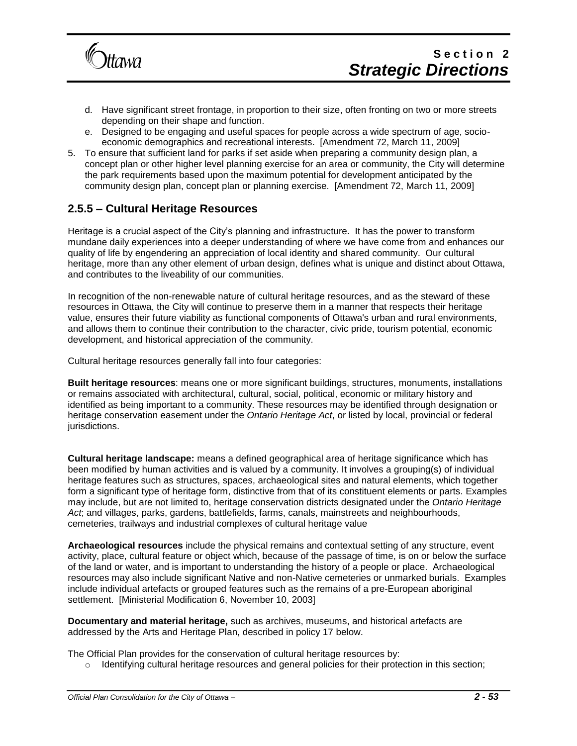d. Have significant street frontage, in proportion to their size, often fronting on two or more streets depending on their shape and function.
   e. Designed to be engaging and useful spaces for people across a wide spectrum of age, socio-economic demographics and recreational interests. [Amendment 72, March 11, 2009]

5. To ensure that sufficient land for parks if set aside when preparing a community design plan, a concept plan or other higher level planning exercise for an area or community, the City will determine the park requirements based upon the maximum potential for development anticipated by the community design plan, concept plan or planning exercise. [Amendment 72, March 11, 2009]

## 2.5.5 – Cultural Heritage Resources

Heritage is a crucial aspect of the City's planning and infrastructure. It has the power to transform mundane daily experiences into a deeper understanding of where we have come from and enhances our quality of life by engendering an appreciation of local identity and shared community. Our cultural heritage, more than any other element of urban design, defines what is unique and distinct about Ottawa, and contributes to the liveability of our communities.

In recognition of the non-renewable nature of cultural heritage resources, and as the steward of these resources in Ottawa, the City will continue to preserve them in a manner that respects their heritage value, ensures their future viability as functional components of Ottawa's urban and rural environments, and allows them to continue their contribution to the character, civic pride, tourism potential, economic development, and historical appreciation of the community.

Cultural heritage resources generally fall into four categories:

**Built heritage resources**: means one or more significant buildings, structures, monuments, installations or remains associated with architectural, cultural, social, political, economic or military history and identified as being important to a community. These resources may be identified through designation or heritage conservation easement under the *Ontario Heritage Act*, or listed by local, provincial or federal jurisdictions.

**Cultural heritage landscape:** means a defined geographical area of heritage significance which has been modified by human activities and is valued by a community. It involves a grouping(s) of individual heritage features such as structures, spaces, archaeological sites and natural elements, which together form a significant type of heritage form, distinctive from that of its constituent elements or parts. Examples may include, but are not limited to, heritage conservation districts designated under the *Ontario Heritage Act*; and villages, parks, gardens, battlefields, farms, canals, mainstreets and neighbourhoods, cemeteries, trailways and industrial complexes of cultural heritage value

**Archaeological resources** include the physical remains and contextual setting of any structure, event activity, place, cultural feature or object which, because of the passage of time, is on or below the surface of the land or water, and is important to understanding the history of a people or place. Archaeological resources may also include significant Native and non-Native cemeteries or unmarked burials. Examples include individual artefacts or grouped features such as the remains of a pre-European aboriginal settlement. [Ministerial Modification 6, November 10, 2003]

**Documentary and material heritage,** such as archives, museums, and historical artefacts are addressed by the Arts and Heritage Plan, described in policy 17 below.

The Official Plan provides for the conservation of cultural heritage resources by:

- Identifying cultural heritage resources and general policies for their protection in this section;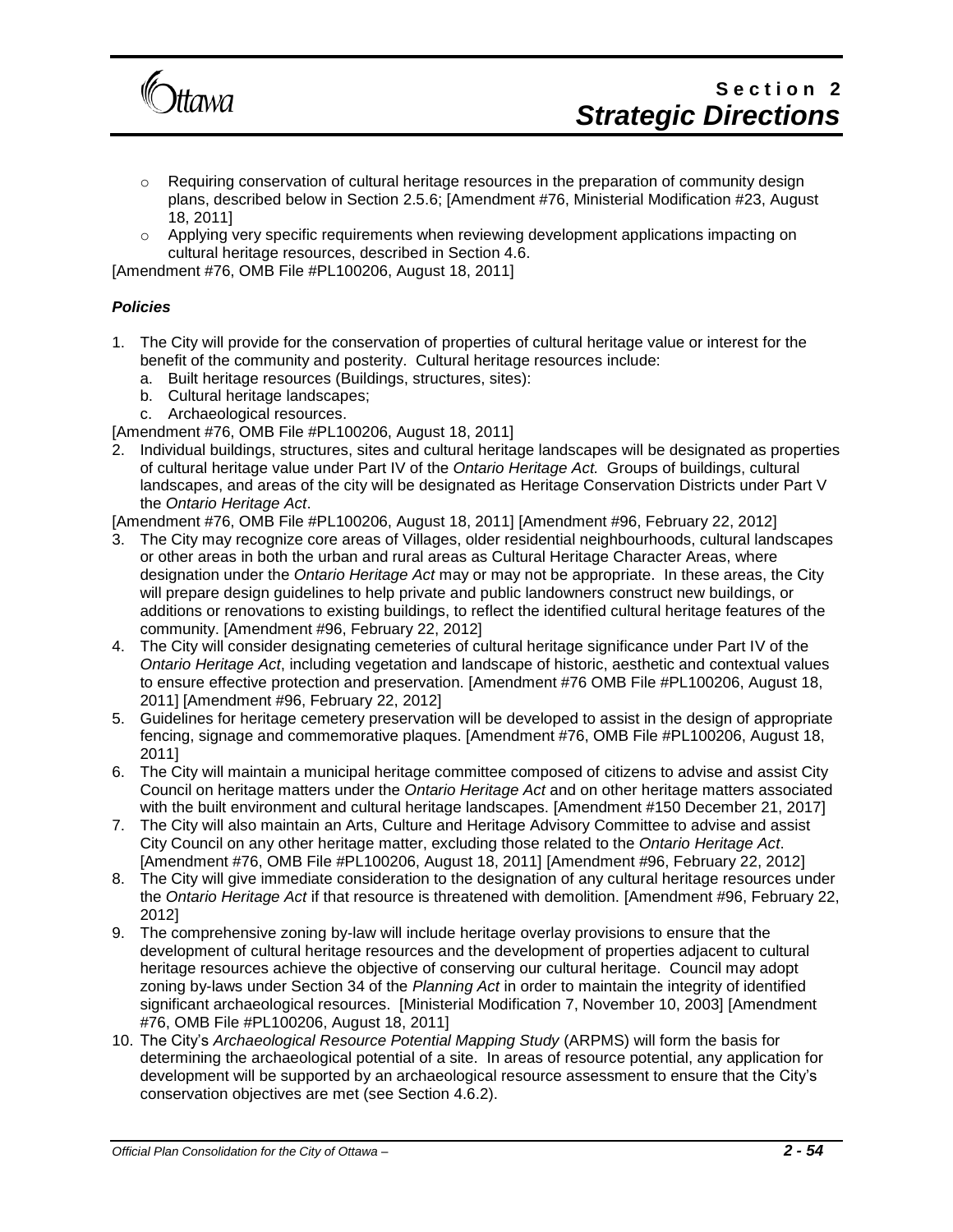- Requiring conservation of cultural heritage resources in the preparation of community design plans, described below in Section 2.5.6; [Amendment #76, Ministerial Modification #23, August 18, 2011]
- Applying very specific requirements when reviewing development applications impacting on cultural heritage resources, described in Section 4.6.

[Amendment #76, OMB File #PL100206, August 18, 2011]

***Policies***

1. The City will provide for the conservation of properties of cultural heritage value or interest for the benefit of the community and posterity. Cultural heritage resources include:
   a. Built heritage resources (Buildings, structures, sites):
   b. Cultural heritage landscapes;
   c. Archaeological resources.

[Amendment #76, OMB File #PL100206, August 18, 2011]

2. Individual buildings, structures, sites and cultural heritage landscapes will be designated as properties of cultural heritage value under Part IV of the *Ontario Heritage Act.* Groups of buildings, cultural landscapes, and areas of the city will be designated as Heritage Conservation Districts under Part V the *Ontario Heritage Act*.

[Amendment #76, OMB File #PL100206, August 18, 2011] [Amendment #96, February 22, 2012]

3. The City may recognize core areas of Villages, older residential neighbourhoods, cultural landscapes or other areas in both the urban and rural areas as Cultural Heritage Character Areas, where designation under the *Ontario Heritage Act* may or may not be appropriate. In these areas, the City will prepare design guidelines to help private and public landowners construct new buildings, or additions or renovations to existing buildings, to reflect the identified cultural heritage features of the community. [Amendment #96, February 22, 2012]
4. The City will consider designating cemeteries of cultural heritage significance under Part IV of the *Ontario Heritage Act*, including vegetation and landscape of historic, aesthetic and contextual values to ensure effective protection and preservation. [Amendment #76 OMB File #PL100206, August 18, 2011] [Amendment #96, February 22, 2012]
5. Guidelines for heritage cemetery preservation will be developed to assist in the design of appropriate fencing, signage and commemorative plaques. [Amendment #76, OMB File #PL100206, August 18, 2011]
6. The City will maintain a municipal heritage committee composed of citizens to advise and assist City Council on heritage matters under the *Ontario Heritage Act* and on other heritage matters associated with the built environment and cultural heritage landscapes. [Amendment #150 December 21, 2017]
7. The City will also maintain an Arts, Culture and Heritage Advisory Committee to advise and assist City Council on any other heritage matter, excluding those related to the *Ontario Heritage Act*. [Amendment #76, OMB File #PL100206, August 18, 2011] [Amendment #96, February 22, 2012]
8. The City will give immediate consideration to the designation of any cultural heritage resources under the *Ontario Heritage Act* if that resource is threatened with demolition. [Amendment #96, February 22, 2012]
9. The comprehensive zoning by-law will include heritage overlay provisions to ensure that the development of cultural heritage resources and the development of properties adjacent to cultural heritage resources achieve the objective of conserving our cultural heritage. Council may adopt zoning by-laws under Section 34 of the *Planning Act* in order to maintain the integrity of identified significant archaeological resources. [Ministerial Modification 7, November 10, 2003] [Amendment #76, OMB File #PL100206, August 18, 2011]
10. The City's *Archaeological Resource Potential Mapping Study* (ARPMS) will form the basis for determining the archaeological potential of a site. In areas of resource potential, any application for development will be supported by an archaeological resource assessment to ensure that the City's conservation objectives are met (see Section 4.6.2).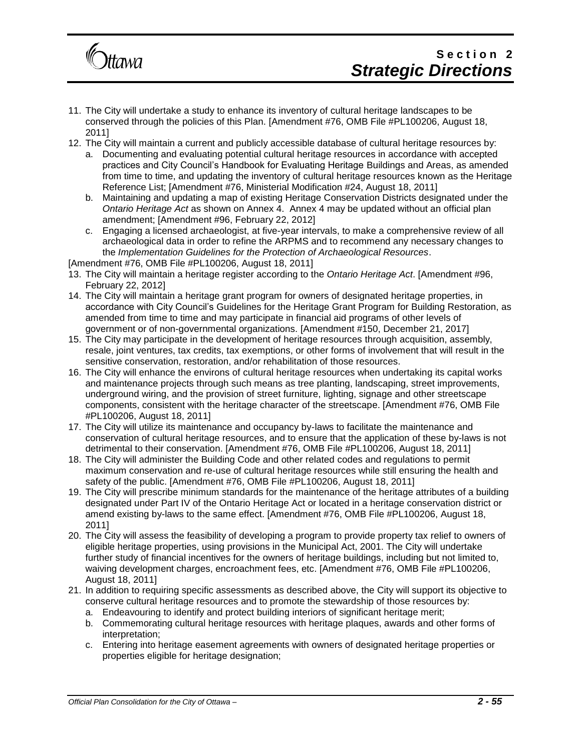11. The City will undertake a study to enhance its inventory of cultural heritage landscapes to be conserved through the policies of this Plan. [Amendment #76, OMB File #PL100206, August 18, 2011]
12. The City will maintain a current and publicly accessible database of cultural heritage resources by:
    a. Documenting and evaluating potential cultural heritage resources in accordance with accepted practices and City Council's Handbook for Evaluating Heritage Buildings and Areas, as amended from time to time, and updating the inventory of cultural heritage resources known as the Heritage Reference List; [Amendment #76, Ministerial Modification #24, August 18, 2011]
    b. Maintaining and updating a map of existing Heritage Conservation Districts designated under the *Ontario Heritage Act* as shown on Annex 4. Annex 4 may be updated without an official plan amendment; [Amendment #96, February 22, 2012]
    c. Engaging a licensed archaeologist, at five-year intervals, to make a comprehensive review of all archaeological data in order to refine the ARPMS and to recommend any necessary changes to the *Implementation Guidelines for the Protection of Archaeological Resources*.

[Amendment #76, OMB File #PL100206, August 18, 2011]

13. The City will maintain a heritage register according to the *Ontario Heritage Act*. [Amendment #96, February 22, 2012]
14. The City will maintain a heritage grant program for owners of designated heritage properties, in accordance with City Council's Guidelines for the Heritage Grant Program for Building Restoration, as amended from time to time and may participate in financial aid programs of other levels of government or of non-governmental organizations. [Amendment #150, December 21, 2017]
15. The City may participate in the development of heritage resources through acquisition, assembly, resale, joint ventures, tax credits, tax exemptions, or other forms of involvement that will result in the sensitive conservation, restoration, and/or rehabilitation of those resources.
16. The City will enhance the environs of cultural heritage resources when undertaking its capital works and maintenance projects through such means as tree planting, landscaping, street improvements, underground wiring, and the provision of street furniture, lighting, signage and other streetscape components, consistent with the heritage character of the streetscape. [Amendment #76, OMB File #PL100206, August 18, 2011]
17. The City will utilize its maintenance and occupancy by-laws to facilitate the maintenance and conservation of cultural heritage resources, and to ensure that the application of these by-laws is not detrimental to their conservation. [Amendment #76, OMB File #PL100206, August 18, 2011]
18. The City will administer the Building Code and other related codes and regulations to permit maximum conservation and re-use of cultural heritage resources while still ensuring the health and safety of the public. [Amendment #76, OMB File #PL100206, August 18, 2011]
19. The City will prescribe minimum standards for the maintenance of the heritage attributes of a building designated under Part IV of the Ontario Heritage Act or located in a heritage conservation district or amend existing by-laws to the same effect. [Amendment #76, OMB File #PL100206, August 18, 2011]
20. The City will assess the feasibility of developing a program to provide property tax relief to owners of eligible heritage properties, using provisions in the Municipal Act, 2001. The City will undertake further study of financial incentives for the owners of heritage buildings, including but not limited to, waiving development charges, encroachment fees, etc. [Amendment #76, OMB File #PL100206, August 18, 2011]
21. In addition to requiring specific assessments as described above, the City will support its objective to conserve cultural heritage resources and to promote the stewardship of those resources by:
    a. Endeavouring to identify and protect building interiors of significant heritage merit;
    b. Commemorating cultural heritage resources with heritage plaques, awards and other forms of interpretation;
    c. Entering into heritage easement agreements with owners of designated heritage properties or properties eligible for heritage designation;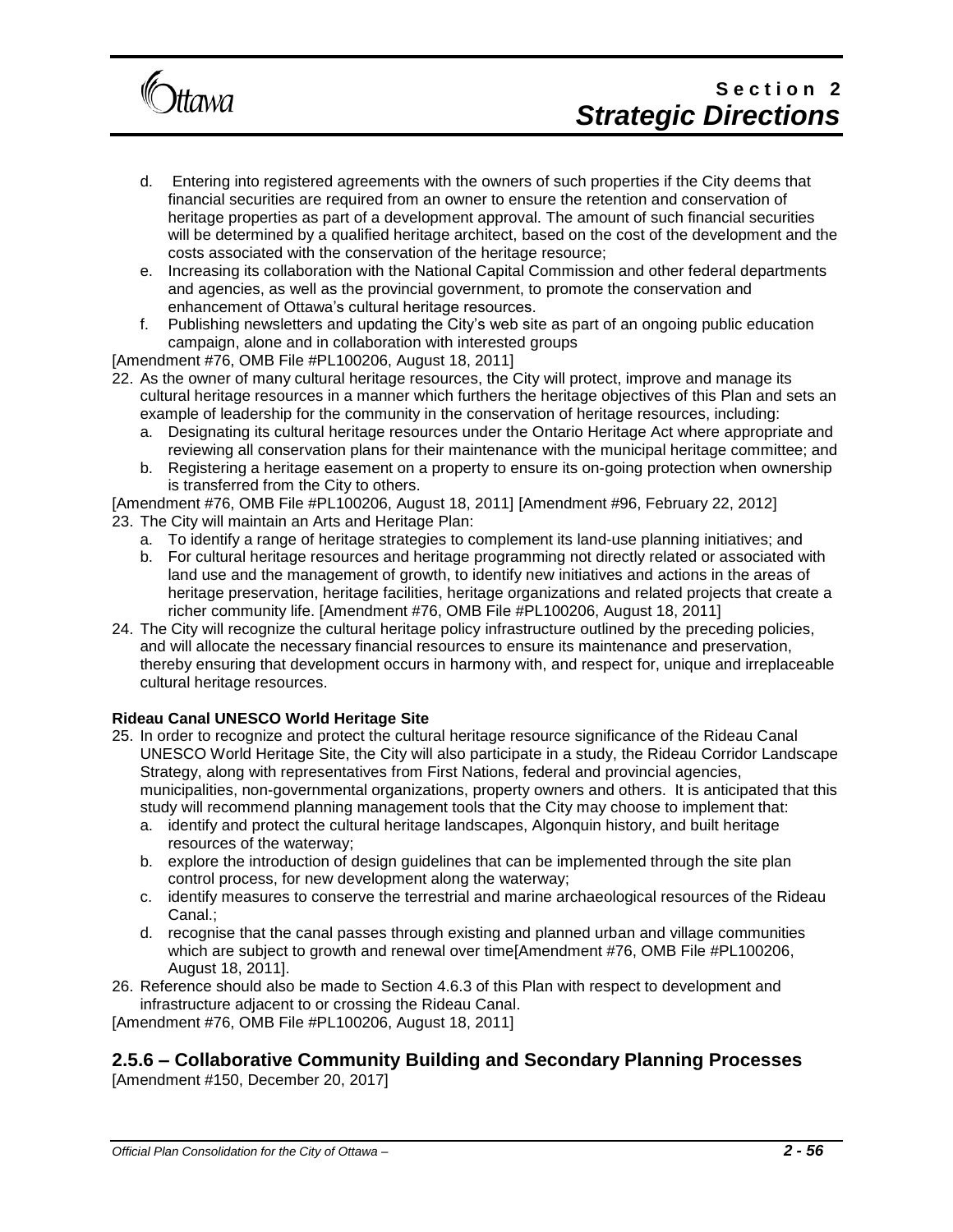d. Entering into registered agreements with the owners of such properties if the City deems that financial securities are required from an owner to ensure the retention and conservation of heritage properties as part of a development approval. The amount of such financial securities will be determined by a qualified heritage architect, based on the cost of the development and the costs associated with the conservation of the heritage resource;
e. Increasing its collaboration with the National Capital Commission and other federal departments and agencies, as well as the provincial government, to promote the conservation and enhancement of Ottawa's cultural heritage resources.
f. Publishing newsletters and updating the City's web site as part of an ongoing public education campaign, alone and in collaboration with interested groups

[Amendment #76, OMB File #PL100206, August 18, 2011]

22. As the owner of many cultural heritage resources, the City will protect, improve and manage its cultural heritage resources in a manner which furthers the heritage objectives of this Plan and sets an example of leadership for the community in the conservation of heritage resources, including:
    a. Designating its cultural heritage resources under the Ontario Heritage Act where appropriate and reviewing all conservation plans for their maintenance with the municipal heritage committee; and
    b. Registering a heritage easement on a property to ensure its on-going protection when ownership is transferred from the City to others.

[Amendment #76, OMB File #PL100206, August 18, 2011] [Amendment #96, February 22, 2012]

23. The City will maintain an Arts and Heritage Plan:
    a. To identify a range of heritage strategies to complement its land-use planning initiatives; and
    b. For cultural heritage resources and heritage programming not directly related or associated with land use and the management of growth, to identify new initiatives and actions in the areas of heritage preservation, heritage facilities, heritage organizations and related projects that create a richer community life. [Amendment #76, OMB File #PL100206, August 18, 2011]
24. The City will recognize the cultural heritage policy infrastructure outlined by the preceding policies, and will allocate the necessary financial resources to ensure its maintenance and preservation, thereby ensuring that development occurs in harmony with, and respect for, unique and irreplaceable cultural heritage resources.

**Rideau Canal UNESCO World Heritage Site**

25. In order to recognize and protect the cultural heritage resource significance of the Rideau Canal UNESCO World Heritage Site, the City will also participate in a study, the Rideau Corridor Landscape Strategy, along with representatives from First Nations, federal and provincial agencies, municipalities, non-governmental organizations, property owners and others. It is anticipated that this study will recommend planning management tools that the City may choose to implement that:
    a. identify and protect the cultural heritage landscapes, Algonquin history, and built heritage resources of the waterway;
    b. explore the introduction of design guidelines that can be implemented through the site plan control process, for new development along the waterway;
    c. identify measures to conserve the terrestrial and marine archaeological resources of the Rideau Canal.;
    d. recognise that the canal passes through existing and planned urban and village communities which are subject to growth and renewal over time[Amendment #76, OMB File #PL100206, August 18, 2011].
26. Reference should also be made to Section 4.6.3 of this Plan with respect to development and infrastructure adjacent to or crossing the Rideau Canal.

[Amendment #76, OMB File #PL100206, August 18, 2011]

## 2.5.6 – Collaborative Community Building and Secondary Planning Processes

[Amendment #150, December 20, 2017]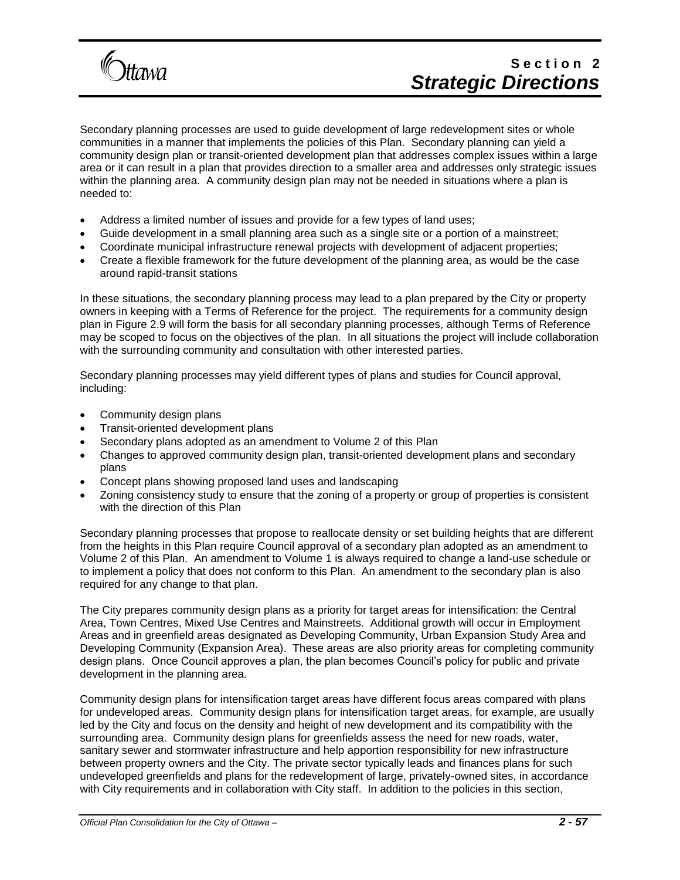Secondary planning processes are used to guide development of large redevelopment sites or whole communities in a manner that implements the policies of this Plan. Secondary planning can yield a community design plan or transit-oriented development plan that addresses complex issues within a large area or it can result in a plan that provides direction to a smaller area and addresses only strategic issues within the planning area. A community design plan may not be needed in situations where a plan is needed to:

- Address a limited number of issues and provide for a few types of land uses;
- Guide development in a small planning area such as a single site or a portion of a mainstreet;
- Coordinate municipal infrastructure renewal projects with development of adjacent properties;
- Create a flexible framework for the future development of the planning area, as would be the case around rapid-transit stations

In these situations, the secondary planning process may lead to a plan prepared by the City or property owners in keeping with a Terms of Reference for the project. The requirements for a community design plan in Figure 2.9 will form the basis for all secondary planning processes, although Terms of Reference may be scoped to focus on the objectives of the plan. In all situations the project will include collaboration with the surrounding community and consultation with other interested parties.

Secondary planning processes may yield different types of plans and studies for Council approval, including:

- Community design plans
- Transit-oriented development plans
- Secondary plans adopted as an amendment to Volume 2 of this Plan
- Changes to approved community design plan, transit-oriented development plans and secondary plans
- Concept plans showing proposed land uses and landscaping
- Zoning consistency study to ensure that the zoning of a property or group of properties is consistent with the direction of this Plan

Secondary planning processes that propose to reallocate density or set building heights that are different from the heights in this Plan require Council approval of a secondary plan adopted as an amendment to Volume 2 of this Plan. An amendment to Volume 1 is always required to change a land-use schedule or to implement a policy that does not conform to this Plan. An amendment to the secondary plan is also required for any change to that plan.

The City prepares community design plans as a priority for target areas for intensification: the Central Area, Town Centres, Mixed Use Centres and Mainstreets. Additional growth will occur in Employment Areas and in greenfield areas designated as Developing Community, Urban Expansion Study Area and Developing Community (Expansion Area). These areas are also priority areas for completing community design plans. Once Council approves a plan, the plan becomes Council's policy for public and private development in the planning area.

Community design plans for intensification target areas have different focus areas compared with plans for undeveloped areas. Community design plans for intensification target areas, for example, are usually led by the City and focus on the density and height of new development and its compatibility with the surrounding area. Community design plans for greenfields assess the need for new roads, water, sanitary sewer and stormwater infrastructure and help apportion responsibility for new infrastructure between property owners and the City. The private sector typically leads and finances plans for such undeveloped greenfields and plans for the redevelopment of large, privately-owned sites, in accordance with City requirements and in collaboration with City staff. In addition to the policies in this section,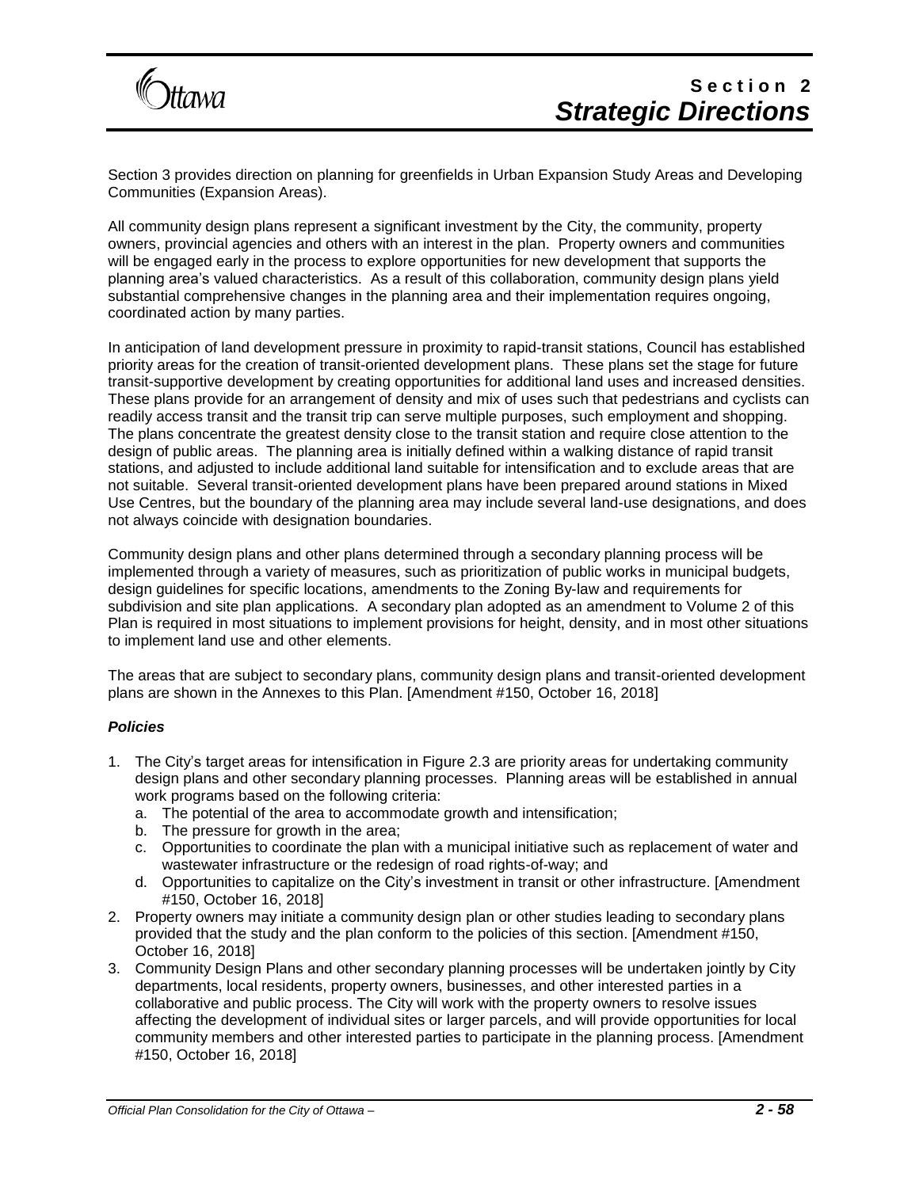Section 3 provides direction on planning for greenfields in Urban Expansion Study Areas and Developing Communities (Expansion Areas).

All community design plans represent a significant investment by the City, the community, property owners, provincial agencies and others with an interest in the plan. Property owners and communities will be engaged early in the process to explore opportunities for new development that supports the planning area's valued characteristics. As a result of this collaboration, community design plans yield substantial comprehensive changes in the planning area and their implementation requires ongoing, coordinated action by many parties.

In anticipation of land development pressure in proximity to rapid-transit stations, Council has established priority areas for the creation of transit-oriented development plans. These plans set the stage for future transit-supportive development by creating opportunities for additional land uses and increased densities. These plans provide for an arrangement of density and mix of uses such that pedestrians and cyclists can readily access transit and the transit trip can serve multiple purposes, such employment and shopping. The plans concentrate the greatest density close to the transit station and require close attention to the design of public areas. The planning area is initially defined within a walking distance of rapid transit stations, and adjusted to include additional land suitable for intensification and to exclude areas that are not suitable. Several transit-oriented development plans have been prepared around stations in Mixed Use Centres, but the boundary of the planning area may include several land-use designations, and does not always coincide with designation boundaries.

Community design plans and other plans determined through a secondary planning process will be implemented through a variety of measures, such as prioritization of public works in municipal budgets, design guidelines for specific locations, amendments to the Zoning By-law and requirements for subdivision and site plan applications. A secondary plan adopted as an amendment to Volume 2 of this Plan is required in most situations to implement provisions for height, density, and in most other situations to implement land use and other elements.

The areas that are subject to secondary plans, community design plans and transit-oriented development plans are shown in the Annexes to this Plan. [Amendment #150, October 16, 2018]

***Policies***

1. The City's target areas for intensification in Figure 2.3 are priority areas for undertaking community design plans and other secondary planning processes. Planning areas will be established in annual work programs based on the following criteria:
   a. The potential of the area to accommodate growth and intensification;
   b. The pressure for growth in the area;
   c. Opportunities to coordinate the plan with a municipal initiative such as replacement of water and wastewater infrastructure or the redesign of road rights-of-way; and
   d. Opportunities to capitalize on the City's investment in transit or other infrastructure. [Amendment #150, October 16, 2018]
2. Property owners may initiate a community design plan or other studies leading to secondary plans provided that the study and the plan conform to the policies of this section. [Amendment #150, October 16, 2018]
3. Community Design Plans and other secondary planning processes will be undertaken jointly by City departments, local residents, property owners, businesses, and other interested parties in a collaborative and public process. The City will work with the property owners to resolve issues affecting the development of individual sites or larger parcels, and will provide opportunities for local community members and other interested parties to participate in the planning process. [Amendment #150, October 16, 2018]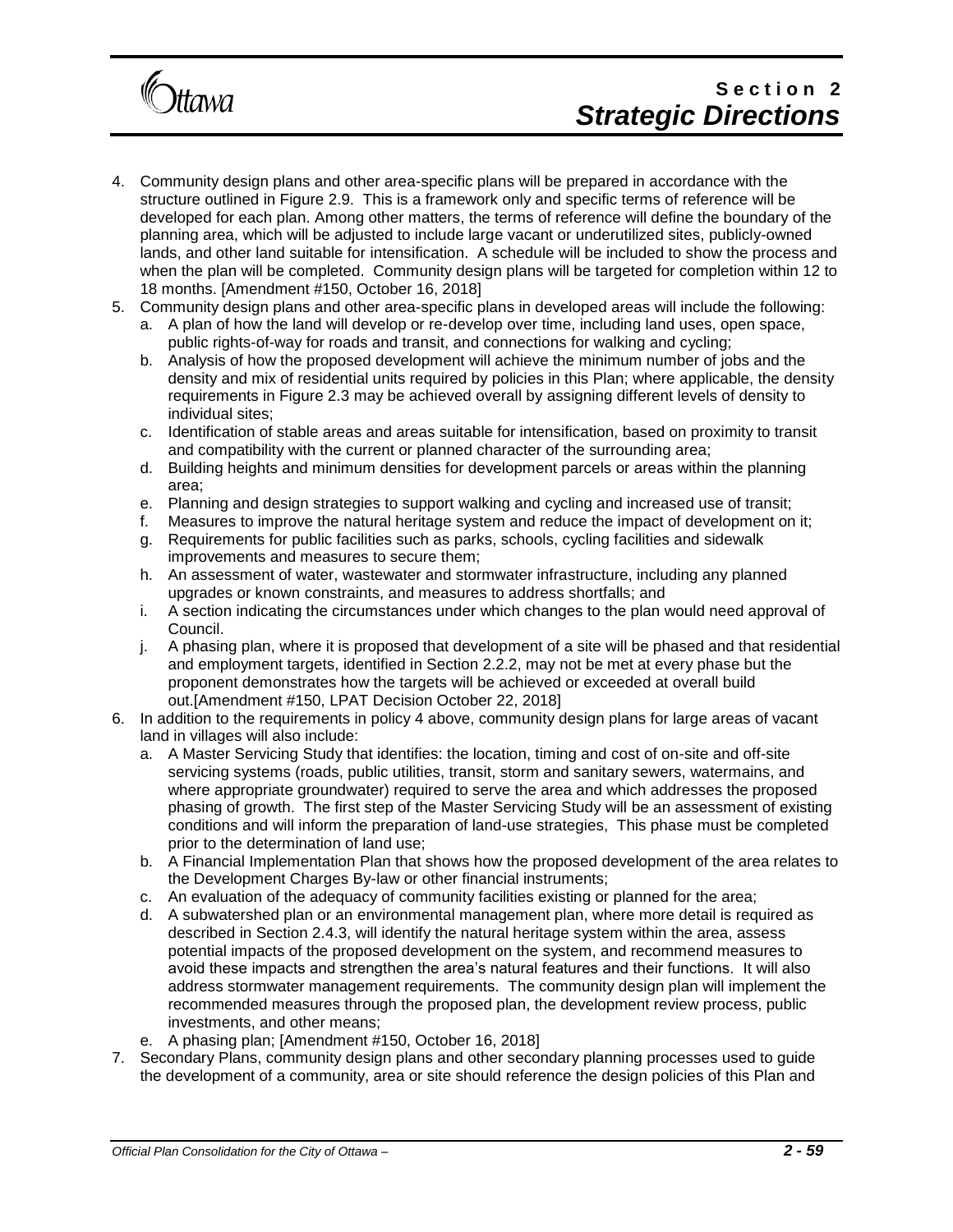4. Community design plans and other area-specific plans will be prepared in accordance with the structure outlined in Figure 2.9. This is a framework only and specific terms of reference will be developed for each plan. Among other matters, the terms of reference will define the boundary of the planning area, which will be adjusted to include large vacant or underutilized sites, publicly-owned lands, and other land suitable for intensification. A schedule will be included to show the process and when the plan will be completed. Community design plans will be targeted for completion within 12 to 18 months. [Amendment #150, October 16, 2018]
5. Community design plans and other area-specific plans in developed areas will include the following:
   a. A plan of how the land will develop or re-develop over time, including land uses, open space, public rights-of-way for roads and transit, and connections for walking and cycling;
   b. Analysis of how the proposed development will achieve the minimum number of jobs and the density and mix of residential units required by policies in this Plan; where applicable, the density requirements in Figure 2.3 may be achieved overall by assigning different levels of density to individual sites;
   c. Identification of stable areas and areas suitable for intensification, based on proximity to transit and compatibility with the current or planned character of the surrounding area;
   d. Building heights and minimum densities for development parcels or areas within the planning area;
   e. Planning and design strategies to support walking and cycling and increased use of transit;
   f. Measures to improve the natural heritage system and reduce the impact of development on it;
   g. Requirements for public facilities such as parks, schools, cycling facilities and sidewalk improvements and measures to secure them;
   h. An assessment of water, wastewater and stormwater infrastructure, including any planned upgrades or known constraints, and measures to address shortfalls; and
   i. A section indicating the circumstances under which changes to the plan would need approval of Council.
   j. A phasing plan, where it is proposed that development of a site will be phased and that residential and employment targets, identified in Section 2.2.2, may not be met at every phase but the proponent demonstrates how the targets will be achieved or exceeded at overall build out.[Amendment #150, LPAT Decision October 22, 2018]
6. In addition to the requirements in policy 4 above, community design plans for large areas of vacant land in villages will also include:
   a. A Master Servicing Study that identifies: the location, timing and cost of on-site and off-site servicing systems (roads, public utilities, transit, storm and sanitary sewers, watermains, and where appropriate groundwater) required to serve the area and which addresses the proposed phasing of growth. The first step of the Master Servicing Study will be an assessment of existing conditions and will inform the preparation of land-use strategies, This phase must be completed prior to the determination of land use;
   b. A Financial Implementation Plan that shows how the proposed development of the area relates to the Development Charges By-law or other financial instruments;
   c. An evaluation of the adequacy of community facilities existing or planned for the area;
   d. A subwatershed plan or an environmental management plan, where more detail is required as described in Section 2.4.3, will identify the natural heritage system within the area, assess potential impacts of the proposed development on the system, and recommend measures to avoid these impacts and strengthen the area's natural features and their functions. It will also address stormwater management requirements. The community design plan will implement the recommended measures through the proposed plan, the development review process, public investments, and other means;
   e. A phasing plan; [Amendment #150, October 16, 2018]
7. Secondary Plans, community design plans and other secondary planning processes used to guide the development of a community, area or site should reference the design policies of this Plan and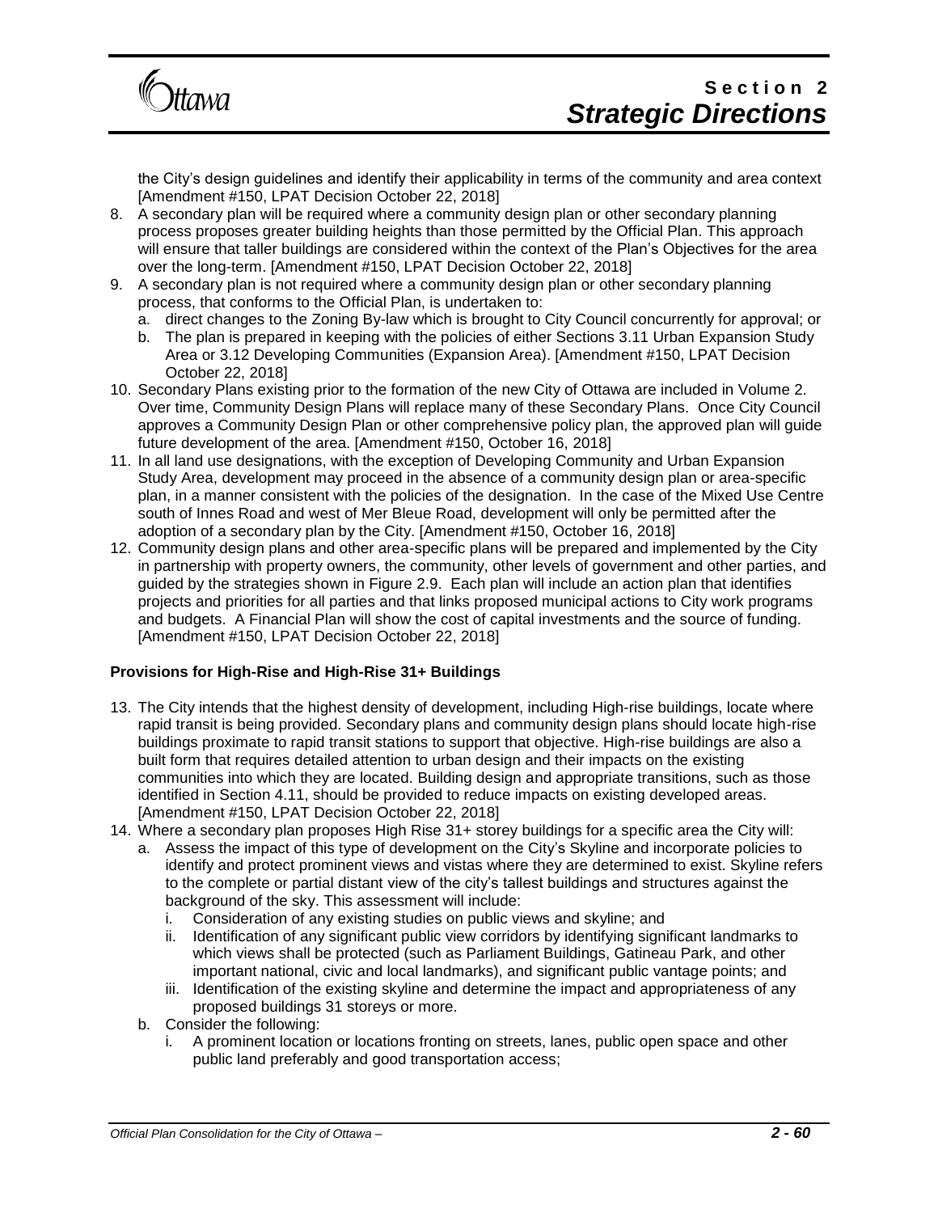the City's design guidelines and identify their applicability in terms of the community and area context [Amendment #150, LPAT Decision October 22, 2018]

8. A secondary plan will be required where a community design plan or other secondary planning process proposes greater building heights than those permitted by the Official Plan. This approach will ensure that taller buildings are considered within the context of the Plan's Objectives for the area over the long-term. [Amendment #150, LPAT Decision October 22, 2018]
9. A secondary plan is not required where a community design plan or other secondary planning process, that conforms to the Official Plan, is undertaken to:
   a. direct changes to the Zoning By-law which is brought to City Council concurrently for approval; or
   b. The plan is prepared in keeping with the policies of either Sections 3.11 Urban Expansion Study Area or 3.12 Developing Communities (Expansion Area). [Amendment #150, LPAT Decision October 22, 2018]
10. Secondary Plans existing prior to the formation of the new City of Ottawa are included in Volume 2. Over time, Community Design Plans will replace many of these Secondary Plans. Once City Council approves a Community Design Plan or other comprehensive policy plan, the approved plan will guide future development of the area. [Amendment #150, October 16, 2018]
11. In all land use designations, with the exception of Developing Community and Urban Expansion Study Area, development may proceed in the absence of a community design plan or area-specific plan, in a manner consistent with the policies of the designation. In the case of the Mixed Use Centre south of Innes Road and west of Mer Bleue Road, development will only be permitted after the adoption of a secondary plan by the City. [Amendment #150, October 16, 2018]
12. Community design plans and other area-specific plans will be prepared and implemented by the City in partnership with property owners, the community, other levels of government and other parties, and guided by the strategies shown in Figure 2.9. Each plan will include an action plan that identifies projects and priorities for all parties and that links proposed municipal actions to City work programs and budgets. A Financial Plan will show the cost of capital investments and the source of funding. [Amendment #150, LPAT Decision October 22, 2018]

**Provisions for High-Rise and High-Rise 31+ Buildings**

13. The City intends that the highest density of development, including High-rise buildings, locate where rapid transit is being provided. Secondary plans and community design plans should locate high-rise buildings proximate to rapid transit stations to support that objective. High-rise buildings are also a built form that requires detailed attention to urban design and their impacts on the existing communities into which they are located. Building design and appropriate transitions, such as those identified in Section 4.11, should be provided to reduce impacts on existing developed areas. [Amendment #150, LPAT Decision October 22, 2018]
14. Where a secondary plan proposes High Rise 31+ storey buildings for a specific area the City will:
   a. Assess the impact of this type of development on the City's Skyline and incorporate policies to identify and protect prominent views and vistas where they are determined to exist. Skyline refers to the complete or partial distant view of the city's tallest buildings and structures against the background of the sky. This assessment will include:
      i. Consideration of any existing studies on public views and skyline; and
      ii. Identification of any significant public view corridors by identifying significant landmarks to which views shall be protected (such as Parliament Buildings, Gatineau Park, and other important national, civic and local landmarks), and significant public vantage points; and
      iii. Identification of the existing skyline and determine the impact and appropriateness of any proposed buildings 31 storeys or more.
   b. Consider the following:
      i. A prominent location or locations fronting on streets, lanes, public open space and other public land preferably and good transportation access;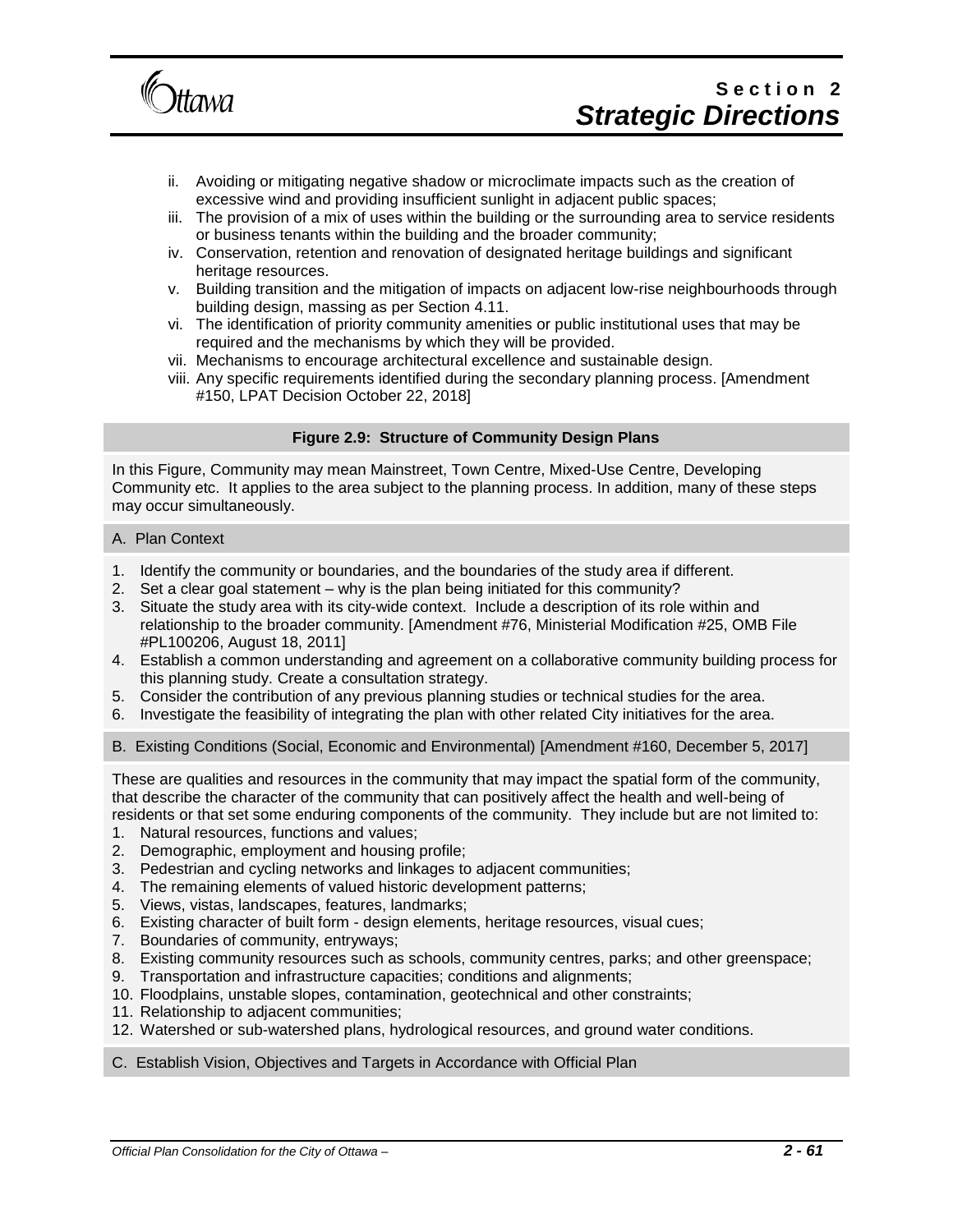ii. Avoiding or mitigating negative shadow or microclimate impacts such as the creation of excessive wind and providing insufficient sunlight in adjacent public spaces;
iii. The provision of a mix of uses within the building or the surrounding area to service residents or business tenants within the building and the broader community;
iv. Conservation, retention and renovation of designated heritage buildings and significant heritage resources.
v. Building transition and the mitigation of impacts on adjacent low-rise neighbourhoods through building design, massing as per Section 4.11.
vi. The identification of priority community amenities or public institutional uses that may be required and the mechanisms by which they will be provided.
vii. Mechanisms to encourage architectural excellence and sustainable design.
viii. Any specific requirements identified during the secondary planning process. [Amendment #150, LPAT Decision October 22, 2018]

**Figure 2.9: Structure of Community Design Plans**

In this Figure, Community may mean Mainstreet, Town Centre, Mixed-Use Centre, Developing Community etc. It applies to the area subject to the planning process. In addition, many of these steps may occur simultaneously.

A. Plan Context

1. Identify the community or boundaries, and the boundaries of the study area if different.
2. Set a clear goal statement – why is the plan being initiated for this community?
3. Situate the study area with its city-wide context. Include a description of its role within and relationship to the broader community. [Amendment #76, Ministerial Modification #25, OMB File #PL100206, August 18, 2011]
4. Establish a common understanding and agreement on a collaborative community building process for this planning study. Create a consultation strategy.
5. Consider the contribution of any previous planning studies or technical studies for the area.
6. Investigate the feasibility of integrating the plan with other related City initiatives for the area.

B. Existing Conditions (Social, Economic and Environmental) [Amendment #160, December 5, 2017]

These are qualities and resources in the community that may impact the spatial form of the community, that describe the character of the community that can positively affect the health and well-being of residents or that set some enduring components of the community. They include but are not limited to:

1. Natural resources, functions and values;
2. Demographic, employment and housing profile;
3. Pedestrian and cycling networks and linkages to adjacent communities;
4. The remaining elements of valued historic development patterns;
5. Views, vistas, landscapes, features, landmarks;
6. Existing character of built form - design elements, heritage resources, visual cues;
7. Boundaries of community, entryways;
8. Existing community resources such as schools, community centres, parks; and other greenspace;
9. Transportation and infrastructure capacities; conditions and alignments;
10. Floodplains, unstable slopes, contamination, geotechnical and other constraints;
11. Relationship to adjacent communities;
12. Watershed or sub-watershed plans, hydrological resources, and ground water conditions.

C. Establish Vision, Objectives and Targets in Accordance with Official Plan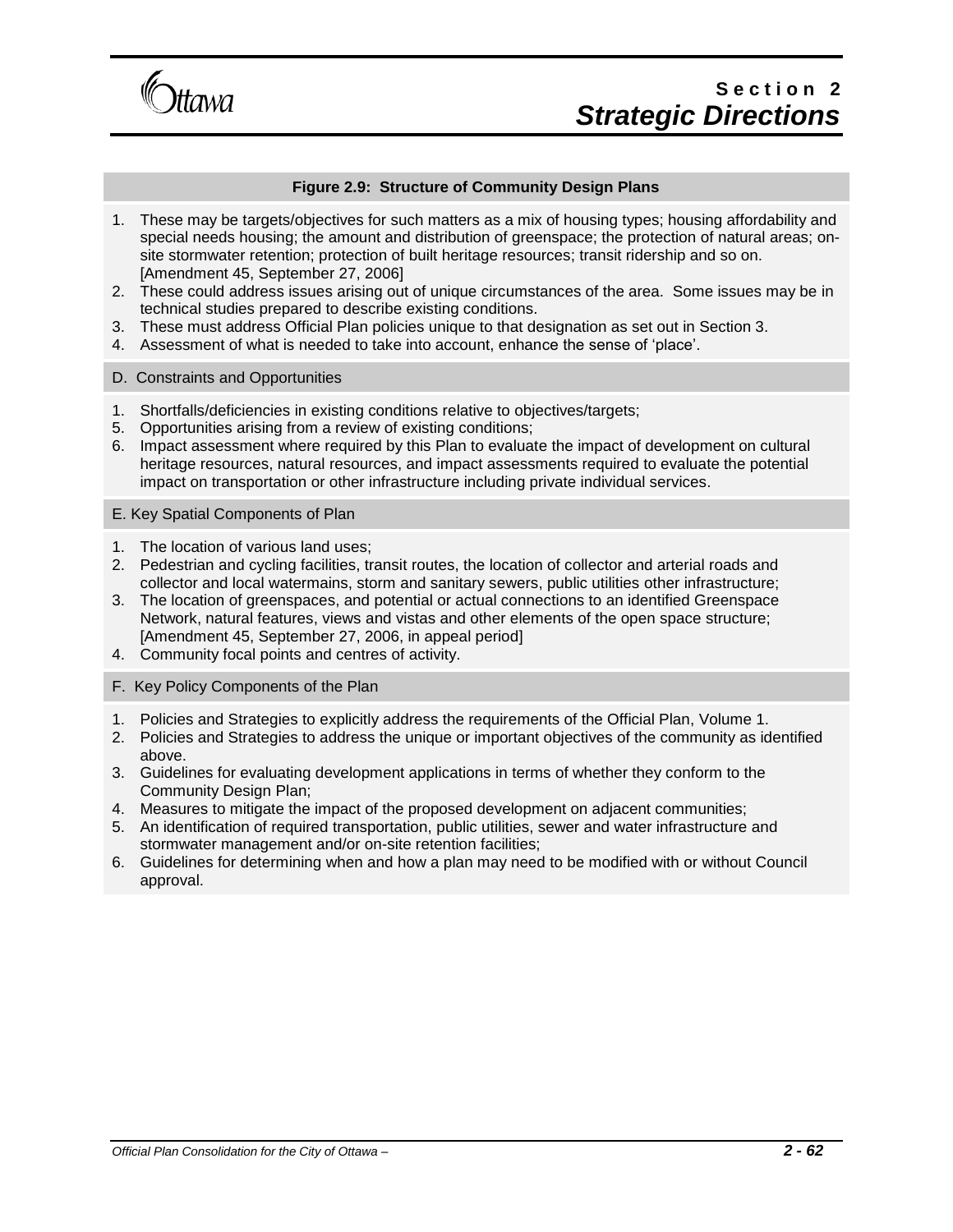**Figure 2.9: Structure of Community Design Plans**

1. These may be targets/objectives for such matters as a mix of housing types; housing affordability and special needs housing; the amount and distribution of greenspace; the protection of natural areas; on-site stormwater retention; protection of built heritage resources; transit ridership and so on. [Amendment 45, September 27, 2006]
2. These could address issues arising out of unique circumstances of the area. Some issues may be in technical studies prepared to describe existing conditions.
3. These must address Official Plan policies unique to that designation as set out in Section 3.
4. Assessment of what is needed to take into account, enhance the sense of 'place'.

D. Constraints and Opportunities

1. Shortfalls/deficiencies in existing conditions relative to objectives/targets;
5. Opportunities arising from a review of existing conditions;
6. Impact assessment where required by this Plan to evaluate the impact of development on cultural heritage resources, natural resources, and impact assessments required to evaluate the potential impact on transportation or other infrastructure including private individual services.

E. Key Spatial Components of Plan

1. The location of various land uses;
2. Pedestrian and cycling facilities, transit routes, the location of collector and arterial roads and collector and local watermains, storm and sanitary sewers, public utilities other infrastructure;
3. The location of greenspaces, and potential or actual connections to an identified Greenspace Network, natural features, views and vistas and other elements of the open space structure; [Amendment 45, September 27, 2006, in appeal period]
4. Community focal points and centres of activity.

F. Key Policy Components of the Plan

1. Policies and Strategies to explicitly address the requirements of the Official Plan, Volume 1.
2. Policies and Strategies to address the unique or important objectives of the community as identified above.
3. Guidelines for evaluating development applications in terms of whether they conform to the Community Design Plan;
4. Measures to mitigate the impact of the proposed development on adjacent communities;
5. An identification of required transportation, public utilities, sewer and water infrastructure and stormwater management and/or on-site retention facilities;
6. Guidelines for determining when and how a plan may need to be modified with or without Council approval.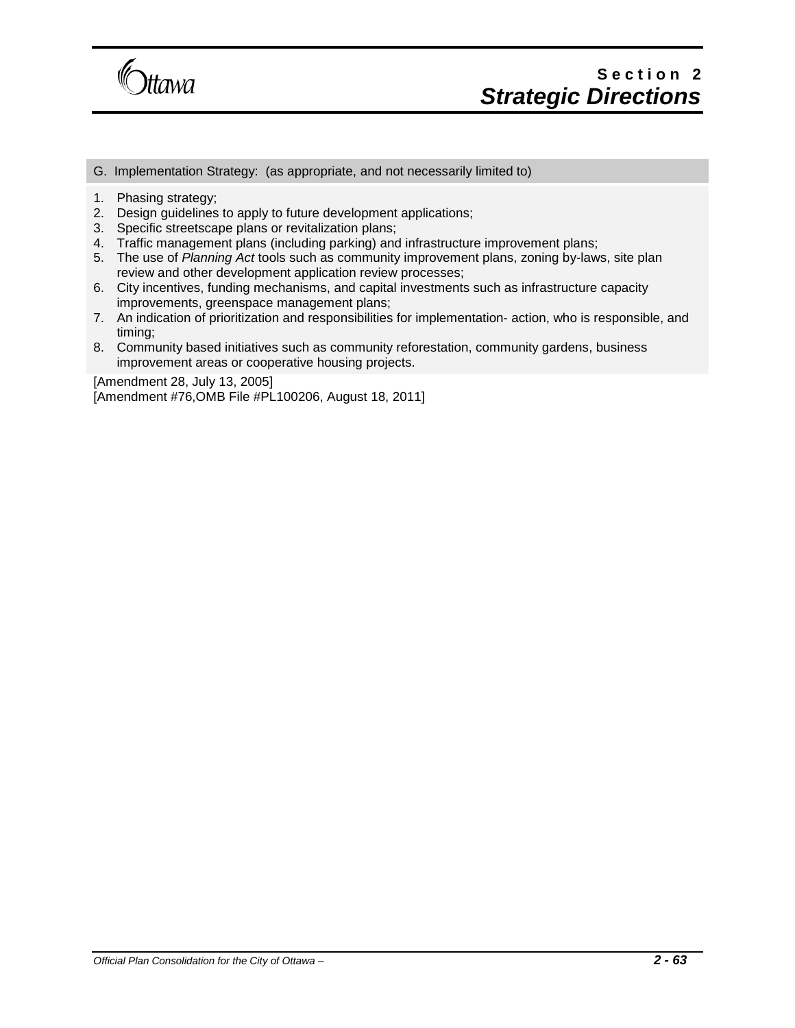| G. Implementation Strategy: (as appropriate, and not necessarily limited to) |
| --- |
| 1. Phasing strategy;<br>2. Design guidelines to apply to future development applications;<br>3. Specific streetscape plans or revitalization plans;<br>4. Traffic management plans (including parking) and infrastructure improvement plans;<br>5. The use of *Planning Act* tools such as community improvement plans, zoning by-laws, site plan review and other development application review processes;<br>6. City incentives, funding mechanisms, and capital investments such as infrastructure capacity improvements, greenspace management plans;<br>7. An indication of prioritization and responsibilities for implementation- action, who is responsible, and timing;<br>8. Community based initiatives such as community reforestation, community gardens, business improvement areas or cooperative housing projects. |

[Amendment 28, July 13, 2005]
[Amendment #76,OMB File #PL100206, August 18, 2011]